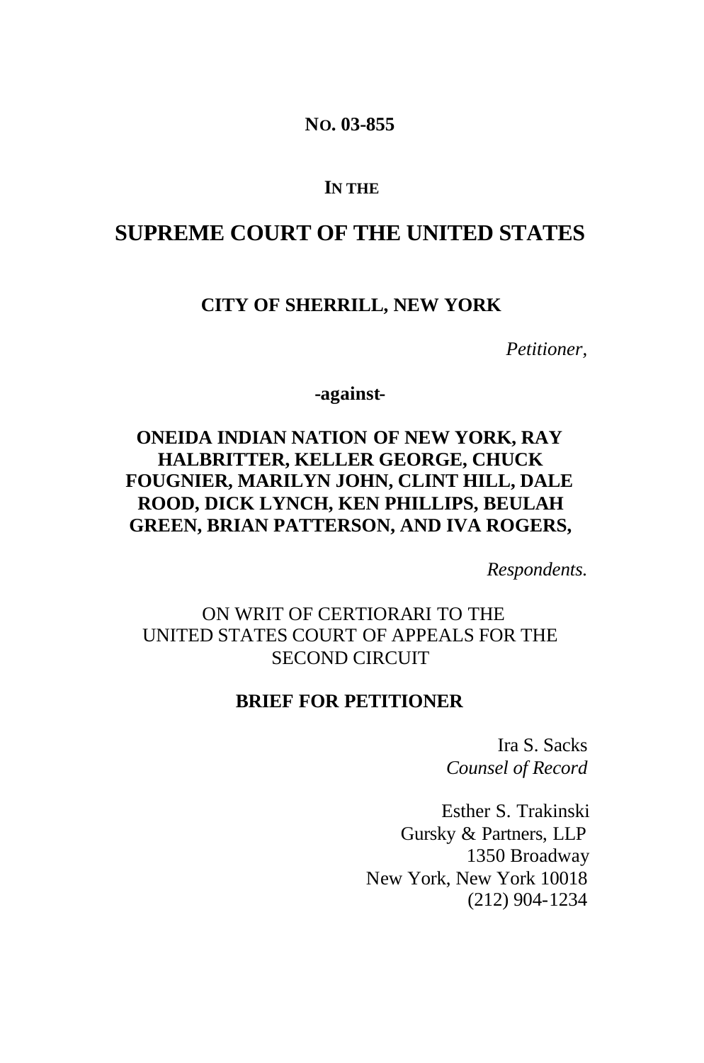**NO. 03-855**

**IN THE**

# SUPREME COURT OF THE UNITED STATES

**CITY OF SHERRILL, NEW YORK**

*Petitioner,*

**-against-**

**ONEIDA INDIAN NATION OF NEW YORK, RAY HALBRITTER, KELLER GEORGE, CHUCK FOUGNIER, MARILYN JOHN, CLINT HILL, DALE ROOD, DICK LYNCH, KEN PHILLIPS, BEULAH GREEN, BRIAN PATTERSON, AND IVA ROGERS,**

*Respondents.*

ON WRIT OF CERTIORARI TO THE UNITED STATES COURT OF APPEALS FOR THE SECOND CIRCUIT

**BRIEF FOR PETITIONER**

Ira S. Sacks
*Counsel of Record*

Esther S. Trakinski
Gursky & Partners, LLP
1350 Broadway
New York, New York 10018
(212) 904-1234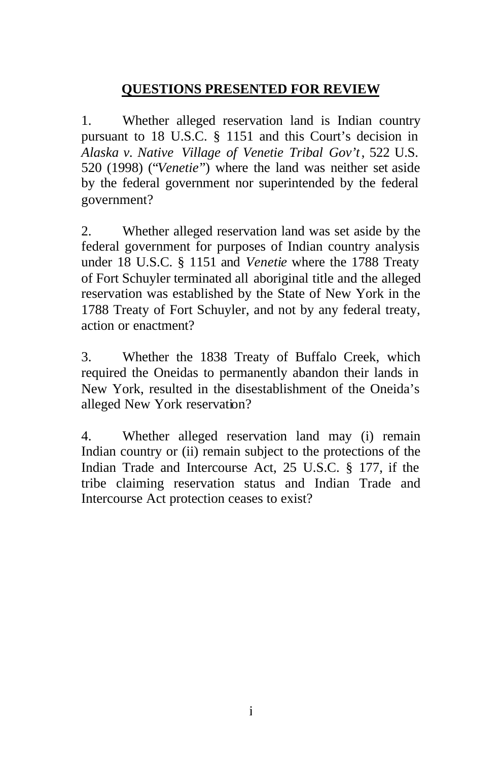## QUESTIONS PRESENTED FOR REVIEW

1. Whether alleged reservation land is Indian country pursuant to 18 U.S.C. § 1151 and this Court's decision in *Alaska v. Native Village of Venetie Tribal Gov't*, 522 U.S. 520 (1998) ("*Venetie*") where the land was neither set aside by the federal government nor superintended by the federal government?

2. Whether alleged reservation land was set aside by the federal government for purposes of Indian country analysis under 18 U.S.C. § 1151 and *Venetie* where the 1788 Treaty of Fort Schuyler terminated all aboriginal title and the alleged reservation was established by the State of New York in the 1788 Treaty of Fort Schuyler, and not by any federal treaty, action or enactment?

3. Whether the 1838 Treaty of Buffalo Creek, which required the Oneidas to permanently abandon their lands in New York, resulted in the disestablishment of the Oneida's alleged New York reservation?

4. Whether alleged reservation land may (i) remain Indian country or (ii) remain subject to the protections of the Indian Trade and Intercourse Act, 25 U.S.C. § 177, if the tribe claiming reservation status and Indian Trade and Intercourse Act protection ceases to exist?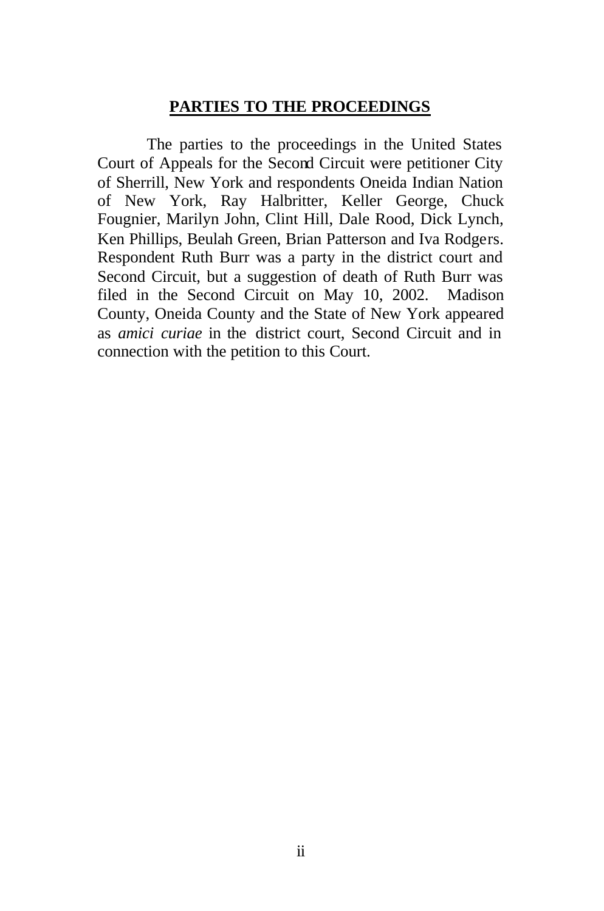## PARTIES TO THE PROCEEDINGS

The parties to the proceedings in the United States Court of Appeals for the Second Circuit were petitioner City of Sherrill, New York and respondents Oneida Indian Nation of New York, Ray Halbritter, Keller George, Chuck Fougnier, Marilyn John, Clint Hill, Dale Rood, Dick Lynch, Ken Phillips, Beulah Green, Brian Patterson and Iva Rodgers. Respondent Ruth Burr was a party in the district court and Second Circuit, but a suggestion of death of Ruth Burr was filed in the Second Circuit on May 10, 2002. Madison County, Oneida County and the State of New York appeared as *amici curiae* in the district court, Second Circuit and in connection with the petition to this Court.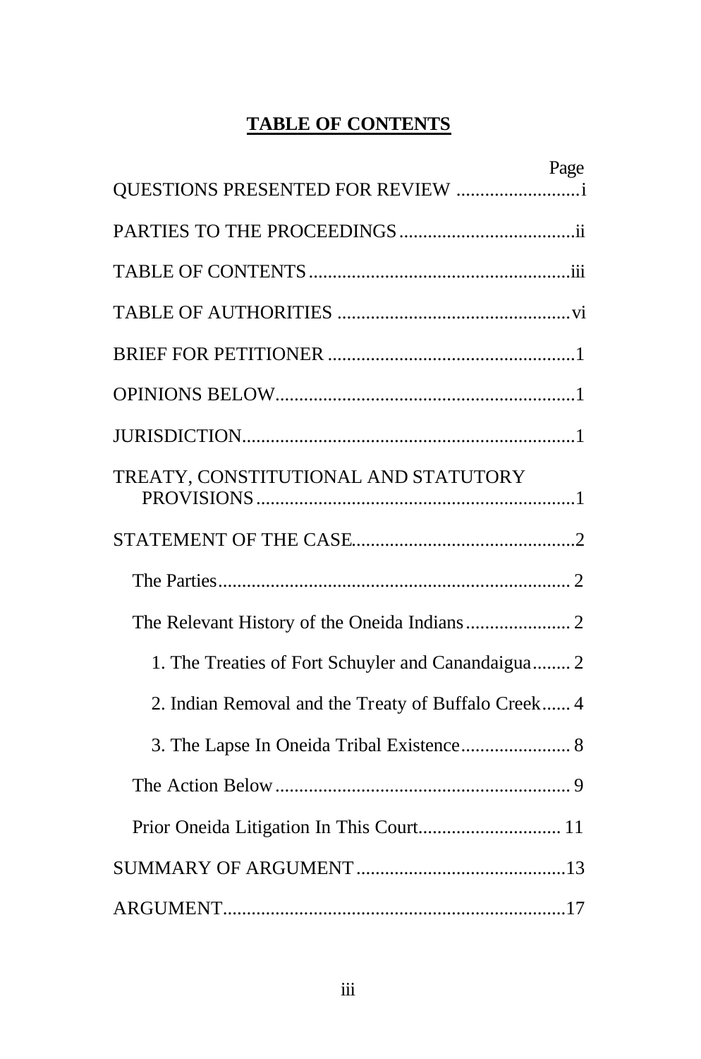**TABLE OF CONTENTS**

| | Page |
|---|---|
| QUESTIONS PRESENTED FOR REVIEW | i |
| PARTIES TO THE PROCEEDINGS | ii |
| TABLE OF CONTENTS | iii |
| TABLE OF AUTHORITIES | vi |
| BRIEF FOR PETITIONER | 1 |
| OPINIONS BELOW | 1 |
| JURISDICTION | 1 |
| TREATY, CONSTITUTIONAL AND STATUTORY PROVISIONS | 1 |
| STATEMENT OF THE CASE | 2 |
| The Parties | 2 |
| The Relevant History of the Oneida Indians | 2 |
| 1. The Treaties of Fort Schuyler and Canandaigua | 2 |
| 2. Indian Removal and the Treaty of Buffalo Creek | 4 |
| 3. The Lapse In Oneida Tribal Existence | 8 |
| The Action Below | 9 |
| Prior Oneida Litigation In This Court | 11 |
| SUMMARY OF ARGUMENT | 13 |
| ARGUMENT | 17 |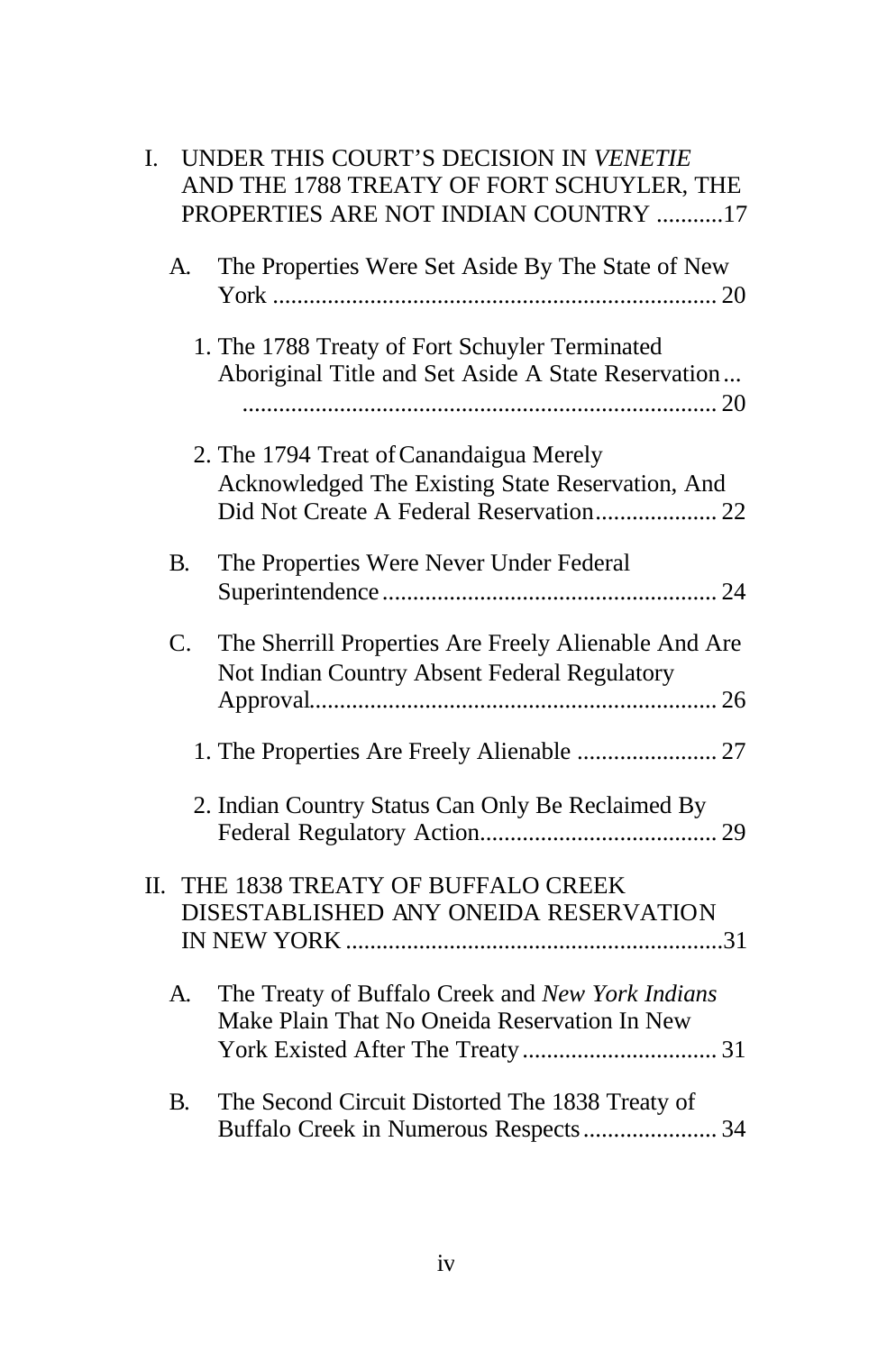I. UNDER THIS COURT'S DECISION IN *VENETIE* AND THE 1788 TREATY OF FORT SCHUYLER, THE PROPERTIES ARE NOT INDIAN COUNTRY ...........17

   A. The Properties Were Set Aside By The State of New York ........................................................................ 20

      1. The 1788 Treaty of Fort Schuyler Terminated Aboriginal Title and Set Aside A State Reservation... ............................................................................ 20

      2. The 1794 Treat of Canandaigua Merely Acknowledged The Existing State Reservation, And Did Not Create A Federal Reservation.................... 22

   B. The Properties Were Never Under Federal Superintendence....................................................... 24

   C. The Sherrill Properties Are Freely Alienable And Are Not Indian Country Absent Federal Regulatory Approval.................................................................. 26

      1. The Properties Are Freely Alienable ....................... 27

      2. Indian Country Status Can Only Be Reclaimed By Federal Regulatory Action....................................... 29

II. THE 1838 TREATY OF BUFFALO CREEK DISESTABLISHED ANY ONEIDA RESERVATION IN NEW YORK ..............................................................31

   A. The Treaty of Buffalo Creek and *New York Indians* Make Plain That No Oneida Reservation In New York Existed After The Treaty................................ 31

   B. The Second Circuit Distorted The 1838 Treaty of Buffalo Creek in Numerous Respects...................... 34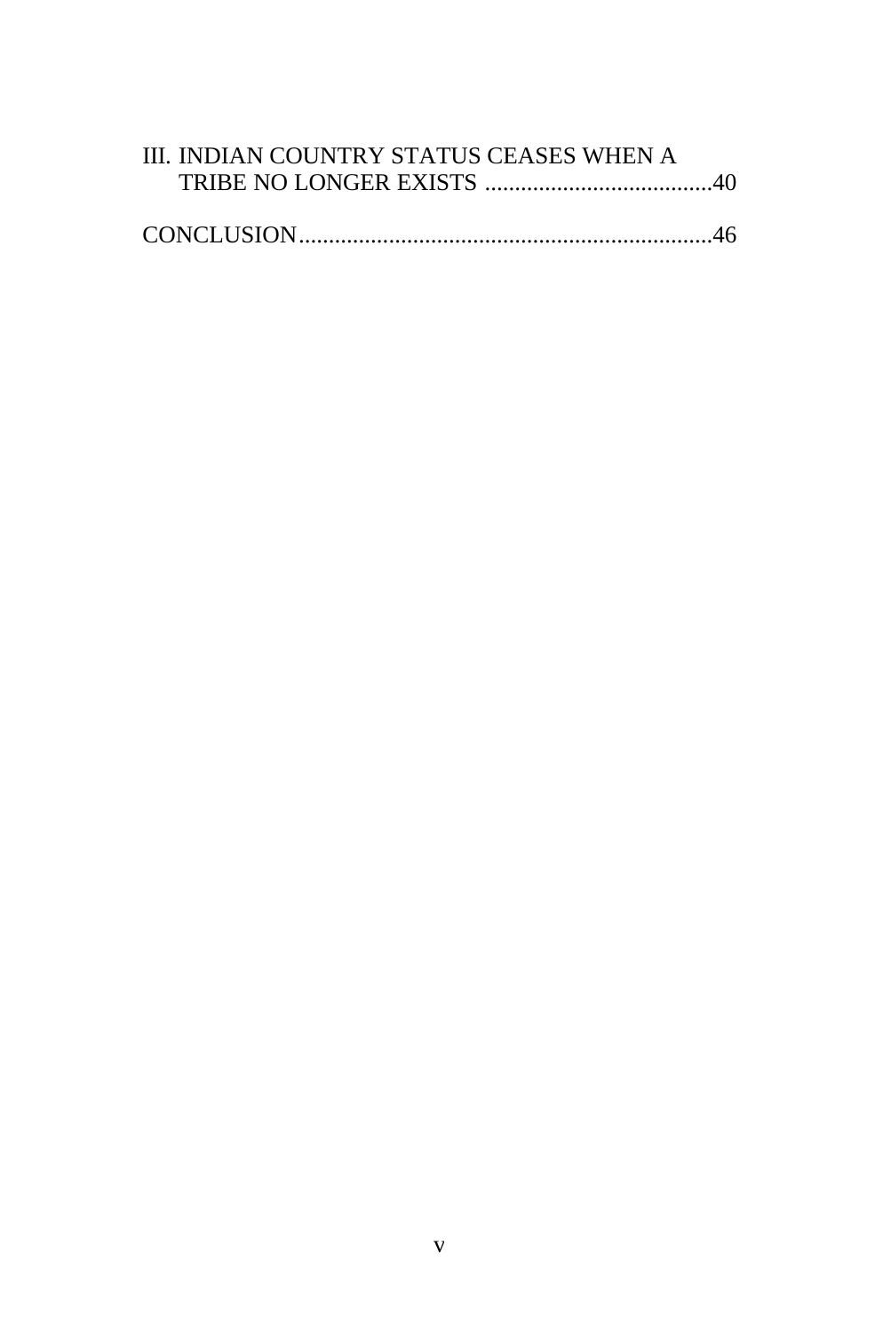III. INDIAN COUNTRY STATUS CEASES WHEN A TRIBE NO LONGER EXISTS ......................................40

CONCLUSION.....................................................................46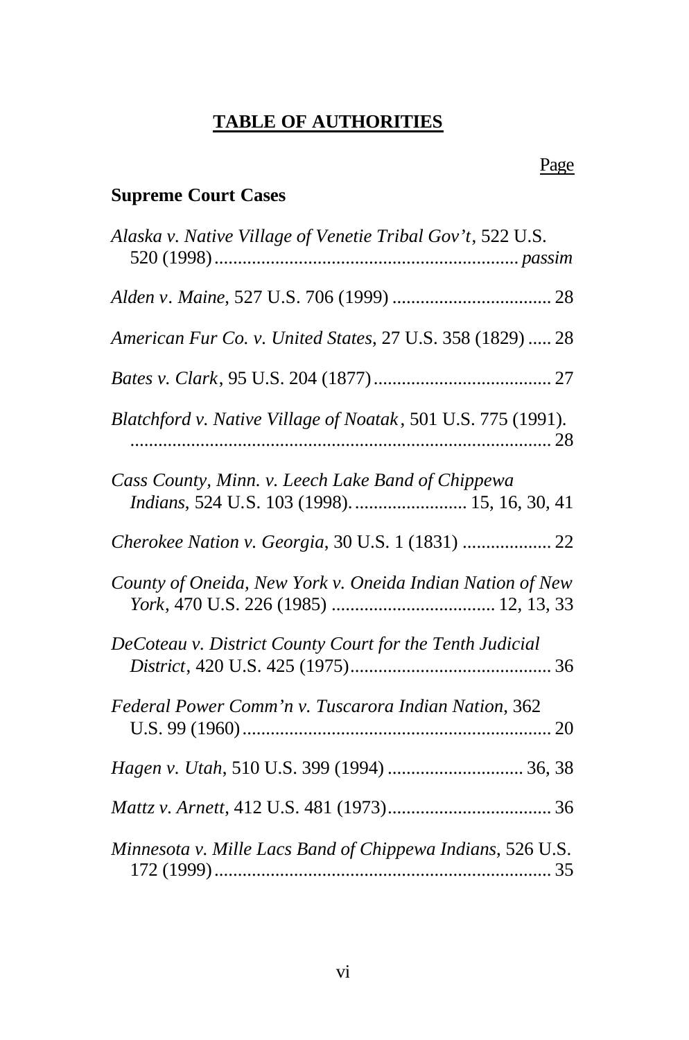# TABLE OF AUTHORITIES

Page

**Supreme Court Cases**

*Alaska v. Native Village of Venetie Tribal Gov't*, 522 U.S. 520 (1998) ................................................................ *passim*

*Alden v. Maine*, 527 U.S. 706 (1999) .................................. 28

*American Fur Co. v. United States*, 27 U.S. 358 (1829) ..... 28

*Bates v. Clark*, 95 U.S. 204 (1877) ...................................... 27

*Blatchford v. Native Village of Noatak*, 501 U.S. 775 (1991). ......................................................................................... 28

*Cass County, Minn. v. Leech Lake Band of Chippewa Indians*, 524 U.S. 103 (1998). ........................ 15, 16, 30, 41

*Cherokee Nation v. Georgia*, 30 U.S. 1 (1831) ................... 22

*County of Oneida, New York v. Oneida Indian Nation of New York*, 470 U.S. 226 (1985) .................................. 12, 13, 33

*DeCoteau v. District County Court for the Tenth Judicial District*, 420 U.S. 425 (1975)........................................... 36

*Federal Power Comm'n v. Tuscarora Indian Nation*, 362 U.S. 99 (1960) ................................................................. 20

*Hagen v. Utah*, 510 U.S. 399 (1994) ............................ 36, 38

*Mattz v. Arnett*, 412 U.S. 481 (1973)................................... 36

*Minnesota v. Mille Lacs Band of Chippewa Indians*, 526 U.S. 172 (1999) ........................................................................ 35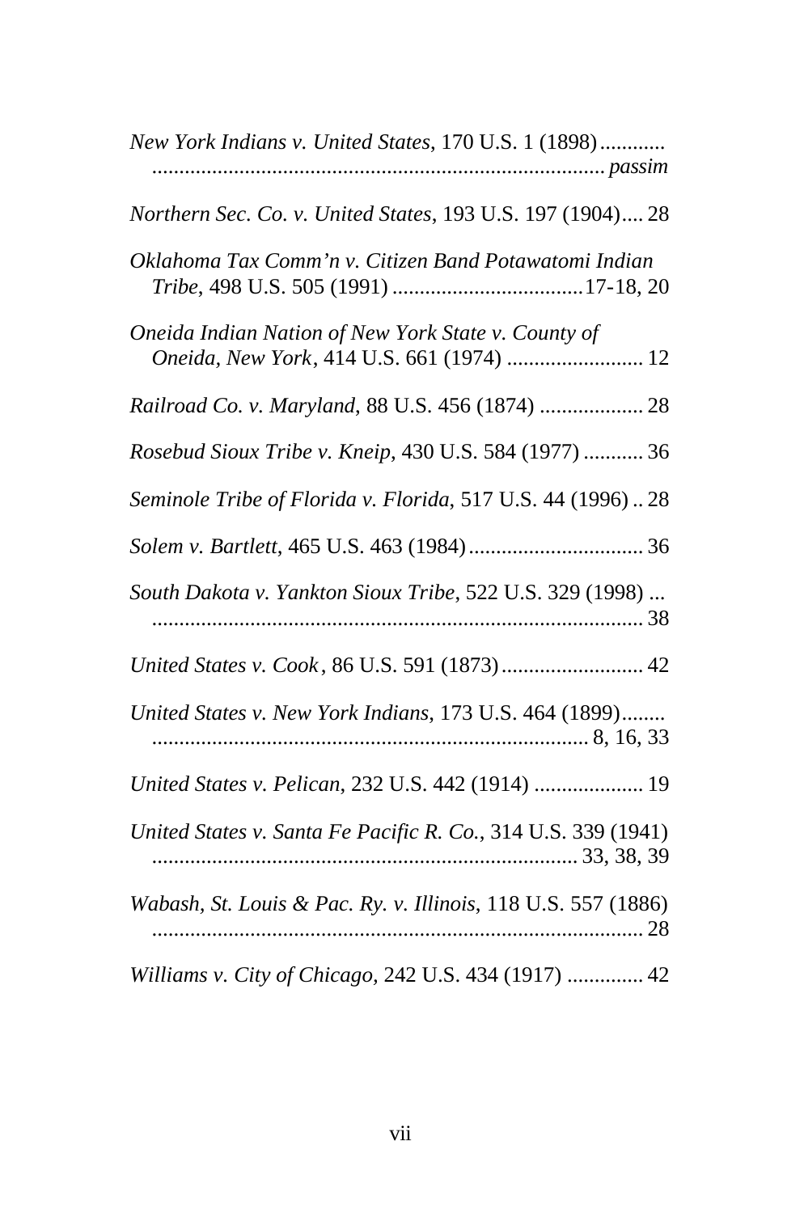*New York Indians v. United States*, 170 U.S. 1 (1898)............ .................................................................................... *passim*

*Northern Sec. Co. v. United States*, 193 U.S. 197 (1904).... 28

*Oklahoma Tax Comm'n v. Citizen Band Potawatomi Indian Tribe*, 498 U.S. 505 (1991) ...................................17-18, 20

*Oneida Indian Nation of New York State v. County of Oneida, New York*, 414 U.S. 661 (1974) ......................... 12

*Railroad Co. v. Maryland*, 88 U.S. 456 (1874) ................... 28

*Rosebud Sioux Tribe v. Kneip*, 430 U.S. 584 (1977) ........... 36

*Seminole Tribe of Florida v. Florida*, 517 U.S. 44 (1996) .. 28

*Solem v. Bartlett*, 465 U.S. 463 (1984)................................ 36

*South Dakota v. Yankton Sioux Tribe*, 522 U.S. 329 (1998) ... ........................................................................................... 38

*United States v. Cook*, 86 U.S. 591 (1873).......................... 42

*United States v. New York Indians*, 173 U.S. 464 (1899)........ ................................................................................ 8, 16, 33

*United States v. Pelican*, 232 U.S. 442 (1914) .................... 19

*United States v. Santa Fe Pacific R. Co.*, 314 U.S. 339 (1941) ............................................................................. 33, 38, 39

*Wabash, St. Louis & Pac. Ry. v. Illinois*, 118 U.S. 557 (1886) ........................................................................................... 28

*Williams v. City of Chicago*, 242 U.S. 434 (1917) .............. 42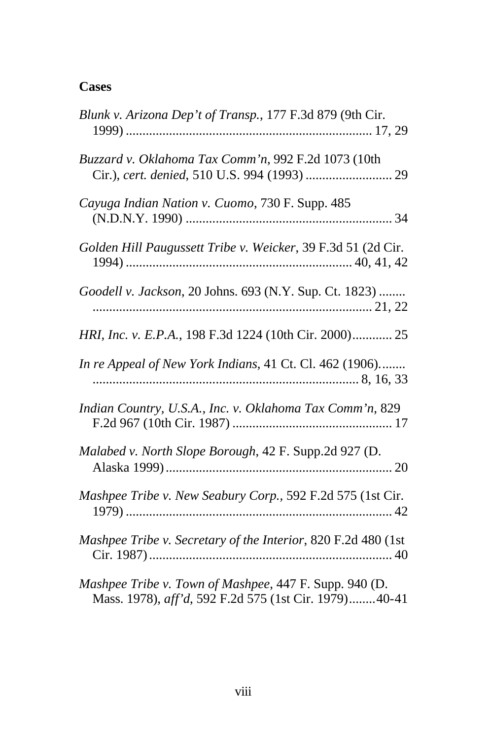**Cases**

*Blunk v. Arizona Dep't of Transp.*, 177 F.3d 879 (9th Cir. 1999) ........................................................................ 17, 29

*Buzzard v. Oklahoma Tax Comm'n*, 992 F.2d 1073 (10th Cir.), *cert. denied*, 510 U.S. 994 (1993) .......................... 29

*Cayuga Indian Nation v. Cuomo*, 730 F. Supp. 485 (N.D.N.Y. 1990) .............................................................. 34

*Golden Hill Paugussett Tribe v. Weicker*, 39 F.3d 51 (2d Cir. 1994) .................................................................. 40, 41, 42

*Goodell v. Jackson*, 20 Johns. 693 (N.Y. Sup. Ct. 1823) ........ .................................................................................... 21, 22

*HRI, Inc. v. E.P.A.*, 198 F.3d 1224 (10th Cir. 2000)............ 25

*In re Appeal of New York Indians*, 41 Ct. Cl. 462 (1906)........ .............................................................................. 8, 16, 33

*Indian Country, U.S.A., Inc. v. Oklahoma Tax Comm'n*, 829 F.2d 967 (10th Cir. 1987) ................................................ 17

*Malabed v. North Slope Borough*, 42 F. Supp.2d 927 (D. Alaska 1999).................................................................... 20

*Mashpee Tribe v. New Seabury Corp.*, 592 F.2d 575 (1st Cir. 1979) ............................................................................... 42

*Mashpee Tribe v. Secretary of the Interior*, 820 F.2d 480 (1st Cir. 1987)......................................................................... 40

*Mashpee Tribe v. Town of Mashpee*, 447 F. Supp. 940 (D. Mass. 1978), *aff'd*, 592 F.2d 575 (1st Cir. 1979)........40-41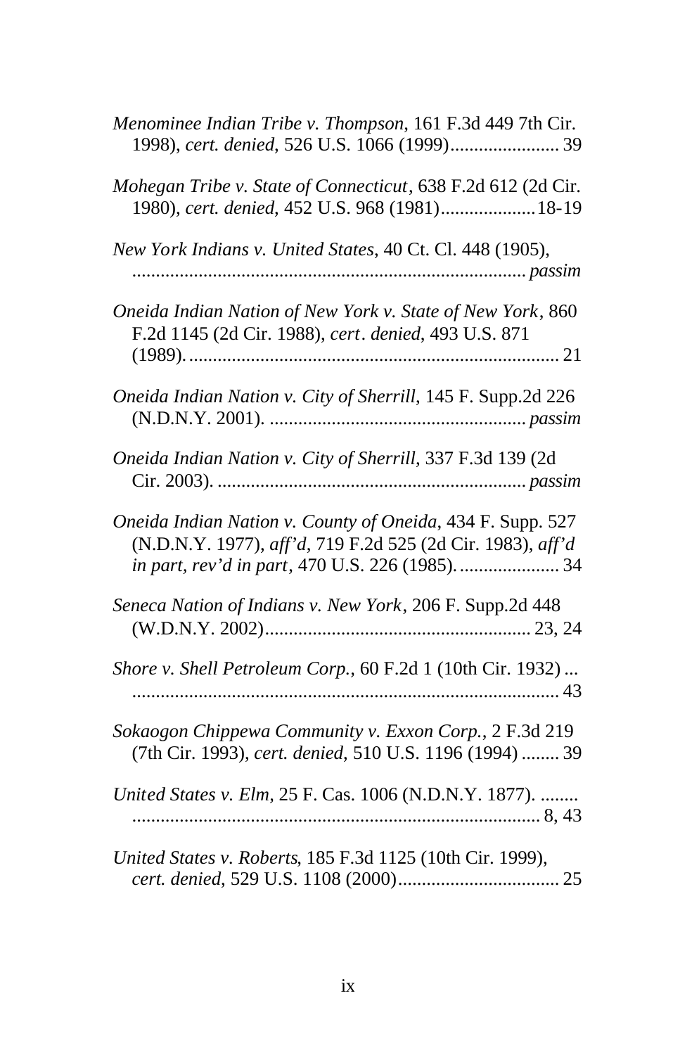*Menominee Indian Tribe v. Thompson*, 161 F.3d 449 7th Cir. 1998), *cert. denied*, 526 U.S. 1066 (1999)....................... 39

*Mohegan Tribe v. State of Connecticut*, 638 F.2d 612 (2d Cir. 1980), *cert. denied*, 452 U.S. 968 (1981)....................18-19

*New York Indians v. United States*, 40 Ct. Cl. 448 (1905), ................................................................................... *passim*

*Oneida Indian Nation of New York v. State of New York*, 860 F.2d 1145 (2d Cir. 1988), *cert. denied*, 493 U.S. 871 (1989)............................................................................. 21

*Oneida Indian Nation v. City of Sherrill*, 145 F. Supp.2d 226 (N.D.N.Y. 2001). ...................................................... *passim*

*Oneida Indian Nation v. City of Sherrill*, 337 F.3d 139 (2d Cir. 2003). ................................................................. *passim*

*Oneida Indian Nation v. County of Oneida*, 434 F. Supp. 527 (N.D.N.Y. 1977), *aff'd*, 719 F.2d 525 (2d Cir. 1983), *aff'd in part, rev'd in part*, 470 U.S. 226 (1985). ..................... 34

*Seneca Nation of Indians v. New York*, 206 F. Supp.2d 448 (W.D.N.Y. 2002)........................................................ 23, 24

*Shore v. Shell Petroleum Corp.*, 60 F.2d 1 (10th Cir. 1932) ... .......................................................................................... 43

*Sokaogon Chippewa Community v. Exxon Corp.*, 2 F.3d 219 (7th Cir. 1993), *cert. denied*, 510 U.S. 1196 (1994) ........ 39

*United States v. Elm*, 25 F. Cas. 1006 (N.D.N.Y. 1877). ........ ...................................................................................... 8, 43

*United States v. Roberts*, 185 F.3d 1125 (10th Cir. 1999), *cert. denied*, 529 U.S. 1108 (2000).................................. 25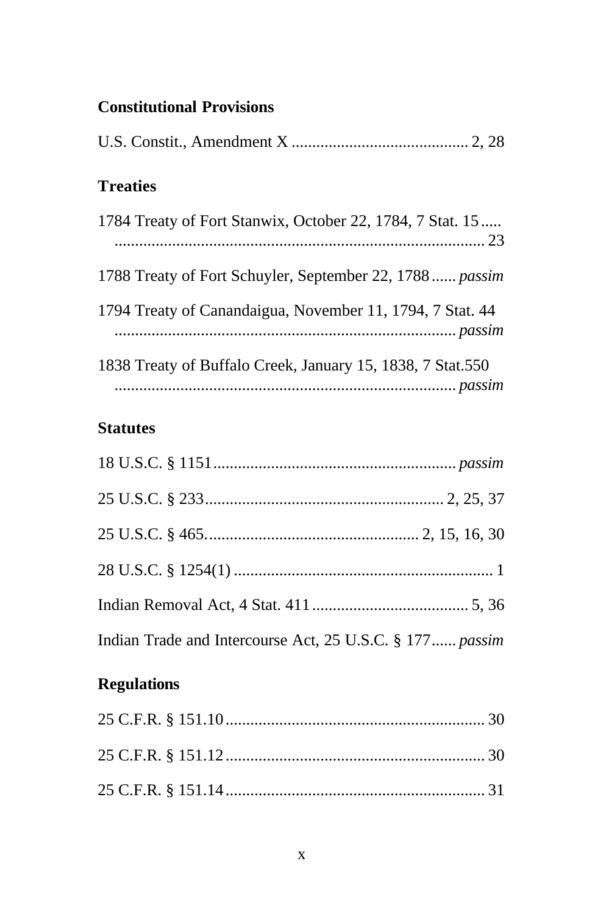## Constitutional Provisions

U.S. Constit., Amendment X ........................................... 2, 28

## Treaties

1784 Treaty of Fort Stanwix, October 22, 1784, 7 Stat. 15 ..... ........................................................................................... 23

1788 Treaty of Fort Schuyler, September 22, 1788 ...... *passim*

1794 Treaty of Canandaigua, November 11, 1794, 7 Stat. 44 ................................................................................... *passim*

1838 Treaty of Buffalo Creek, January 15, 1838, 7 Stat.550 ................................................................................... *passim*

## Statutes

18 U.S.C. § 1151 ........................................................... *passim*

25 U.S.C. § 233 .......................................................... 2, 25, 37

25 U.S.C. § 465. .................................................. 2, 15, 16, 30

28 U.S.C. § 1254(1) .............................................................. 1

Indian Removal Act, 4 Stat. 411 ...................................... 5, 36

Indian Trade and Intercourse Act, 25 U.S.C. § 177 ...... *passim*

## Regulations

25 C.F.R. § 151.10 ............................................................... 30

25 C.F.R. § 151.12 ............................................................... 30

25 C.F.R. § 151.14 ............................................................... 31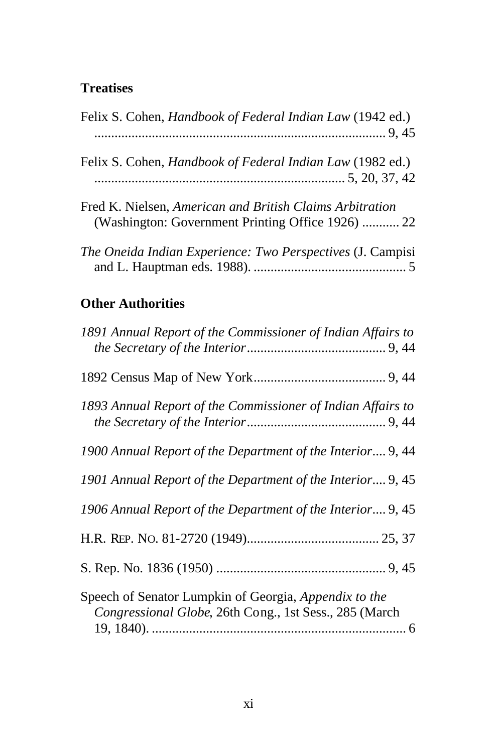### Treatises

Felix S. Cohen, *Handbook of Federal Indian Law* (1942 ed.) ........................................................................ 9, 45

Felix S. Cohen, *Handbook of Federal Indian Law* (1982 ed.) .............................................................. 5, 20, 37, 42

Fred K. Nielsen, *American and British Claims Arbitration* (Washington: Government Printing Office 1926) ........... 22

*The Oneida Indian Experience: Two Perspectives* (J. Campisi and L. Hauptman eds. 1988). ............................................. 5

### Other Authorities

*1891 Annual Report of the Commissioner of Indian Affairs to the Secretary of the Interior*......................................... 9, 44

1892 Census Map of New York....................................... 9, 44

*1893 Annual Report of the Commissioner of Indian Affairs to the Secretary of the Interior*......................................... 9, 44

*1900 Annual Report of the Department of the Interior*.... 9, 44

*1901 Annual Report of the Department of the Interior*.... 9, 45

*1906 Annual Report of the Department of the Interior*.... 9, 45

H.R. REP. NO. 81-2720 (1949)....................................... 25, 37

S. Rep. No. 1836 (1950) .................................................. 9, 45

Speech of Senator Lumpkin of Georgia, *Appendix to the Congressional Globe*, 26th Cong., 1st Sess., 285 (March 19, 1840). ........................................................................... 6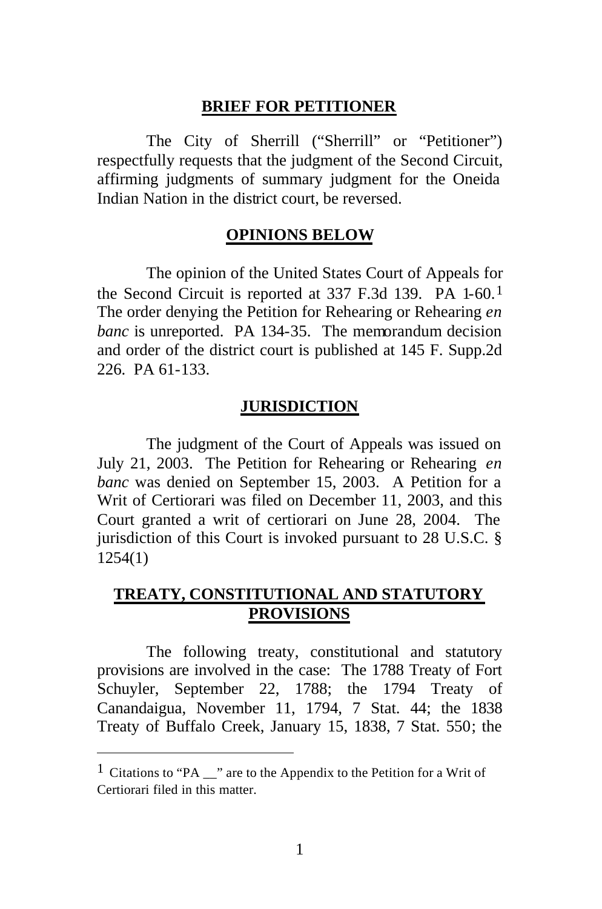## BRIEF FOR PETITIONER

The City of Sherrill ("Sherrill" or "Petitioner") respectfully requests that the judgment of the Second Circuit, affirming judgments of summary judgment for the Oneida Indian Nation in the district court, be reversed.

## OPINIONS BELOW

The opinion of the United States Court of Appeals for the Second Circuit is reported at 337 F.3d 139. PA 1-60.[1] The order denying the Petition for Rehearing or Rehearing *en banc* is unreported. PA 134-35. The memorandum decision and order of the district court is published at 145 F. Supp.2d 226. PA 61-133.

## JURISDICTION

The judgment of the Court of Appeals was issued on July 21, 2003. The Petition for Rehearing or Rehearing *en banc* was denied on September 15, 2003. A Petition for a Writ of Certiorari was filed on December 11, 2003, and this Court granted a writ of certiorari on June 28, 2004. The jurisdiction of this Court is invoked pursuant to 28 U.S.C. § 1254(1)

## TREATY, CONSTITUTIONAL AND STATUTORY PROVISIONS

The following treaty, constitutional and statutory provisions are involved in the case: The 1788 Treaty of Fort Schuyler, September 22, 1788; the 1794 Treaty of Canandaigua, November 11, 1794, 7 Stat. 44; the 1838 Treaty of Buffalo Creek, January 15, 1838, 7 Stat. 550; the

---

[1] Citations to "PA __" are to the Appendix to the Petition for a Writ of Certiorari filed in this matter.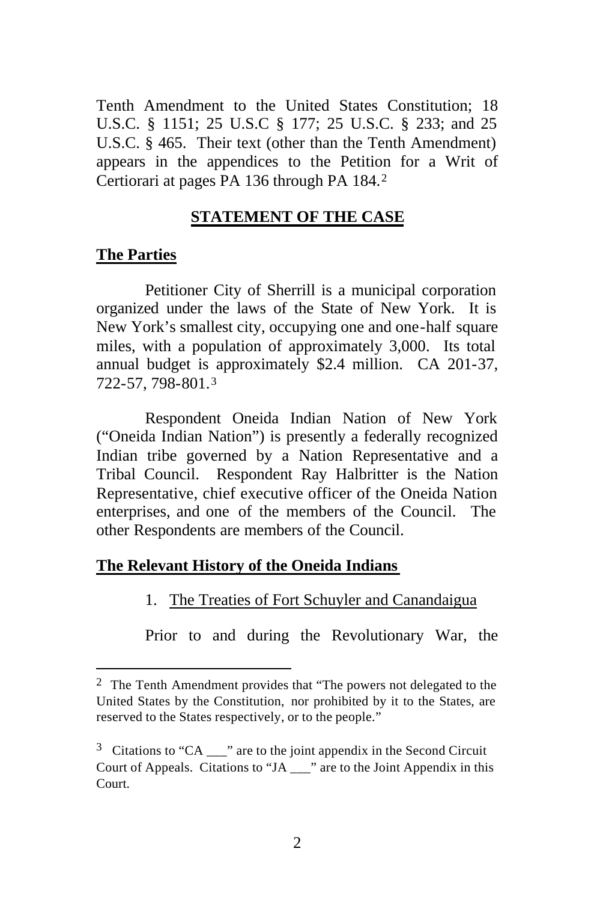Tenth Amendment to the United States Constitution; 18 U.S.C. § 1151; 25 U.S.C § 177; 25 U.S.C. § 233; and 25 U.S.C. § 465. Their text (other than the Tenth Amendment) appears in the appendices to the Petition for a Writ of Certiorari at pages PA 136 through PA 184.[2]

## STATEMENT OF THE CASE

### The Parties

Petitioner City of Sherrill is a municipal corporation organized under the laws of the State of New York. It is New York's smallest city, occupying one and one-half square miles, with a population of approximately 3,000. Its total annual budget is approximately $2.4 million. CA 201-37, 722-57, 798-801.[3]

Respondent Oneida Indian Nation of New York ("Oneida Indian Nation") is presently a federally recognized Indian tribe governed by a Nation Representative and a Tribal Council. Respondent Ray Halbritter is the Nation Representative, chief executive officer of the Oneida Nation enterprises, and one of the members of the Council. The other Respondents are members of the Council.

### The Relevant History of the Oneida Indians

1. The Treaties of Fort Schuyler and Canandaigua

Prior to and during the Revolutionary War, the

---

[2] The Tenth Amendment provides that "The powers not delegated to the United States by the Constitution, nor prohibited by it to the States, are reserved to the States respectively, or to the people."

[3] Citations to "CA ___" are to the joint appendix in the Second Circuit Court of Appeals. Citations to "JA ___" are to the Joint Appendix in this Court.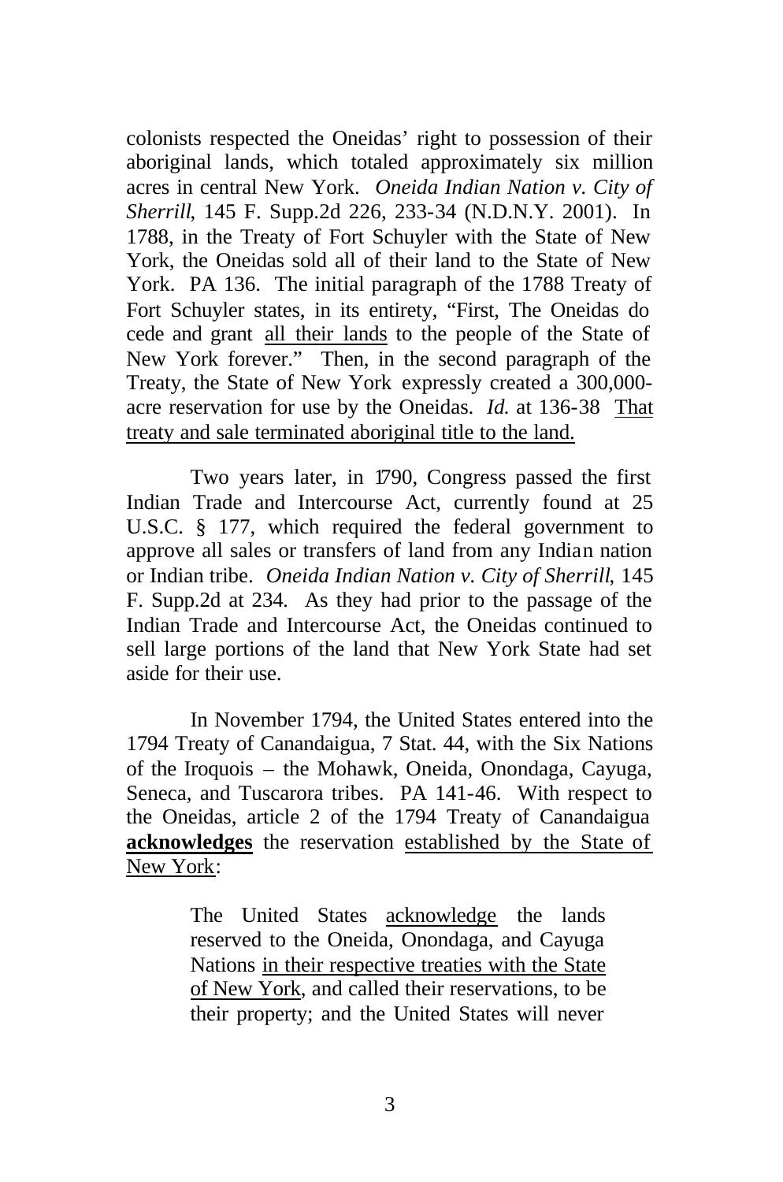colonists respected the Oneidas' right to possession of their aboriginal lands, which totaled approximately six million acres in central New York. *Oneida Indian Nation v. City of Sherrill*, 145 F. Supp.2d 226, 233-34 (N.D.N.Y. 2001). In 1788, in the Treaty of Fort Schuyler with the State of New York, the Oneidas sold all of their land to the State of New York. PA 136. The initial paragraph of the 1788 Treaty of Fort Schuyler states, in its entirety, "First, The Oneidas do cede and grant <u>all their lands</u> to the people of the State of New York forever." Then, in the second paragraph of the Treaty, the State of New York expressly created a 300,000-acre reservation for use by the Oneidas. *Id.* at 136-38 <u>That treaty and sale terminated aboriginal title to the land.</u>

Two years later, in 1790, Congress passed the first Indian Trade and Intercourse Act, currently found at 25 U.S.C. § 177, which required the federal government to approve all sales or transfers of land from any Indian nation or Indian tribe. *Oneida Indian Nation v. City of Sherrill*, 145 F. Supp.2d at 234. As they had prior to the passage of the Indian Trade and Intercourse Act, the Oneidas continued to sell large portions of the land that New York State had set aside for their use.

In November 1794, the United States entered into the 1794 Treaty of Canandaigua, 7 Stat. 44, with the Six Nations of the Iroquois – the Mohawk, Oneida, Onondaga, Cayuga, Seneca, and Tuscarora tribes. PA 141-46. With respect to the Oneidas, article 2 of the 1794 Treaty of Canandaigua <u>**acknowledges**</u> the reservation <u>established by the State of New York</u>:

> The United States <u>acknowledge</u> the lands reserved to the Oneida, Onondaga, and Cayuga Nations <u>in their respective treaties with the State of New York</u>, and called their reservations, to be their property; and the United States will never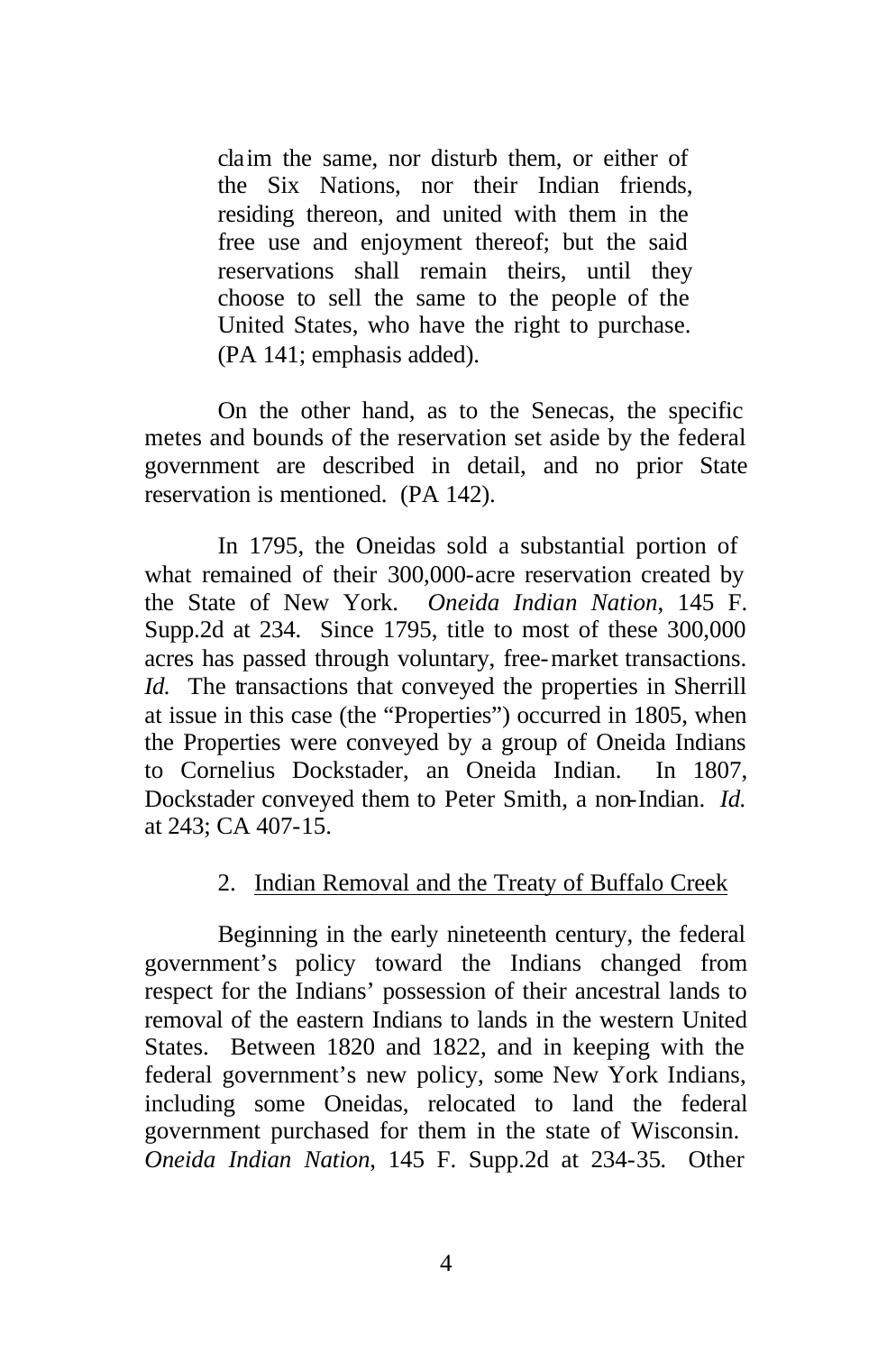> claim the same, nor disturb them, or either of the Six Nations, nor their Indian friends, residing thereon, and united with them in the free use and enjoyment thereof; but the said reservations shall remain theirs, until they choose to sell the same to the people of the United States, who have the right to purchase. (PA 141; emphasis added).

On the other hand, as to the Senecas, the specific metes and bounds of the reservation set aside by the federal government are described in detail, and no prior State reservation is mentioned. (PA 142).

In 1795, the Oneidas sold a substantial portion of what remained of their 300,000-acre reservation created by the State of New York. *Oneida Indian Nation*, 145 F. Supp.2d at 234. Since 1795, title to most of these 300,000 acres has passed through voluntary, free-market transactions. *Id.* The transactions that conveyed the properties in Sherrill at issue in this case (the "Properties") occurred in 1805, when the Properties were conveyed by a group of Oneida Indians to Cornelius Dockstader, an Oneida Indian. In 1807, Dockstader conveyed them to Peter Smith, a non-Indian. *Id.* at 243; CA 407-15.

2. Indian Removal and the Treaty of Buffalo Creek

Beginning in the early nineteenth century, the federal government's policy toward the Indians changed from respect for the Indians' possession of their ancestral lands to removal of the eastern Indians to lands in the western United States. Between 1820 and 1822, and in keeping with the federal government's new policy, some New York Indians, including some Oneidas, relocated to land the federal government purchased for them in the state of Wisconsin. *Oneida Indian Nation*, 145 F. Supp.2d at 234-35. Other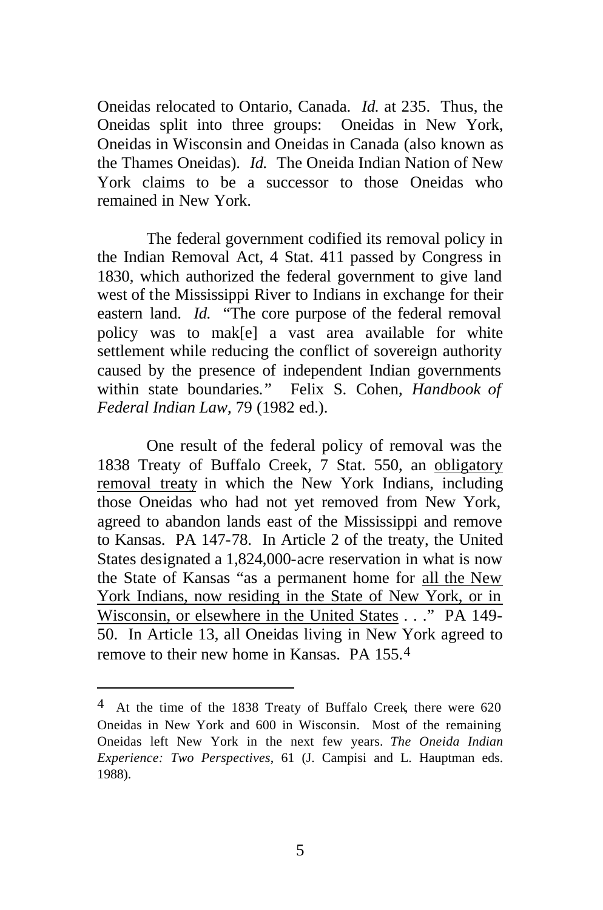Oneidas relocated to Ontario, Canada. *Id.* at 235. Thus, the Oneidas split into three groups: Oneidas in New York, Oneidas in Wisconsin and Oneidas in Canada (also known as the Thames Oneidas). *Id.* The Oneida Indian Nation of New York claims to be a successor to those Oneidas who remained in New York.

The federal government codified its removal policy in the Indian Removal Act, 4 Stat. 411 passed by Congress in 1830, which authorized the federal government to give land west of the Mississippi River to Indians in exchange for their eastern land. *Id.* "The core purpose of the federal removal policy was to mak[e] a vast area available for white settlement while reducing the conflict of sovereign authority caused by the presence of independent Indian governments within state boundaries." Felix S. Cohen, *Handbook of Federal Indian Law*, 79 (1982 ed.).

One result of the federal policy of removal was the 1838 Treaty of Buffalo Creek, 7 Stat. 550, an <u>obligatory removal treaty</u> in which the New York Indians, including those Oneidas who had not yet removed from New York, agreed to abandon lands east of the Mississippi and remove to Kansas. PA 147-78. In Article 2 of the treaty, the United States designated a 1,824,000-acre reservation in what is now the State of Kansas "as a permanent home for <u>all the New York Indians, now residing in the State of New York, or in Wisconsin, or elsewhere in the United States</u> . . ." PA 149-50. In Article 13, all Oneidas living in New York agreed to remove to their new home in Kansas. PA 155.[4]

---

[4] At the time of the 1838 Treaty of Buffalo Creek, there were 620 Oneidas in New York and 600 in Wisconsin. Most of the remaining Oneidas left New York in the next few years. *The Oneida Indian Experience: Two Perspectives*, 61 (J. Campisi and L. Hauptman eds. 1988).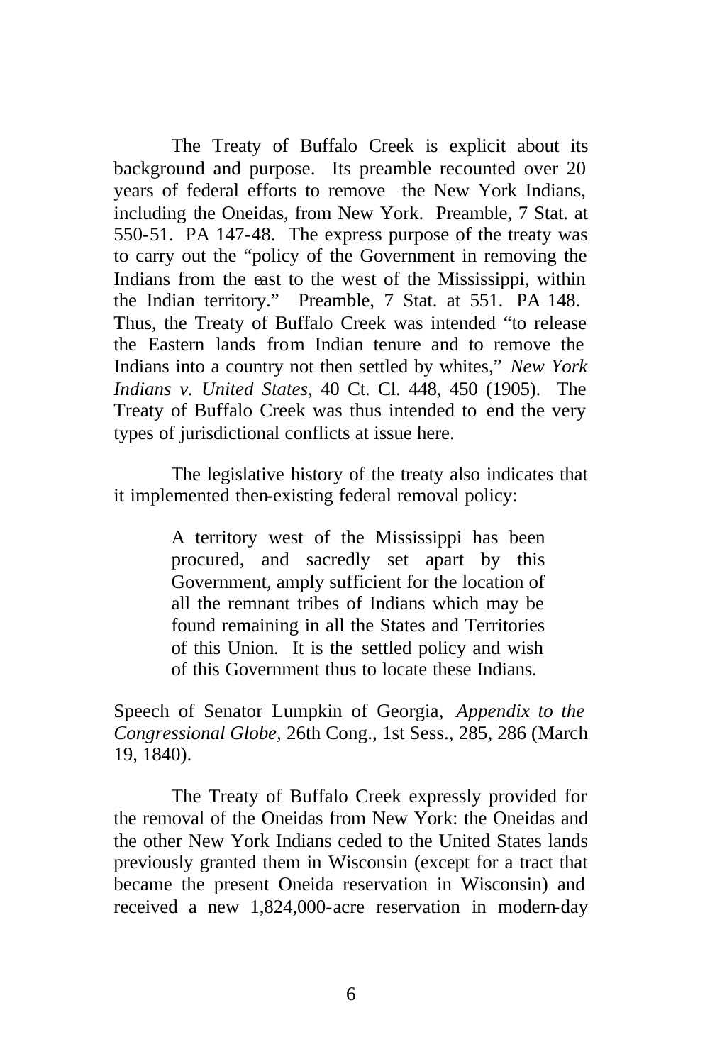The Treaty of Buffalo Creek is explicit about its background and purpose. Its preamble recounted over 20 years of federal efforts to remove the New York Indians, including the Oneidas, from New York. Preamble, 7 Stat. at 550-51. PA 147-48. The express purpose of the treaty was to carry out the "policy of the Government in removing the Indians from the east to the west of the Mississippi, within the Indian territory." Preamble, 7 Stat. at 551. PA 148. Thus, the Treaty of Buffalo Creek was intended "to release the Eastern lands from Indian tenure and to remove the Indians into a country not then settled by whites," *New York Indians v. United States*, 40 Ct. Cl. 448, 450 (1905). The Treaty of Buffalo Creek was thus intended to end the very types of jurisdictional conflicts at issue here.

The legislative history of the treaty also indicates that it implemented then-existing federal removal policy:

> A territory west of the Mississippi has been procured, and sacredly set apart by this Government, amply sufficient for the location of all the remnant tribes of Indians which may be found remaining in all the States and Territories of this Union. It is the settled policy and wish of this Government thus to locate these Indians.

Speech of Senator Lumpkin of Georgia, *Appendix to the Congressional Globe*, 26th Cong., 1st Sess., 285, 286 (March 19, 1840).

The Treaty of Buffalo Creek expressly provided for the removal of the Oneidas from New York: the Oneidas and the other New York Indians ceded to the United States lands previously granted them in Wisconsin (except for a tract that became the present Oneida reservation in Wisconsin) and received a new 1,824,000-acre reservation in modern-day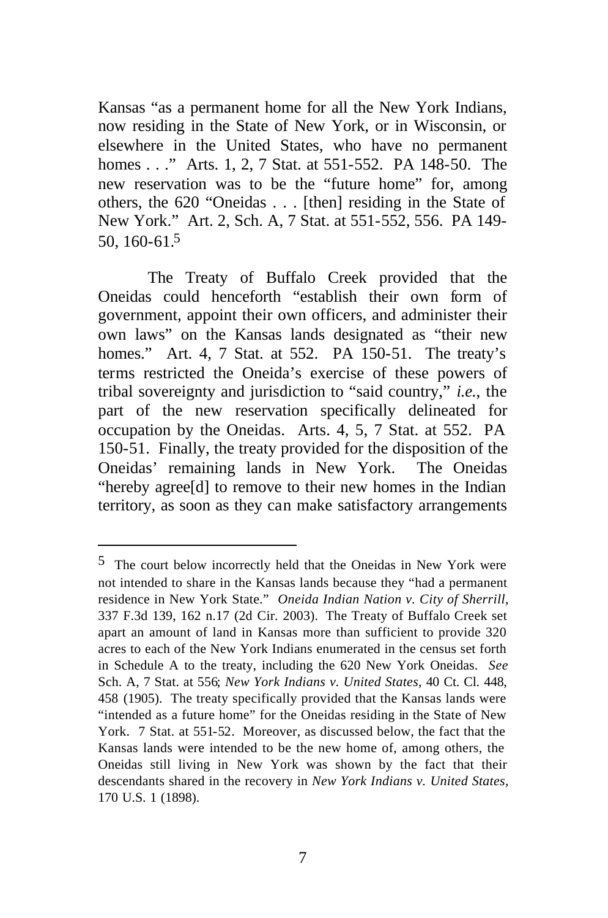Kansas "as a permanent home for all the New York Indians, now residing in the State of New York, or in Wisconsin, or elsewhere in the United States, who have no permanent homes . . ." Arts. 1, 2, 7 Stat. at 551-552. PA 148-50. The new reservation was to be the "future home" for, among others, the 620 "Oneidas . . . [then] residing in the State of New York." Art. 2, Sch. A, 7 Stat. at 551-552, 556. PA 149-50, 160-61.[5]

The Treaty of Buffalo Creek provided that the Oneidas could henceforth "establish their own form of government, appoint their own officers, and administer their own laws" on the Kansas lands designated as "their new homes." Art. 4, 7 Stat. at 552. PA 150-51. The treaty's terms restricted the Oneida's exercise of these powers of tribal sovereignty and jurisdiction to "said country," *i.e.*, the part of the new reservation specifically delineated for occupation by the Oneidas. Arts. 4, 5, 7 Stat. at 552. PA 150-51. Finally, the treaty provided for the disposition of the Oneidas' remaining lands in New York. The Oneidas "hereby agree[d] to remove to their new homes in the Indian territory, as soon as they can make satisfactory arrangements

---

[5] The court below incorrectly held that the Oneidas in New York were not intended to share in the Kansas lands because they "had a permanent residence in New York State." *Oneida Indian Nation v. City of Sherrill*, 337 F.3d 139, 162 n.17 (2d Cir. 2003). The Treaty of Buffalo Creek set apart an amount of land in Kansas more than sufficient to provide 320 acres to each of the New York Indians enumerated in the census set forth in Schedule A to the treaty, including the 620 New York Oneidas. *See* Sch. A, 7 Stat. at 556; *New York Indians v. United States*, 40 Ct. Cl. 448, 458 (1905). The treaty specifically provided that the Kansas lands were "intended as a future home" for the Oneidas residing in the State of New York. 7 Stat. at 551-52. Moreover, as discussed below, the fact that the Kansas lands were intended to be the new home of, among others, the Oneidas still living in New York was shown by the fact that their descendants shared in the recovery in *New York Indians v. United States*, 170 U.S. 1 (1898).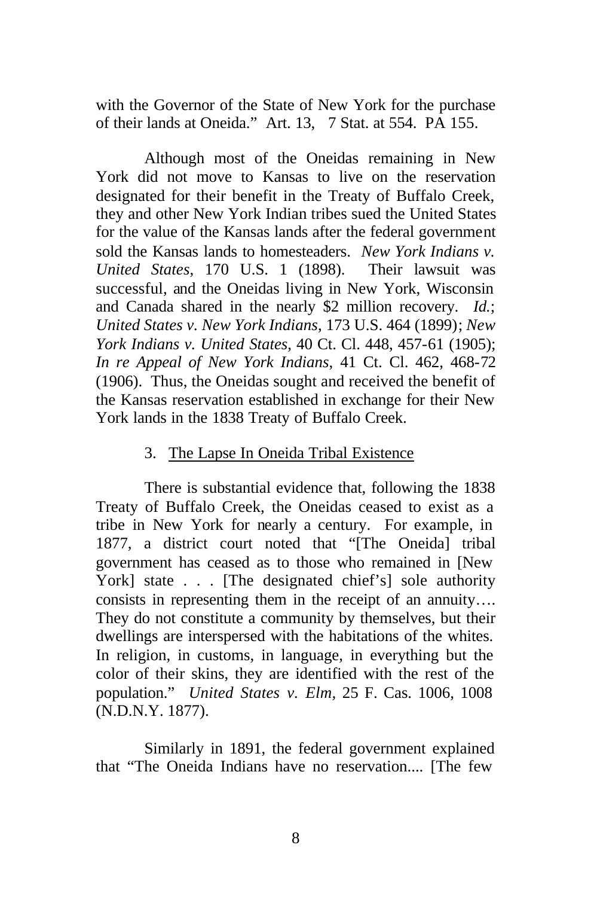with the Governor of the State of New York for the purchase of their lands at Oneida." Art. 13, 7 Stat. at 554. PA 155.

Although most of the Oneidas remaining in New York did not move to Kansas to live on the reservation designated for their benefit in the Treaty of Buffalo Creek, they and other New York Indian tribes sued the United States for the value of the Kansas lands after the federal government sold the Kansas lands to homesteaders. *New York Indians v. United States*, 170 U.S. 1 (1898). Their lawsuit was successful, and the Oneidas living in New York, Wisconsin and Canada shared in the nearly $2 million recovery. *Id.*; *United States v. New York Indians*, 173 U.S. 464 (1899); *New York Indians v. United States*, 40 Ct. Cl. 448, 457-61 (1905); *In re Appeal of New York Indians*, 41 Ct. Cl. 462, 468-72 (1906). Thus, the Oneidas sought and received the benefit of the Kansas reservation established in exchange for their New York lands in the 1838 Treaty of Buffalo Creek.

### 3. The Lapse In Oneida Tribal Existence

There is substantial evidence that, following the 1838 Treaty of Buffalo Creek, the Oneidas ceased to exist as a tribe in New York for nearly a century. For example, in 1877, a district court noted that "[The Oneida] tribal government has ceased as to those who remained in [New York] state . . . [The designated chief's] sole authority consists in representing them in the receipt of an annuity…. They do not constitute a community by themselves, but their dwellings are interspersed with the habitations of the whites. In religion, in customs, in language, in everything but the color of their skins, they are identified with the rest of the population." *United States v. Elm*, 25 F. Cas. 1006, 1008 (N.D.N.Y. 1877).

Similarly in 1891, the federal government explained that "The Oneida Indians have no reservation.... [The few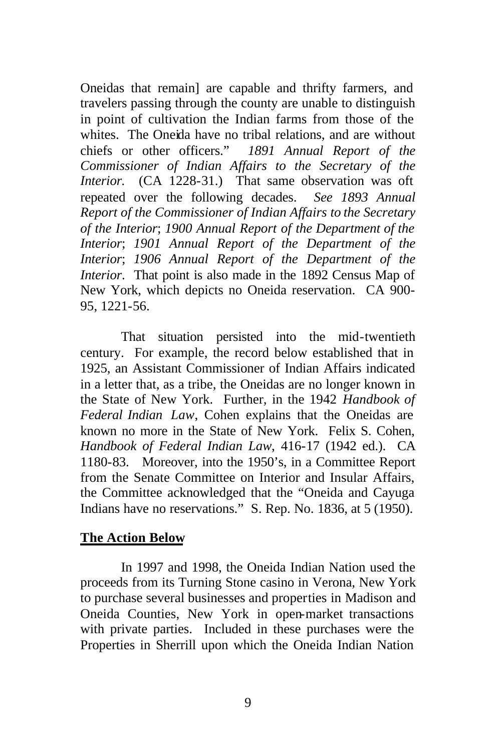Oneidas that remain] are capable and thrifty farmers, and travelers passing through the county are unable to distinguish in point of cultivation the Indian farms from those of the whites. The Oneida have no tribal relations, and are without chiefs or other officers." *1891 Annual Report of the Commissioner of Indian Affairs to the Secretary of the Interior.* (CA 1228-31.) That same observation was oft repeated over the following decades. *See 1893 Annual Report of the Commissioner of Indian Affairs to the Secretary of the Interior*; *1900 Annual Report of the Department of the Interior*; *1901 Annual Report of the Department of the Interior*; *1906 Annual Report of the Department of the Interior*. That point is also made in the 1892 Census Map of New York, which depicts no Oneida reservation. CA 900-95, 1221-56.

That situation persisted into the mid-twentieth century. For example, the record below established that in 1925, an Assistant Commissioner of Indian Affairs indicated in a letter that, as a tribe, the Oneidas are no longer known in the State of New York. Further, in the 1942 *Handbook of Federal Indian Law*, Cohen explains that the Oneidas are known no more in the State of New York. Felix S. Cohen, *Handbook of Federal Indian Law*, 416-17 (1942 ed.). CA 1180-83. Moreover, into the 1950's, in a Committee Report from the Senate Committee on Interior and Insular Affairs, the Committee acknowledged that the "Oneida and Cayuga Indians have no reservations." S. Rep. No. 1836, at 5 (1950).

**The Action Below**

In 1997 and 1998, the Oneida Indian Nation used the proceeds from its Turning Stone casino in Verona, New York to purchase several businesses and properties in Madison and Oneida Counties, New York in open-market transactions with private parties. Included in these purchases were the Properties in Sherrill upon which the Oneida Indian Nation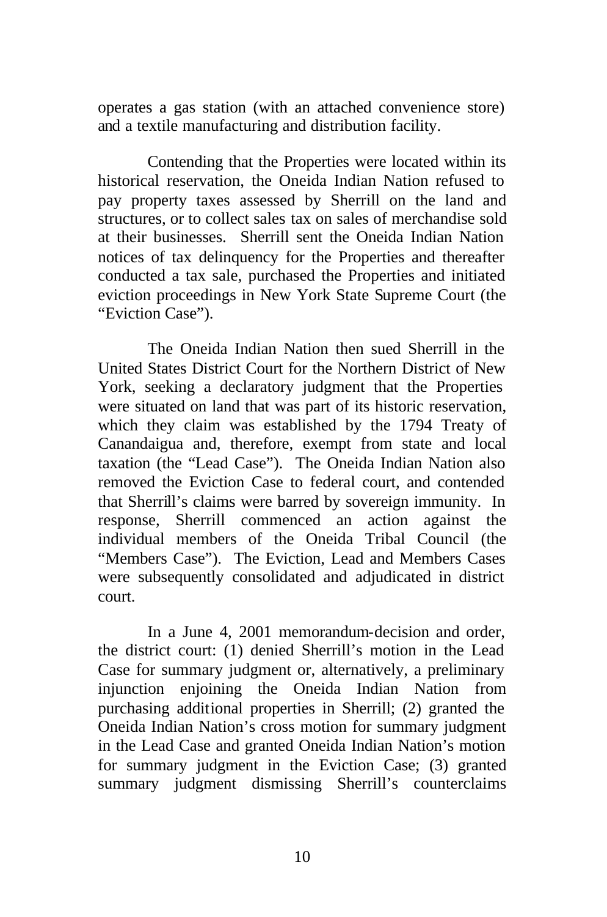operates a gas station (with an attached convenience store) and a textile manufacturing and distribution facility.

Contending that the Properties were located within its historical reservation, the Oneida Indian Nation refused to pay property taxes assessed by Sherrill on the land and structures, or to collect sales tax on sales of merchandise sold at their businesses. Sherrill sent the Oneida Indian Nation notices of tax delinquency for the Properties and thereafter conducted a tax sale, purchased the Properties and initiated eviction proceedings in New York State Supreme Court (the "Eviction Case").

The Oneida Indian Nation then sued Sherrill in the United States District Court for the Northern District of New York, seeking a declaratory judgment that the Properties were situated on land that was part of its historic reservation, which they claim was established by the 1794 Treaty of Canandaigua and, therefore, exempt from state and local taxation (the "Lead Case"). The Oneida Indian Nation also removed the Eviction Case to federal court, and contended that Sherrill's claims were barred by sovereign immunity. In response, Sherrill commenced an action against the individual members of the Oneida Tribal Council (the "Members Case"). The Eviction, Lead and Members Cases were subsequently consolidated and adjudicated in district court.

In a June 4, 2001 memorandum-decision and order, the district court: (1) denied Sherrill's motion in the Lead Case for summary judgment or, alternatively, a preliminary injunction enjoining the Oneida Indian Nation from purchasing additional properties in Sherrill; (2) granted the Oneida Indian Nation's cross motion for summary judgment in the Lead Case and granted Oneida Indian Nation's motion for summary judgment in the Eviction Case; (3) granted summary judgment dismissing Sherrill's counterclaims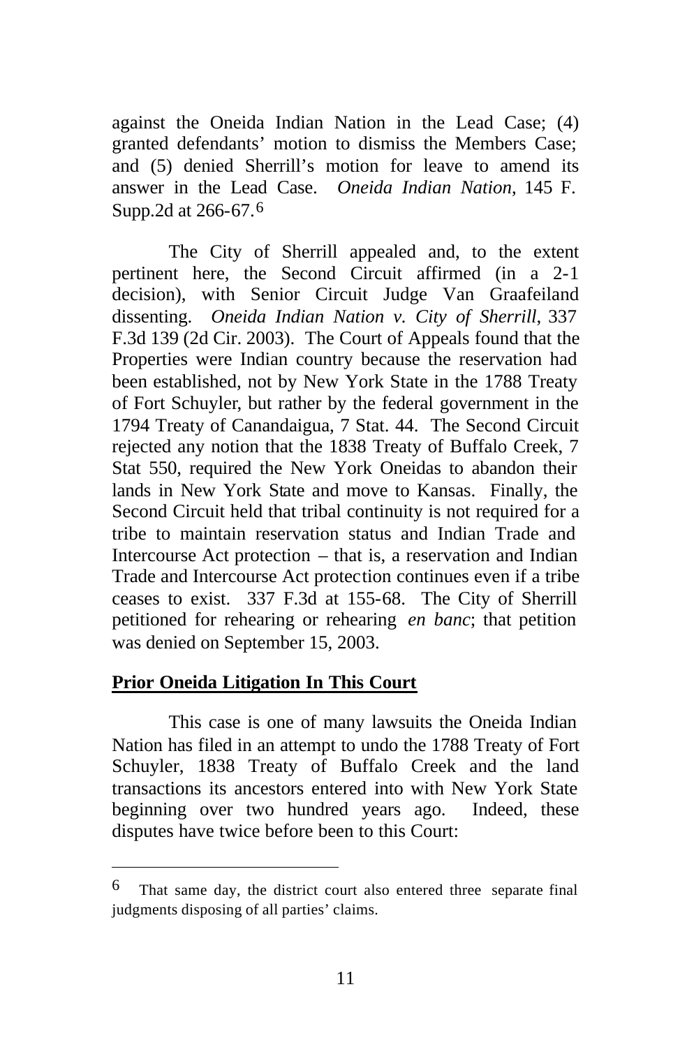against the Oneida Indian Nation in the Lead Case; (4) granted defendants' motion to dismiss the Members Case; and (5) denied Sherrill's motion for leave to amend its answer in the Lead Case. *Oneida Indian Nation*, 145 F. Supp.2d at 266-67.[6]

The City of Sherrill appealed and, to the extent pertinent here, the Second Circuit affirmed (in a 2-1 decision), with Senior Circuit Judge Van Graafeiland dissenting. *Oneida Indian Nation v. City of Sherrill*, 337 F.3d 139 (2d Cir. 2003). The Court of Appeals found that the Properties were Indian country because the reservation had been established, not by New York State in the 1788 Treaty of Fort Schuyler, but rather by the federal government in the 1794 Treaty of Canandaigua, 7 Stat. 44. The Second Circuit rejected any notion that the 1838 Treaty of Buffalo Creek, 7 Stat 550, required the New York Oneidas to abandon their lands in New York State and move to Kansas. Finally, the Second Circuit held that tribal continuity is not required for a tribe to maintain reservation status and Indian Trade and Intercourse Act protection – that is, a reservation and Indian Trade and Intercourse Act protection continues even if a tribe ceases to exist. 337 F.3d at 155-68. The City of Sherrill petitioned for rehearing or rehearing *en banc*; that petition was denied on September 15, 2003.

**Prior Oneida Litigation In This Court**

This case is one of many lawsuits the Oneida Indian Nation has filed in an attempt to undo the 1788 Treaty of Fort Schuyler, 1838 Treaty of Buffalo Creek and the land transactions its ancestors entered into with New York State beginning over two hundred years ago. Indeed, these disputes have twice before been to this Court:

---

[6] That same day, the district court also entered three separate final judgments disposing of all parties' claims.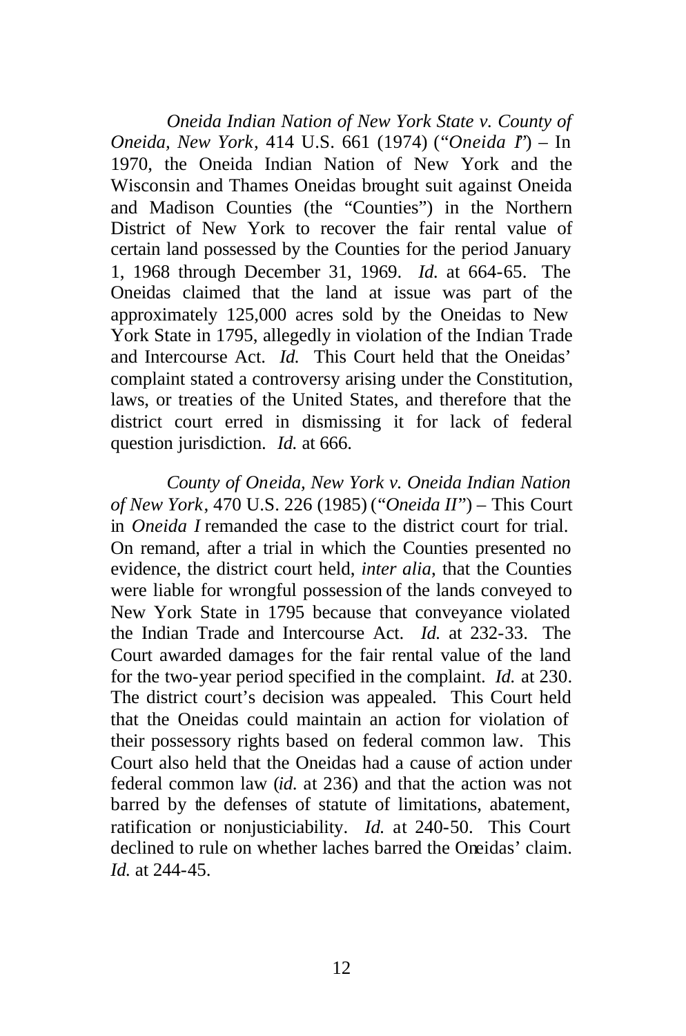*Oneida Indian Nation of New York State v. County of Oneida, New York*, 414 U.S. 661 (1974) ("*Oneida I*") – In 1970, the Oneida Indian Nation of New York and the Wisconsin and Thames Oneidas brought suit against Oneida and Madison Counties (the "Counties") in the Northern District of New York to recover the fair rental value of certain land possessed by the Counties for the period January 1, 1968 through December 31, 1969. *Id.* at 664-65. The Oneidas claimed that the land at issue was part of the approximately 125,000 acres sold by the Oneidas to New York State in 1795, allegedly in violation of the Indian Trade and Intercourse Act. *Id.* This Court held that the Oneidas' complaint stated a controversy arising under the Constitution, laws, or treaties of the United States, and therefore that the district court erred in dismissing it for lack of federal question jurisdiction. *Id.* at 666.

*County of Oneida, New York v. Oneida Indian Nation of New York*, 470 U.S. 226 (1985) ("*Oneida II*") – This Court in *Oneida I* remanded the case to the district court for trial. On remand, after a trial in which the Counties presented no evidence, the district court held, *inter alia*, that the Counties were liable for wrongful possession of the lands conveyed to New York State in 1795 because that conveyance violated the Indian Trade and Intercourse Act. *Id.* at 232-33. The Court awarded damages for the fair rental value of the land for the two-year period specified in the complaint. *Id.* at 230. The district court's decision was appealed. This Court held that the Oneidas could maintain an action for violation of their possessory rights based on federal common law. This Court also held that the Oneidas had a cause of action under federal common law (*id.* at 236) and that the action was not barred by the defenses of statute of limitations, abatement, ratification or nonjusticiability. *Id.* at 240-50. This Court declined to rule on whether laches barred the Oneidas' claim. *Id.* at 244-45.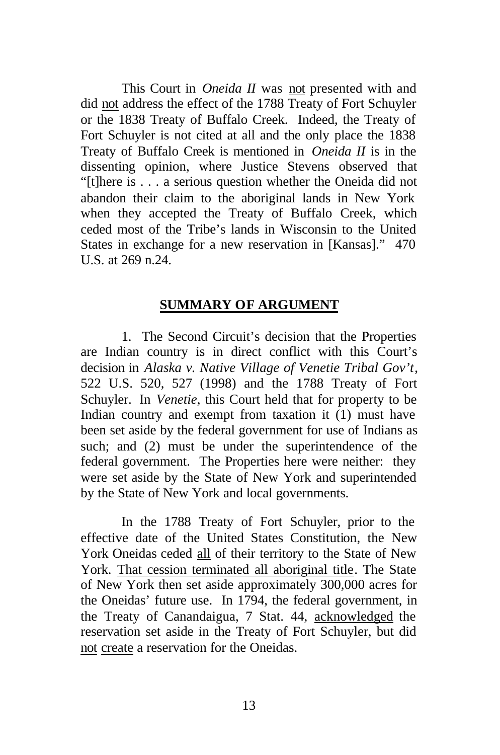This Court in *Oneida II* was <u>not</u> presented with and did <u>not</u> address the effect of the 1788 Treaty of Fort Schuyler or the 1838 Treaty of Buffalo Creek. Indeed, the Treaty of Fort Schuyler is not cited at all and the only place the 1838 Treaty of Buffalo Creek is mentioned in *Oneida II* is in the dissenting opinion, where Justice Stevens observed that "[t]here is . . . a serious question whether the Oneida did not abandon their claim to the aboriginal lands in New York when they accepted the Treaty of Buffalo Creek, which ceded most of the Tribe's lands in Wisconsin to the United States in exchange for a new reservation in [Kansas]." 470 U.S. at 269 n.24.

## SUMMARY OF ARGUMENT

1. The Second Circuit's decision that the Properties are Indian country is in direct conflict with this Court's decision in *Alaska v. Native Village of Venetie Tribal Gov't*, 522 U.S. 520, 527 (1998) and the 1788 Treaty of Fort Schuyler. In *Venetie*, this Court held that for property to be Indian country and exempt from taxation it (1) must have been set aside by the federal government for use of Indians as such; and (2) must be under the superintendence of the federal government. The Properties here were neither: they were set aside by the State of New York and superintended by the State of New York and local governments.

In the 1788 Treaty of Fort Schuyler, prior to the effective date of the United States Constitution, the New York Oneidas ceded <u>all</u> of their territory to the State of New York. <u>That cession terminated all aboriginal title</u>. The State of New York then set aside approximately 300,000 acres for the Oneidas' future use. In 1794, the federal government, in the Treaty of Canandaigua, 7 Stat. 44, <u>acknowledged</u> the reservation set aside in the Treaty of Fort Schuyler, but did <u>not</u> <u>create</u> a reservation for the Oneidas.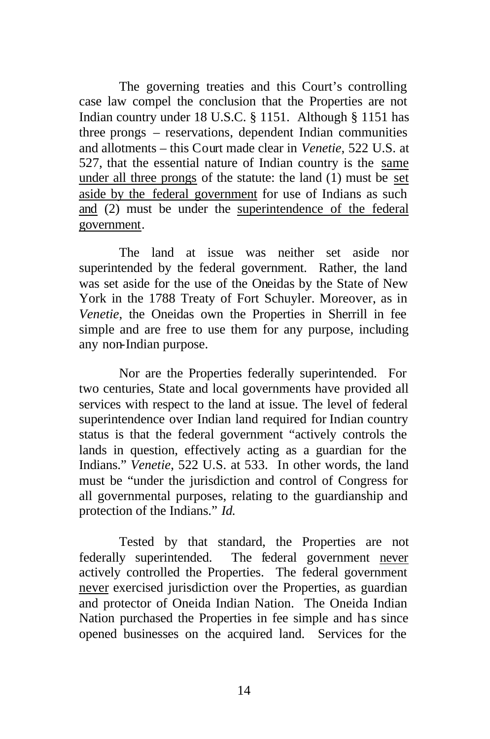The governing treaties and this Court's controlling case law compel the conclusion that the Properties are not Indian country under 18 U.S.C. § 1151. Although § 1151 has three prongs – reservations, dependent Indian communities and allotments – this Court made clear in *Venetie*, 522 U.S. at 527, that the essential nature of Indian country is the <u>same under all three prongs</u> of the statute: the land (1) must be <u>set aside by the federal government</u> for use of Indians as such <u>and</u> (2) must be under the <u>superintendence of the federal government</u>.

The land at issue was neither set aside nor superintended by the federal government. Rather, the land was set aside for the use of the Oneidas by the State of New York in the 1788 Treaty of Fort Schuyler. Moreover, as in *Venetie*, the Oneidas own the Properties in Sherrill in fee simple and are free to use them for any purpose, including any non-Indian purpose.

Nor are the Properties federally superintended. For two centuries, State and local governments have provided all services with respect to the land at issue. The level of federal superintendence over Indian land required for Indian country status is that the federal government "actively controls the lands in question, effectively acting as a guardian for the Indians." *Venetie*, 522 U.S. at 533. In other words, the land must be "under the jurisdiction and control of Congress for all governmental purposes, relating to the guardianship and protection of the Indians." *Id.*

Tested by that standard, the Properties are not federally superintended. The federal government <u>never</u> actively controlled the Properties. The federal government <u>never</u> exercised jurisdiction over the Properties, as guardian and protector of Oneida Indian Nation. The Oneida Indian Nation purchased the Properties in fee simple and has since opened businesses on the acquired land. Services for the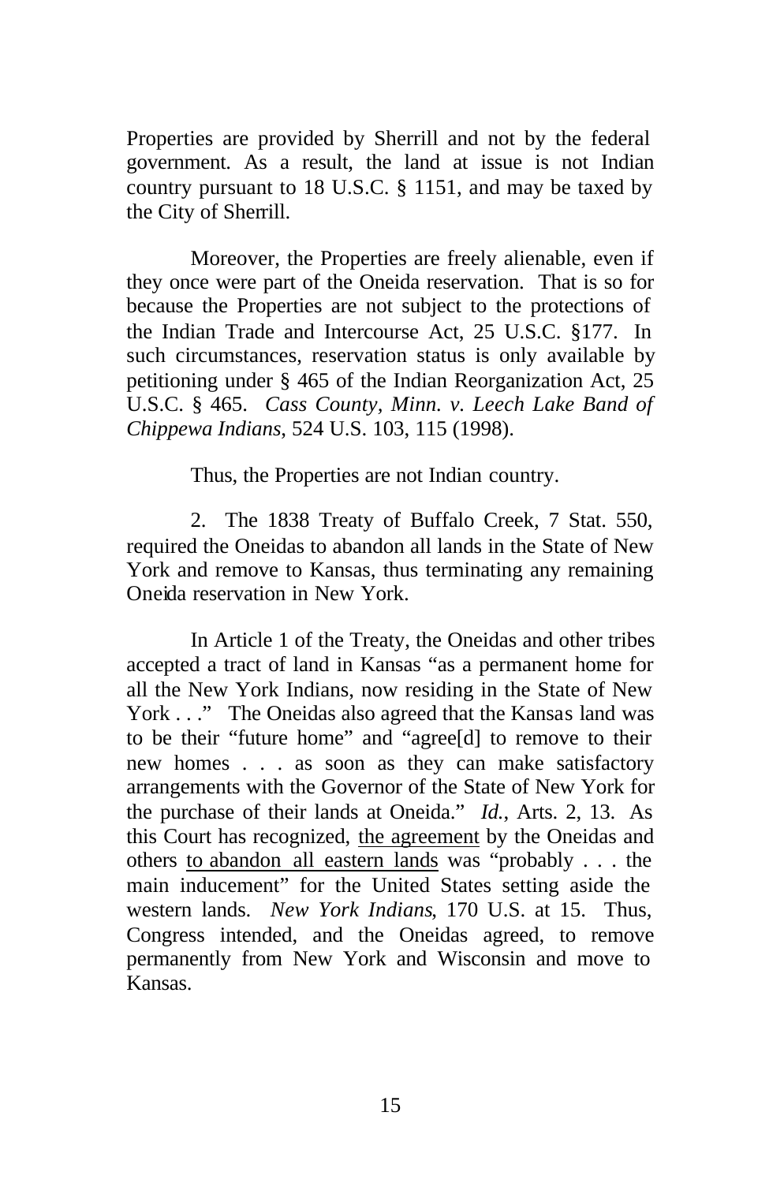Properties are provided by Sherrill and not by the federal government. As a result, the land at issue is not Indian country pursuant to 18 U.S.C. § 1151, and may be taxed by the City of Sherrill.

Moreover, the Properties are freely alienable, even if they once were part of the Oneida reservation. That is so for because the Properties are not subject to the protections of the Indian Trade and Intercourse Act, 25 U.S.C. §177. In such circumstances, reservation status is only available by petitioning under § 465 of the Indian Reorganization Act, 25 U.S.C. § 465. *Cass County, Minn. v. Leech Lake Band of Chippewa Indians*, 524 U.S. 103, 115 (1998).

Thus, the Properties are not Indian country.

2. The 1838 Treaty of Buffalo Creek, 7 Stat. 550, required the Oneidas to abandon all lands in the State of New York and remove to Kansas, thus terminating any remaining Oneida reservation in New York.

In Article 1 of the Treaty, the Oneidas and other tribes accepted a tract of land in Kansas "as a permanent home for all the New York Indians, now residing in the State of New York . . ." The Oneidas also agreed that the Kansas land was to be their "future home" and "agree[d] to remove to their new homes . . . as soon as they can make satisfactory arrangements with the Governor of the State of New York for the purchase of their lands at Oneida." *Id.*, Arts. 2, 13. As this Court has recognized, <u>the agreement</u> by the Oneidas and others <u>to abandon all eastern lands</u> was "probably . . . the main inducement" for the United States setting aside the western lands. *New York Indians*, 170 U.S. at 15. Thus, Congress intended, and the Oneidas agreed, to remove permanently from New York and Wisconsin and move to Kansas.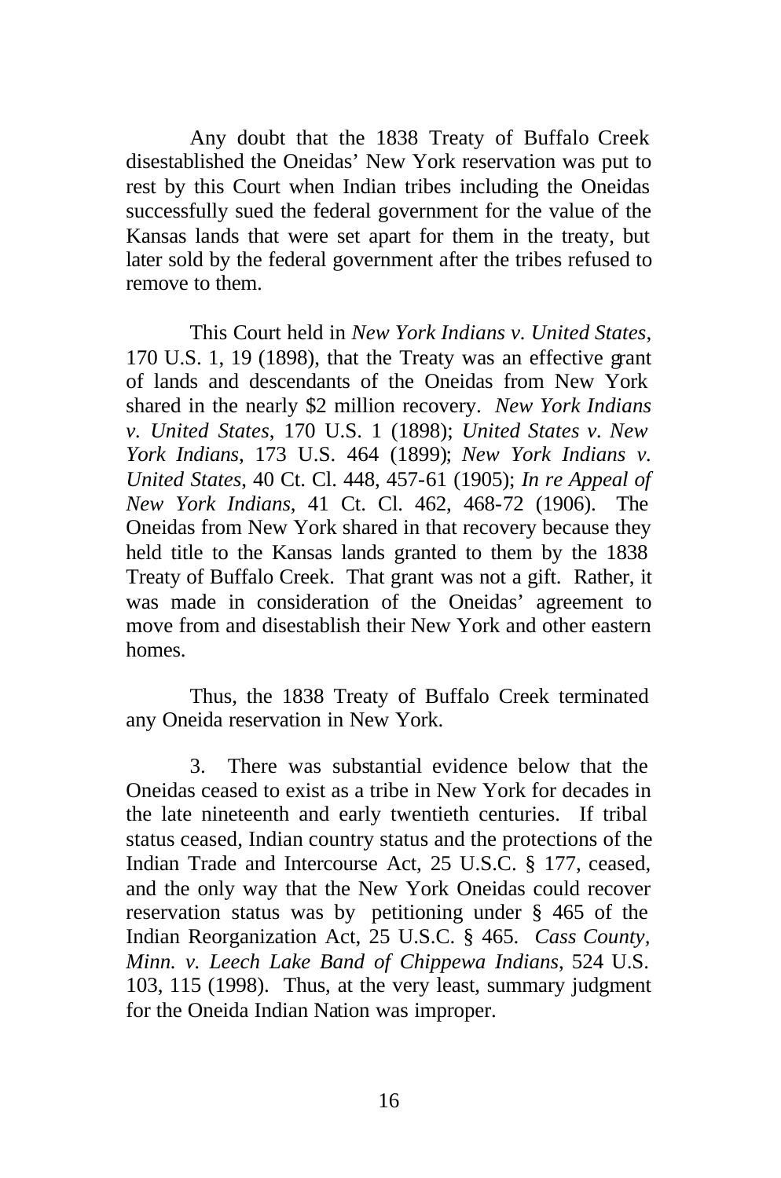Any doubt that the 1838 Treaty of Buffalo Creek disestablished the Oneidas' New York reservation was put to rest by this Court when Indian tribes including the Oneidas successfully sued the federal government for the value of the Kansas lands that were set apart for them in the treaty, but later sold by the federal government after the tribes refused to remove to them.

This Court held in *New York Indians v. United States*, 170 U.S. 1, 19 (1898), that the Treaty was an effective grant of lands and descendants of the Oneidas from New York shared in the nearly $2 million recovery. *New York Indians v. United States*, 170 U.S. 1 (1898); *United States v. New York Indians*, 173 U.S. 464 (1899); *New York Indians v. United States*, 40 Ct. Cl. 448, 457-61 (1905); *In re Appeal of New York Indians*, 41 Ct. Cl. 462, 468-72 (1906). The Oneidas from New York shared in that recovery because they held title to the Kansas lands granted to them by the 1838 Treaty of Buffalo Creek. That grant was not a gift. Rather, it was made in consideration of the Oneidas' agreement to move from and disestablish their New York and other eastern homes.

Thus, the 1838 Treaty of Buffalo Creek terminated any Oneida reservation in New York.

3. There was substantial evidence below that the Oneidas ceased to exist as a tribe in New York for decades in the late nineteenth and early twentieth centuries. If tribal status ceased, Indian country status and the protections of the Indian Trade and Intercourse Act, 25 U.S.C. § 177, ceased, and the only way that the New York Oneidas could recover reservation status was by petitioning under § 465 of the Indian Reorganization Act, 25 U.S.C. § 465. *Cass County, Minn. v. Leech Lake Band of Chippewa Indians*, 524 U.S. 103, 115 (1998). Thus, at the very least, summary judgment for the Oneida Indian Nation was improper.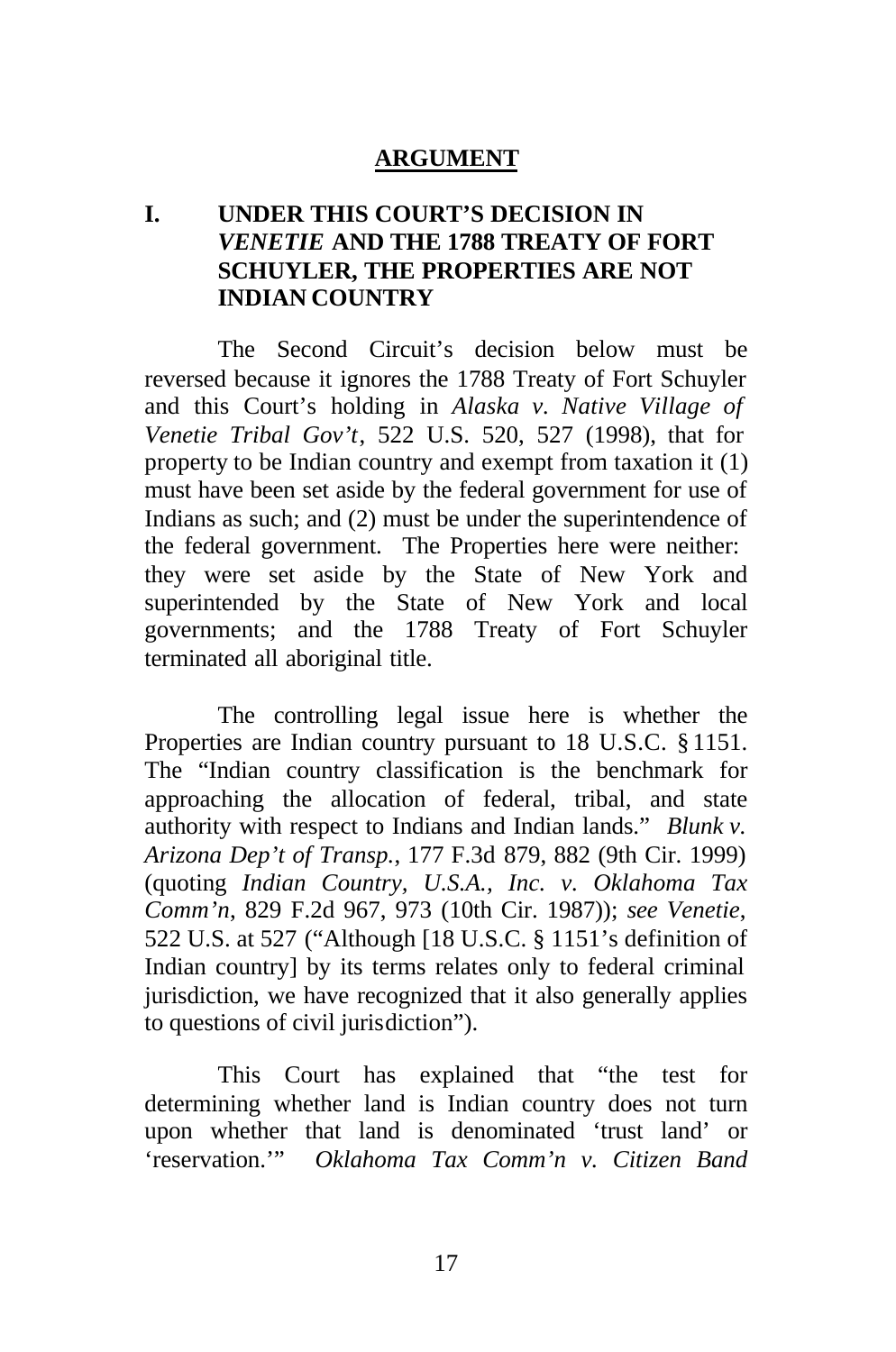## ARGUMENT

### I. UNDER THIS COURT'S DECISION IN *VENETIE* AND THE 1788 TREATY OF FORT SCHUYLER, THE PROPERTIES ARE NOT INDIAN COUNTRY

The Second Circuit's decision below must be reversed because it ignores the 1788 Treaty of Fort Schuyler and this Court's holding in *Alaska v. Native Village of Venetie Tribal Gov't*, 522 U.S. 520, 527 (1998), that for property to be Indian country and exempt from taxation it (1) must have been set aside by the federal government for use of Indians as such; and (2) must be under the superintendence of the federal government. The Properties here were neither: they were set aside by the State of New York and superintended by the State of New York and local governments; and the 1788 Treaty of Fort Schuyler terminated all aboriginal title.

The controlling legal issue here is whether the Properties are Indian country pursuant to 18 U.S.C. § 1151. The "Indian country classification is the benchmark for approaching the allocation of federal, tribal, and state authority with respect to Indians and Indian lands." *Blunk v. Arizona Dep't of Transp.*, 177 F.3d 879, 882 (9th Cir. 1999) (quoting *Indian Country, U.S.A., Inc. v. Oklahoma Tax Comm'n*, 829 F.2d 967, 973 (10th Cir. 1987)); *see Venetie*, 522 U.S. at 527 ("Although [18 U.S.C. § 1151's definition of Indian country] by its terms relates only to federal criminal jurisdiction, we have recognized that it also generally applies to questions of civil jurisdiction").

This Court has explained that "the test for determining whether land is Indian country does not turn upon whether that land is denominated 'trust land' or 'reservation.'" *Oklahoma Tax Comm'n v. Citizen Band*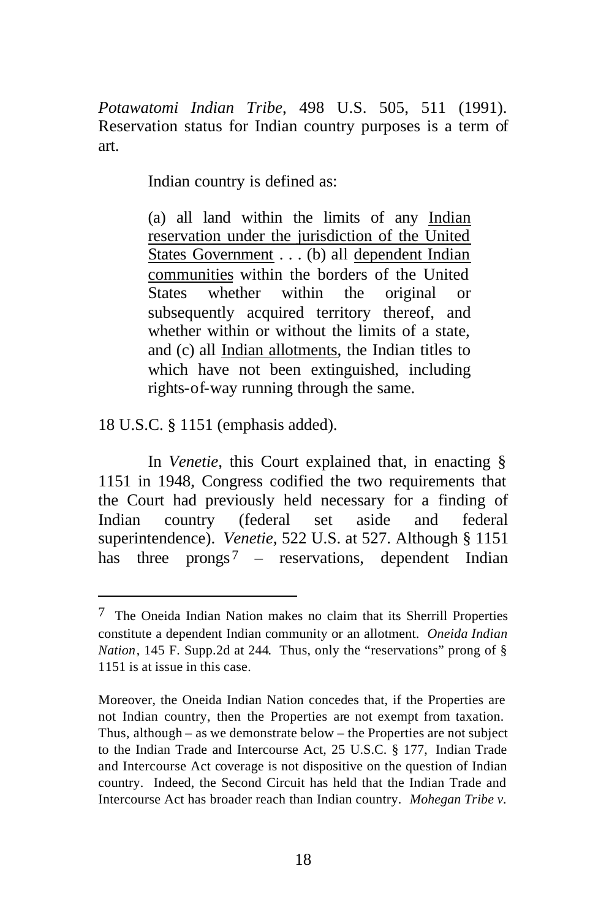*Potawatomi Indian Tribe*, 498 U.S. 505, 511 (1991). Reservation status for Indian country purposes is a term of art.

Indian country is defined as:

> (a) all land within the limits of any <u>Indian reservation under the jurisdiction of the United States Government</u> . . . (b) all <u>dependent Indian communities</u> within the borders of the United States whether within the original or subsequently acquired territory thereof, and whether within or without the limits of a state, and (c) all <u>Indian allotments</u>, the Indian titles to which have not been extinguished, including rights-of-way running through the same.

18 U.S.C. § 1151 (emphasis added).

In *Venetie*, this Court explained that, in enacting § 1151 in 1948, Congress codified the two requirements that the Court had previously held necessary for a finding of Indian country (federal set aside and federal superintendence). *Venetie*, 522 U.S. at 527. Although § 1151 has three prongs[7] – reservations, dependent Indian

---

[7] The Oneida Indian Nation makes no claim that its Sherrill Properties constitute a dependent Indian community or an allotment. *Oneida Indian Nation*, 145 F. Supp.2d at 244. Thus, only the "reservations" prong of § 1151 is at issue in this case.

Moreover, the Oneida Indian Nation concedes that, if the Properties are not Indian country, then the Properties are not exempt from taxation. Thus, although – as we demonstrate below – the Properties are not subject to the Indian Trade and Intercourse Act, 25 U.S.C. § 177, Indian Trade and Intercourse Act coverage is not dispositive on the question of Indian country. Indeed, the Second Circuit has held that the Indian Trade and Intercourse Act has broader reach than Indian country. *Mohegan Tribe v.*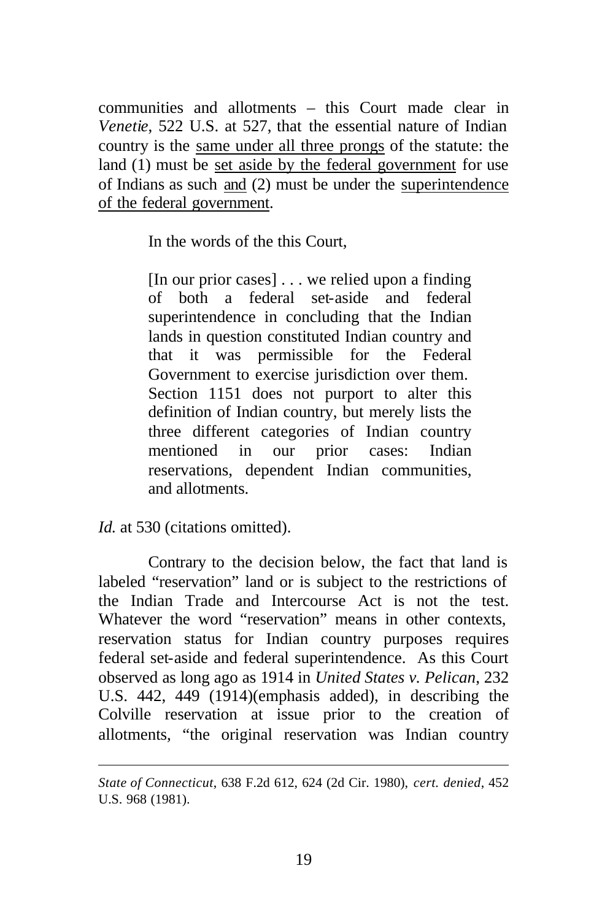communities and allotments – this Court made clear in *Venetie*, 522 U.S. at 527, that the essential nature of Indian country is the <u>same under all three prongs</u> of the statute: the land (1) must be <u>set aside by the federal government</u> for use of Indians as such <u>and</u> (2) must be under the <u>superintendence of the federal government</u>.

In the words of the this Court,

> [In our prior cases] . . . we relied upon a finding of both a federal set-aside and federal superintendence in concluding that the Indian lands in question constituted Indian country and that it was permissible for the Federal Government to exercise jurisdiction over them. Section 1151 does not purport to alter this definition of Indian country, but merely lists the three different categories of Indian country mentioned in our prior cases: Indian reservations, dependent Indian communities, and allotments.

*Id.* at 530 (citations omitted).

Contrary to the decision below, the fact that land is labeled "reservation" land or is subject to the restrictions of the Indian Trade and Intercourse Act is not the test. Whatever the word "reservation" means in other contexts, reservation status for Indian country purposes requires federal set-aside and federal superintendence. As this Court observed as long ago as 1914 in *United States v. Pelican*, 232 U.S. 442, 449 (1914)(emphasis added), in describing the Colville reservation at issue prior to the creation of allotments, "the original reservation was Indian country

---

*State of Connecticut*, 638 F.2d 612, 624 (2d Cir. 1980), *cert. denied*, 452 U.S. 968 (1981).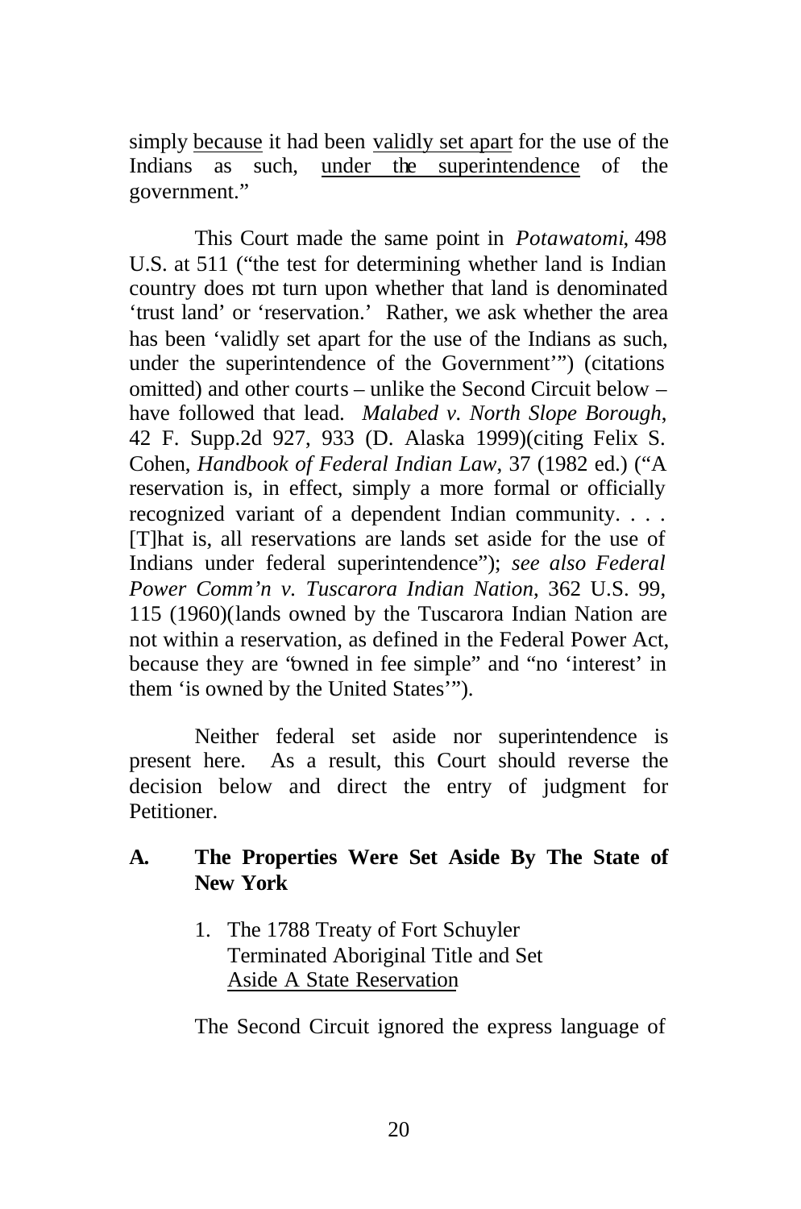simply <u>because</u> it had been <u>validly set apart</u> for the use of the Indians as such, <u>under the superintendence</u> of the government."

This Court made the same point in *Potawatomi*, 498 U.S. at 511 ("the test for determining whether land is Indian country does not turn upon whether that land is denominated 'trust land' or 'reservation.' Rather, we ask whether the area has been 'validly set apart for the use of the Indians as such, under the superintendence of the Government'") (citations omitted) and other courts – unlike the Second Circuit below – have followed that lead. *Malabed v. North Slope Borough*, 42 F. Supp.2d 927, 933 (D. Alaska 1999)(citing Felix S. Cohen, *Handbook of Federal Indian Law*, 37 (1982 ed.) ("A reservation is, in effect, simply a more formal or officially recognized variant of a dependent Indian community. . . . [T]hat is, all reservations are lands set aside for the use of Indians under federal superintendence"); *see also Federal Power Comm'n v. Tuscarora Indian Nation*, 362 U.S. 99, 115 (1960)(lands owned by the Tuscarora Indian Nation are not within a reservation, as defined in the Federal Power Act, because they are "owned in fee simple" and "no 'interest' in them 'is owned by the United States'").

Neither federal set aside nor superintendence is present here. As a result, this Court should reverse the decision below and direct the entry of judgment for Petitioner.

### A. The Properties Were Set Aside By The State of New York

1. The 1788 Treaty of Fort Schuyler Terminated Aboriginal Title and Set <u>Aside A State Reservation</u>

The Second Circuit ignored the express language of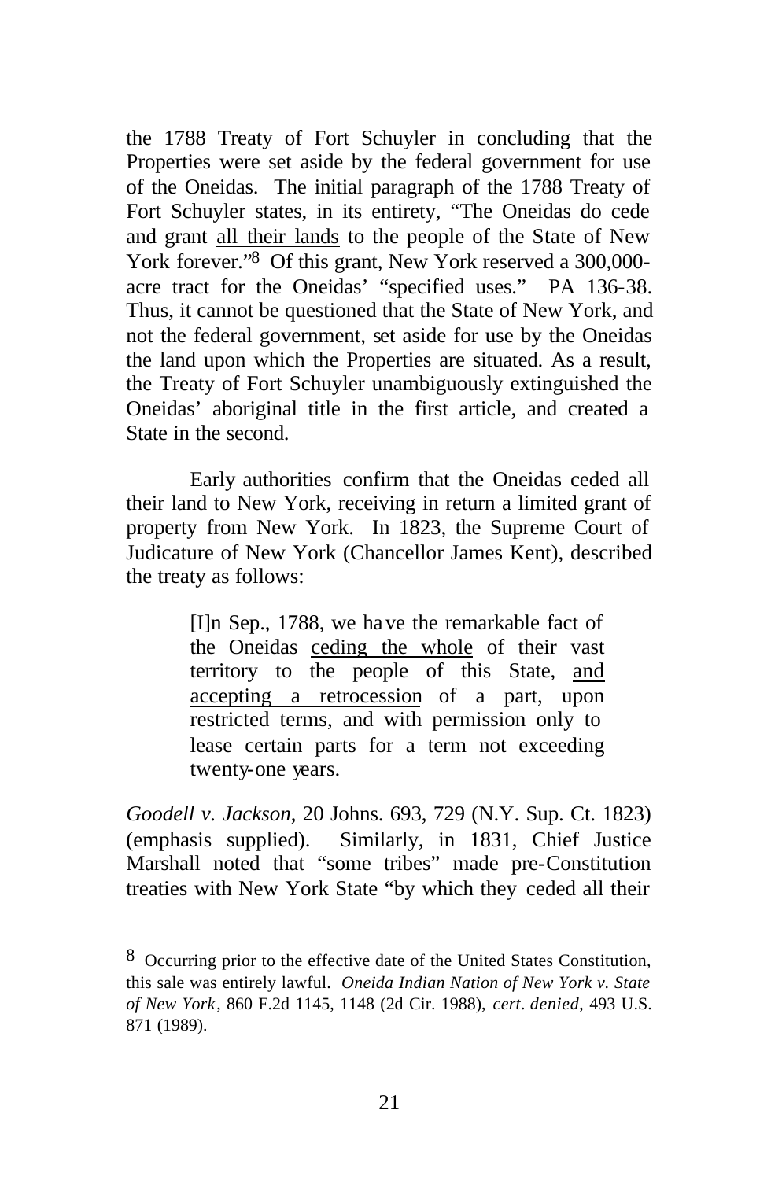the 1788 Treaty of Fort Schuyler in concluding that the Properties were set aside by the federal government for use of the Oneidas. The initial paragraph of the 1788 Treaty of Fort Schuyler states, in its entirety, "The Oneidas do cede and grant <u>all their lands</u> to the people of the State of New York forever."[8] Of this grant, New York reserved a 300,000-acre tract for the Oneidas' "specified uses." PA 136-38. Thus, it cannot be questioned that the State of New York, and not the federal government, set aside for use by the Oneidas the land upon which the Properties are situated. As a result, the Treaty of Fort Schuyler unambiguously extinguished the Oneidas' aboriginal title in the first article, and created a State in the second.

Early authorities confirm that the Oneidas ceded all their land to New York, receiving in return a limited grant of property from New York. In 1823, the Supreme Court of Judicature of New York (Chancellor James Kent), described the treaty as follows:

> [I]n Sep., 1788, we have the remarkable fact of the Oneidas <u>ceding the whole</u> of their vast territory to the people of this State, <u>and accepting a retrocession</u> of a part, upon restricted terms, and with permission only to lease certain parts for a term not exceeding twenty-one years.

*Goodell v. Jackson*, 20 Johns. 693, 729 (N.Y. Sup. Ct. 1823) (emphasis supplied). Similarly, in 1831, Chief Justice Marshall noted that "some tribes" made pre-Constitution treaties with New York State "by which they ceded all their

---

[8] Occurring prior to the effective date of the United States Constitution, this sale was entirely lawful. *Oneida Indian Nation of New York v. State of New York*, 860 F.2d 1145, 1148 (2d Cir. 1988), *cert. denied*, 493 U.S. 871 (1989).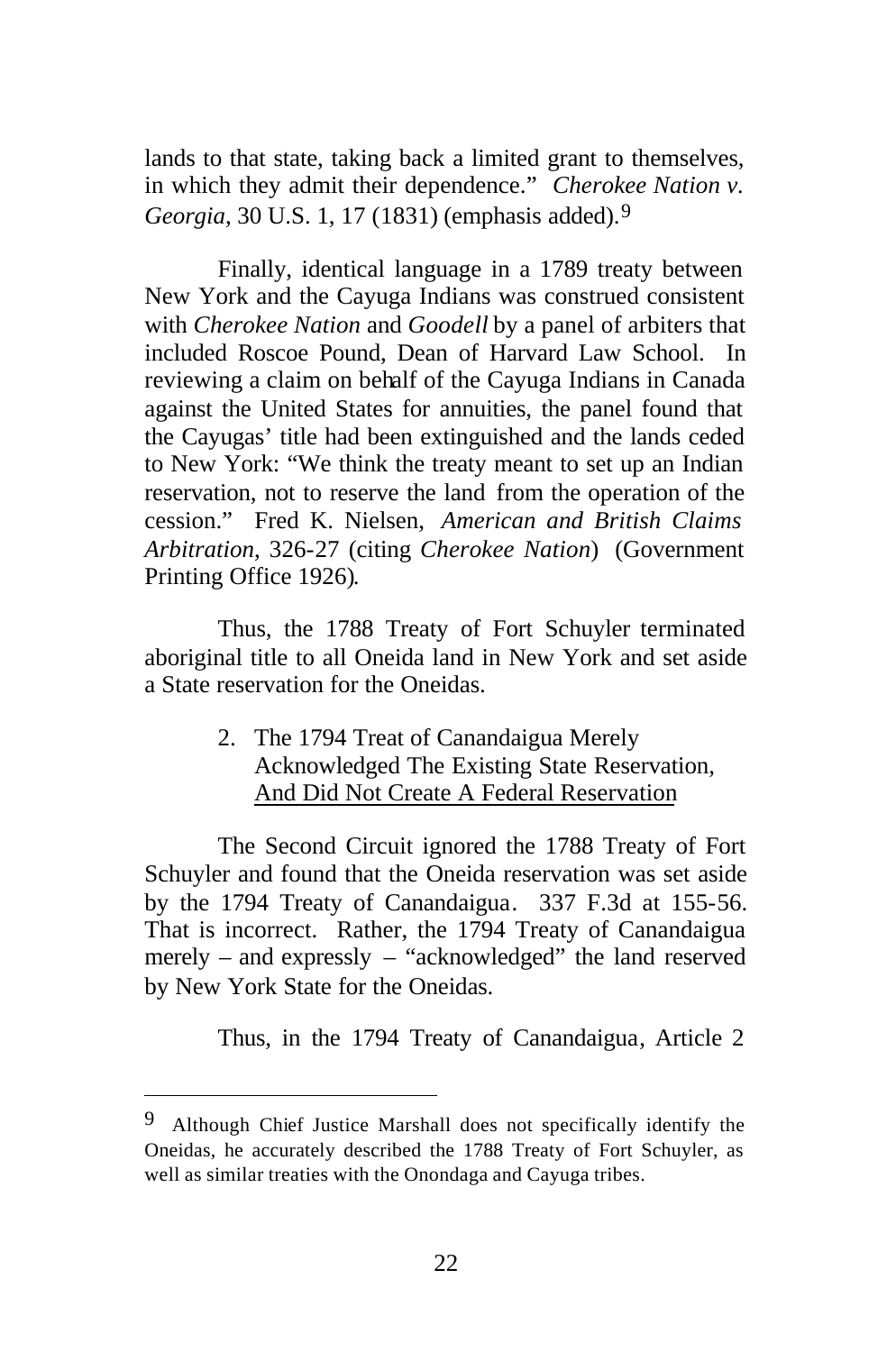lands to that state, taking back a limited grant to themselves, in which they admit their dependence." *Cherokee Nation v. Georgia*, 30 U.S. 1, 17 (1831) (emphasis added).[9]

Finally, identical language in a 1789 treaty between New York and the Cayuga Indians was construed consistent with *Cherokee Nation* and *Goodell* by a panel of arbiters that included Roscoe Pound, Dean of Harvard Law School. In reviewing a claim on behalf of the Cayuga Indians in Canada against the United States for annuities, the panel found that the Cayugas' title had been extinguished and the lands ceded to New York: "We think the treaty meant to set up an Indian reservation, not to reserve the land from the operation of the cession." Fred K. Nielsen, *American and British Claims Arbitration*, 326-27 (citing *Cherokee Nation*) (Government Printing Office 1926).

Thus, the 1788 Treaty of Fort Schuyler terminated aboriginal title to all Oneida land in New York and set aside a State reservation for the Oneidas.

2. The 1794 Treat of Canandaigua Merely Acknowledged The Existing State Reservation, And Did Not Create A Federal Reservation

The Second Circuit ignored the 1788 Treaty of Fort Schuyler and found that the Oneida reservation was set aside by the 1794 Treaty of Canandaigua. 337 F.3d at 155-56. That is incorrect. Rather, the 1794 Treaty of Canandaigua merely – and expressly – "acknowledged" the land reserved by New York State for the Oneidas.

Thus, in the 1794 Treaty of Canandaigua, Article 2

[9] Although Chief Justice Marshall does not specifically identify the Oneidas, he accurately described the 1788 Treaty of Fort Schuyler, as well as similar treaties with the Onondaga and Cayuga tribes.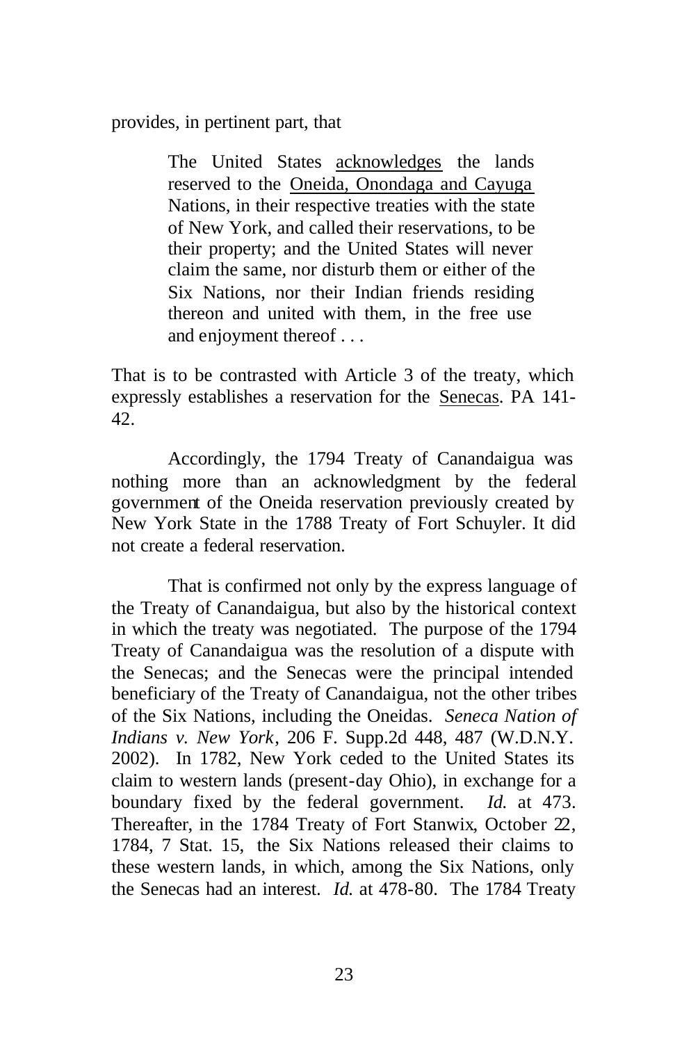provides, in pertinent part, that

> The United States <u>acknowledges</u> the lands reserved to the <u>Oneida, Onondaga and Cayuga</u> Nations, in their respective treaties with the state of New York, and called their reservations, to be their property; and the United States will never claim the same, nor disturb them or either of the Six Nations, nor their Indian friends residing thereon and united with them, in the free use and enjoyment thereof . . .

That is to be contrasted with Article 3 of the treaty, which expressly establishes a reservation for the <u>Senecas</u>. PA 141-42.

Accordingly, the 1794 Treaty of Canandaigua was nothing more than an acknowledgment by the federal government of the Oneida reservation previously created by New York State in the 1788 Treaty of Fort Schuyler. It did not create a federal reservation.

That is confirmed not only by the express language of the Treaty of Canandaigua, but also by the historical context in which the treaty was negotiated. The purpose of the 1794 Treaty of Canandaigua was the resolution of a dispute with the Senecas; and the Senecas were the principal intended beneficiary of the Treaty of Canandaigua, not the other tribes of the Six Nations, including the Oneidas. *Seneca Nation of Indians v. New York*, 206 F. Supp.2d 448, 487 (W.D.N.Y. 2002). In 1782, New York ceded to the United States its claim to western lands (present-day Ohio), in exchange for a boundary fixed by the federal government. *Id.* at 473. Thereafter, in the 1784 Treaty of Fort Stanwix, October 22, 1784, 7 Stat. 15, the Six Nations released their claims to these western lands, in which, among the Six Nations, only the Senecas had an interest. *Id.* at 478-80. The 1784 Treaty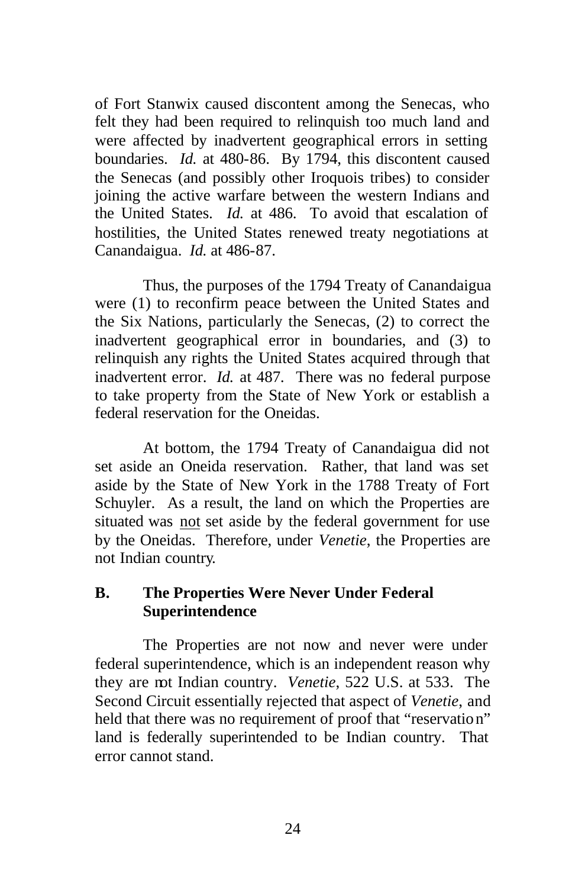of Fort Stanwix caused discontent among the Senecas, who felt they had been required to relinquish too much land and were affected by inadvertent geographical errors in setting boundaries. *Id.* at 480-86. By 1794, this discontent caused the Senecas (and possibly other Iroquois tribes) to consider joining the active warfare between the western Indians and the United States. *Id.* at 486. To avoid that escalation of hostilities, the United States renewed treaty negotiations at Canandaigua. *Id.* at 486-87.

Thus, the purposes of the 1794 Treaty of Canandaigua were (1) to reconfirm peace between the United States and the Six Nations, particularly the Senecas, (2) to correct the inadvertent geographical error in boundaries, and (3) to relinquish any rights the United States acquired through that inadvertent error. *Id.* at 487. There was no federal purpose to take property from the State of New York or establish a federal reservation for the Oneidas.

At bottom, the 1794 Treaty of Canandaigua did not set aside an Oneida reservation. Rather, that land was set aside by the State of New York in the 1788 Treaty of Fort Schuyler. As a result, the land on which the Properties are situated was not set aside by the federal government for use by the Oneidas. Therefore, under *Venetie*, the Properties are not Indian country.

## B. The Properties Were Never Under Federal Superintendence

The Properties are not now and never were under federal superintendence, which is an independent reason why they are not Indian country. *Venetie*, 522 U.S. at 533. The Second Circuit essentially rejected that aspect of *Venetie*, and held that there was no requirement of proof that "reservation" land is federally superintended to be Indian country. That error cannot stand.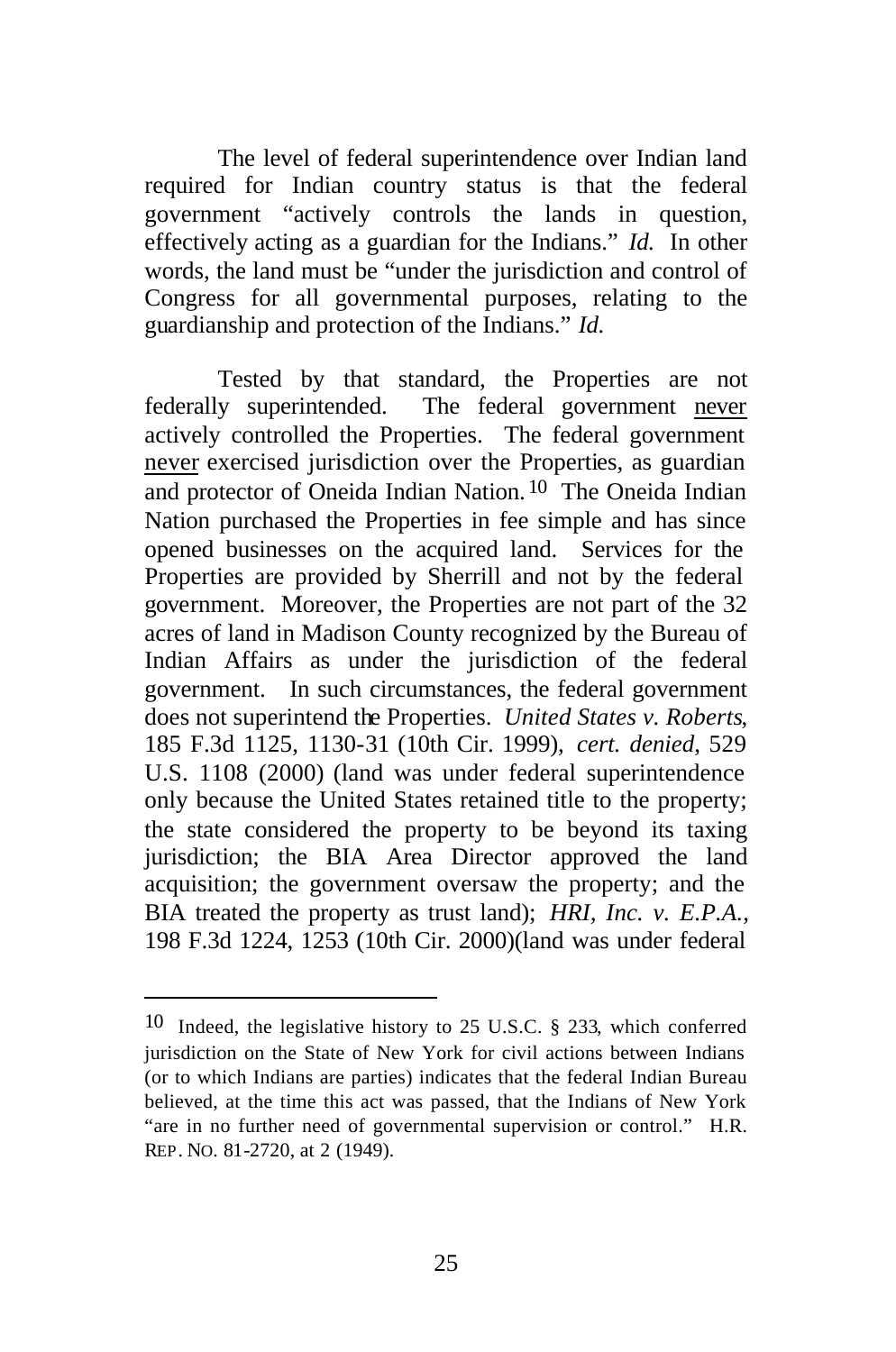The level of federal superintendence over Indian land required for Indian country status is that the federal government "actively controls the lands in question, effectively acting as a guardian for the Indians." *Id.* In other words, the land must be "under the jurisdiction and control of Congress for all governmental purposes, relating to the guardianship and protection of the Indians." *Id.*

Tested by that standard, the Properties are not federally superintended. The federal government never actively controlled the Properties. The federal government never exercised jurisdiction over the Properties, as guardian and protector of Oneida Indian Nation.[10] The Oneida Indian Nation purchased the Properties in fee simple and has since opened businesses on the acquired land. Services for the Properties are provided by Sherrill and not by the federal government. Moreover, the Properties are not part of the 32 acres of land in Madison County recognized by the Bureau of Indian Affairs as under the jurisdiction of the federal government. In such circumstances, the federal government does not superintend the Properties. *United States v. Roberts*, 185 F.3d 1125, 1130-31 (10th Cir. 1999), *cert. denied*, 529 U.S. 1108 (2000) (land was under federal superintendence only because the United States retained title to the property; the state considered the property to be beyond its taxing jurisdiction; the BIA Area Director approved the land acquisition; the government oversaw the property; and the BIA treated the property as trust land); *HRI, Inc. v. E.P.A.*, 198 F.3d 1224, 1253 (10th Cir. 2000)(land was under federal

---

[10] Indeed, the legislative history to 25 U.S.C. § 233, which conferred jurisdiction on the State of New York for civil actions between Indians (or to which Indians are parties) indicates that the federal Indian Bureau believed, at the time this act was passed, that the Indians of New York "are in no further need of governmental supervision or control." H.R. REP. NO. 81-2720, at 2 (1949).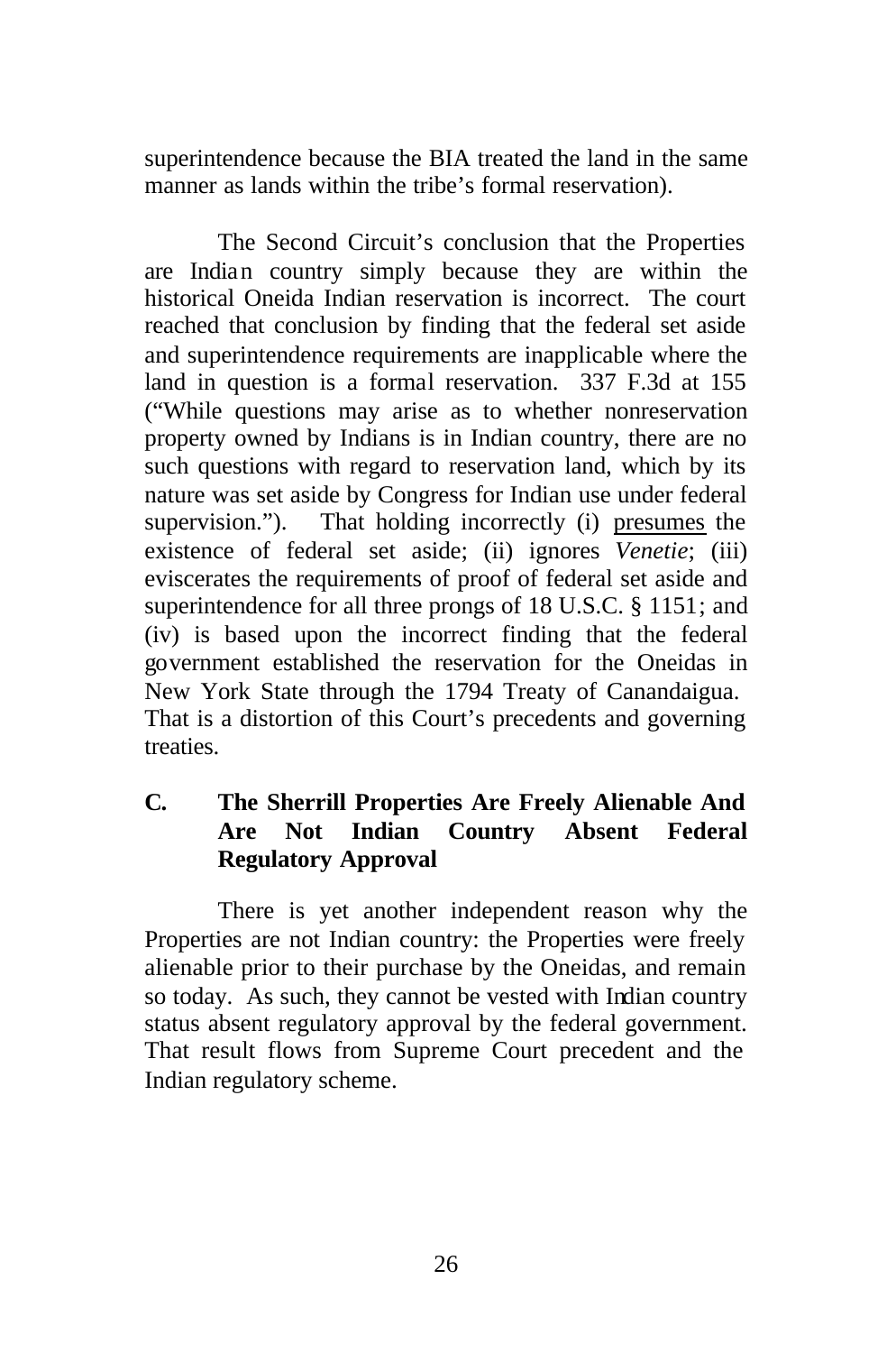superintendence because the BIA treated the land in the same manner as lands within the tribe's formal reservation).

The Second Circuit's conclusion that the Properties are Indian country simply because they are within the historical Oneida Indian reservation is incorrect. The court reached that conclusion by finding that the federal set aside and superintendence requirements are inapplicable where the land in question is a formal reservation. 337 F.3d at 155 ("While questions may arise as to whether nonreservation property owned by Indians is in Indian country, there are no such questions with regard to reservation land, which by its nature was set aside by Congress for Indian use under federal supervision."). That holding incorrectly (i) presumes the existence of federal set aside; (ii) ignores *Venetie*; (iii) eviscerates the requirements of proof of federal set aside and superintendence for all three prongs of 18 U.S.C. § 1151; and (iv) is based upon the incorrect finding that the federal government established the reservation for the Oneidas in New York State through the 1794 Treaty of Canandaigua. That is a distortion of this Court's precedents and governing treaties.

### C. The Sherrill Properties Are Freely Alienable And Are Not Indian Country Absent Federal Regulatory Approval

There is yet another independent reason why the Properties are not Indian country: the Properties were freely alienable prior to their purchase by the Oneidas, and remain so today. As such, they cannot be vested with Indian country status absent regulatory approval by the federal government. That result flows from Supreme Court precedent and the Indian regulatory scheme.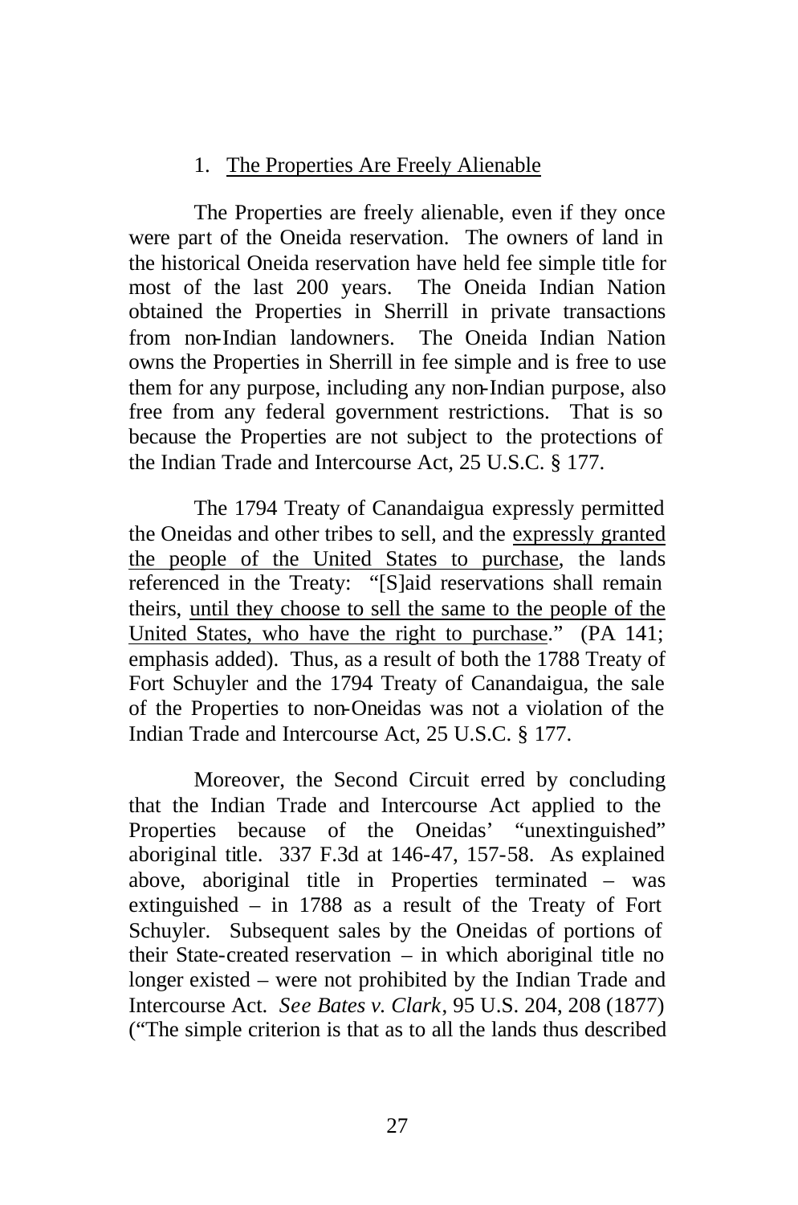1. <u>The Properties Are Freely Alienable</u>

The Properties are freely alienable, even if they once were part of the Oneida reservation. The owners of land in the historical Oneida reservation have held fee simple title for most of the last 200 years. The Oneida Indian Nation obtained the Properties in Sherrill in private transactions from non-Indian landowners. The Oneida Indian Nation owns the Properties in Sherrill in fee simple and is free to use them for any purpose, including any non-Indian purpose, also free from any federal government restrictions. That is so because the Properties are not subject to the protections of the Indian Trade and Intercourse Act, 25 U.S.C. § 177.

The 1794 Treaty of Canandaigua expressly permitted the Oneidas and other tribes to sell, and the <u>expressly granted the people of the United States to purchase</u>, the lands referenced in the Treaty: "[S]aid reservations shall remain theirs, <u>until they choose to sell the same to the people of the United States, who have the right to purchase</u>." (PA 141; emphasis added). Thus, as a result of both the 1788 Treaty of Fort Schuyler and the 1794 Treaty of Canandaigua, the sale of the Properties to non-Oneidas was not a violation of the Indian Trade and Intercourse Act, 25 U.S.C. § 177.

Moreover, the Second Circuit erred by concluding that the Indian Trade and Intercourse Act applied to the Properties because of the Oneidas' "unextinguished" aboriginal title. 337 F.3d at 146-47, 157-58. As explained above, aboriginal title in Properties terminated – was extinguished – in 1788 as a result of the Treaty of Fort Schuyler. Subsequent sales by the Oneidas of portions of their State-created reservation – in which aboriginal title no longer existed – were not prohibited by the Indian Trade and Intercourse Act. *See Bates v. Clark*, 95 U.S. 204, 208 (1877) ("The simple criterion is that as to all the lands thus described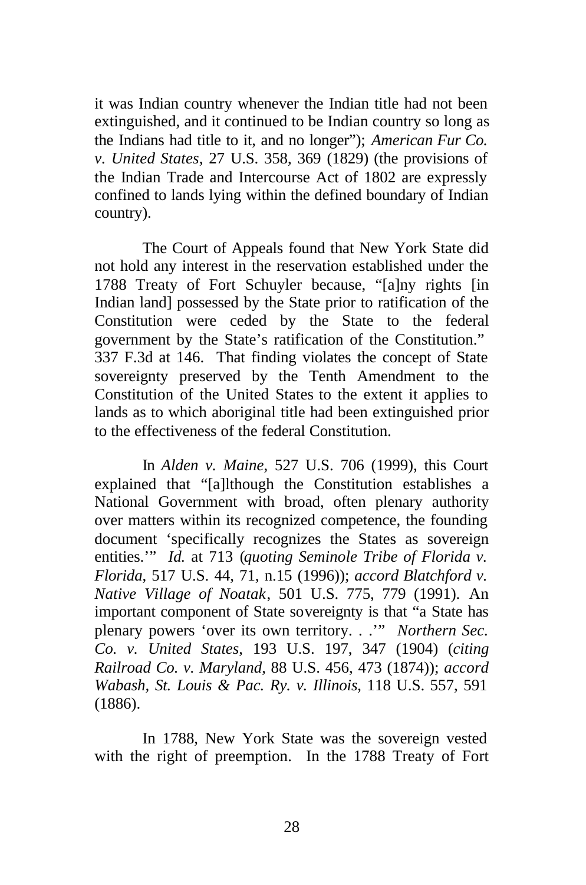it was Indian country whenever the Indian title had not been extinguished, and it continued to be Indian country so long as the Indians had title to it, and no longer"); *American Fur Co. v. United States*, 27 U.S. 358, 369 (1829) (the provisions of the Indian Trade and Intercourse Act of 1802 are expressly confined to lands lying within the defined boundary of Indian country).

The Court of Appeals found that New York State did not hold any interest in the reservation established under the 1788 Treaty of Fort Schuyler because, "[a]ny rights [in Indian land] possessed by the State prior to ratification of the Constitution were ceded by the State to the federal government by the State's ratification of the Constitution." 337 F.3d at 146. That finding violates the concept of State sovereignty preserved by the Tenth Amendment to the Constitution of the United States to the extent it applies to lands as to which aboriginal title had been extinguished prior to the effectiveness of the federal Constitution.

In *Alden v. Maine*, 527 U.S. 706 (1999), this Court explained that "[a]lthough the Constitution establishes a National Government with broad, often plenary authority over matters within its recognized competence, the founding document 'specifically recognizes the States as sovereign entities.'" *Id.* at 713 (*quoting Seminole Tribe of Florida v. Florida*, 517 U.S. 44, 71, n.15 (1996)); *accord Blatchford v. Native Village of Noatak*, 501 U.S. 775, 779 (1991). An important component of State sovereignty is that "a State has plenary powers 'over its own territory. . .'" *Northern Sec. Co. v. United States*, 193 U.S. 197, 347 (1904) (*citing Railroad Co. v. Maryland*, 88 U.S. 456, 473 (1874)); *accord Wabash, St. Louis & Pac. Ry. v. Illinois*, 118 U.S. 557, 591 (1886).

In 1788, New York State was the sovereign vested with the right of preemption. In the 1788 Treaty of Fort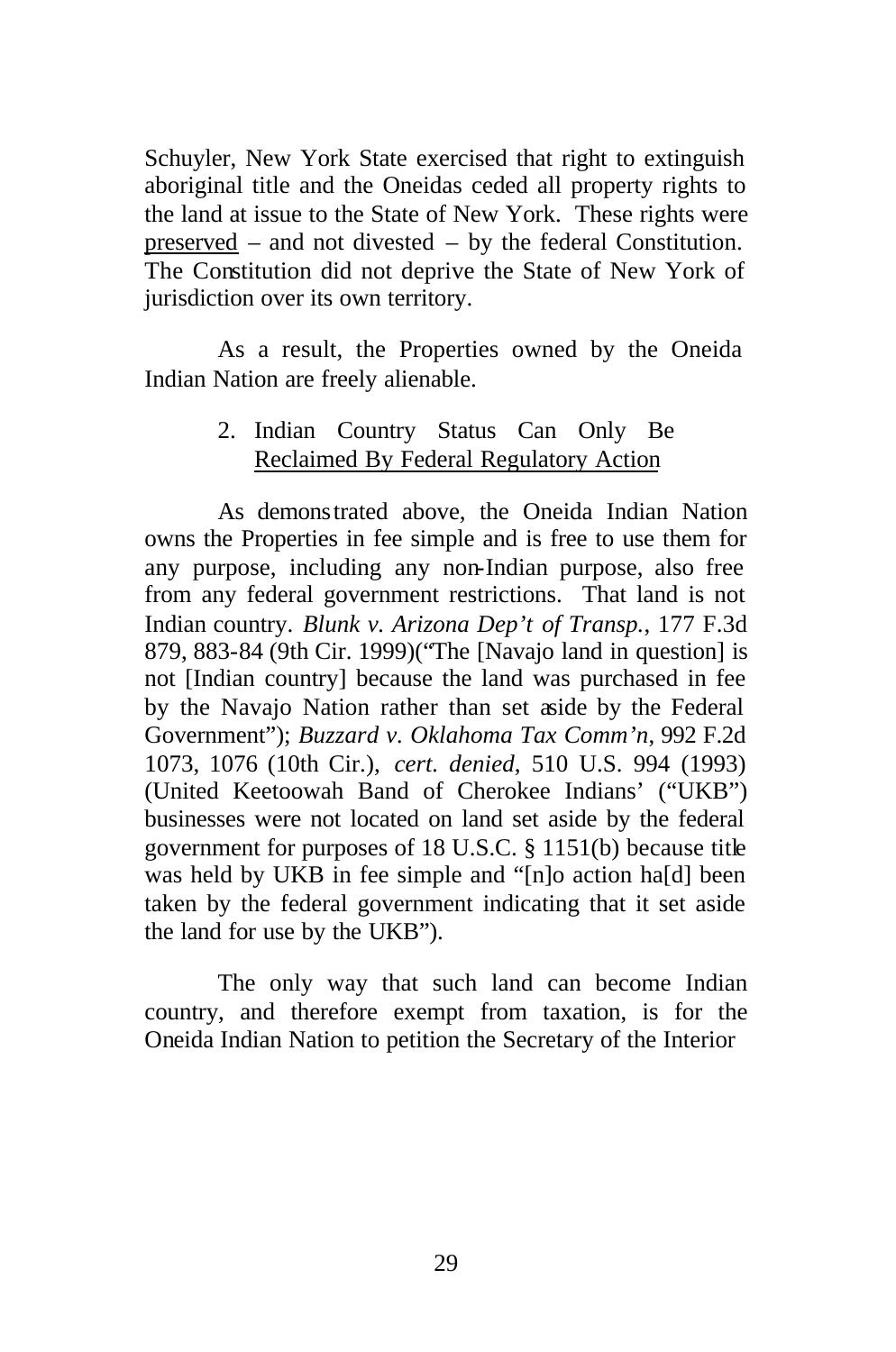Schuyler, New York State exercised that right to extinguish aboriginal title and the Oneidas ceded all property rights to the land at issue to the State of New York. These rights were preserved – and not divested – by the federal Constitution. The Constitution did not deprive the State of New York of jurisdiction over its own territory.

As a result, the Properties owned by the Oneida Indian Nation are freely alienable.

2. Indian Country Status Can Only Be Reclaimed By Federal Regulatory Action

As demonstrated above, the Oneida Indian Nation owns the Properties in fee simple and is free to use them for any purpose, including any non-Indian purpose, also free from any federal government restrictions. That land is not Indian country. *Blunk v. Arizona Dep't of Transp.*, 177 F.3d 879, 883-84 (9th Cir. 1999)("The [Navajo land in question] is not [Indian country] because the land was purchased in fee by the Navajo Nation rather than set aside by the Federal Government"); *Buzzard v. Oklahoma Tax Comm'n*, 992 F.2d 1073, 1076 (10th Cir.), *cert. denied*, 510 U.S. 994 (1993) (United Keetoowah Band of Cherokee Indians' ("UKB") businesses were not located on land set aside by the federal government for purposes of 18 U.S.C. § 1151(b) because title was held by UKB in fee simple and "[n]o action ha[d] been taken by the federal government indicating that it set aside the land for use by the UKB").

The only way that such land can become Indian country, and therefore exempt from taxation, is for the Oneida Indian Nation to petition the Secretary of the Interior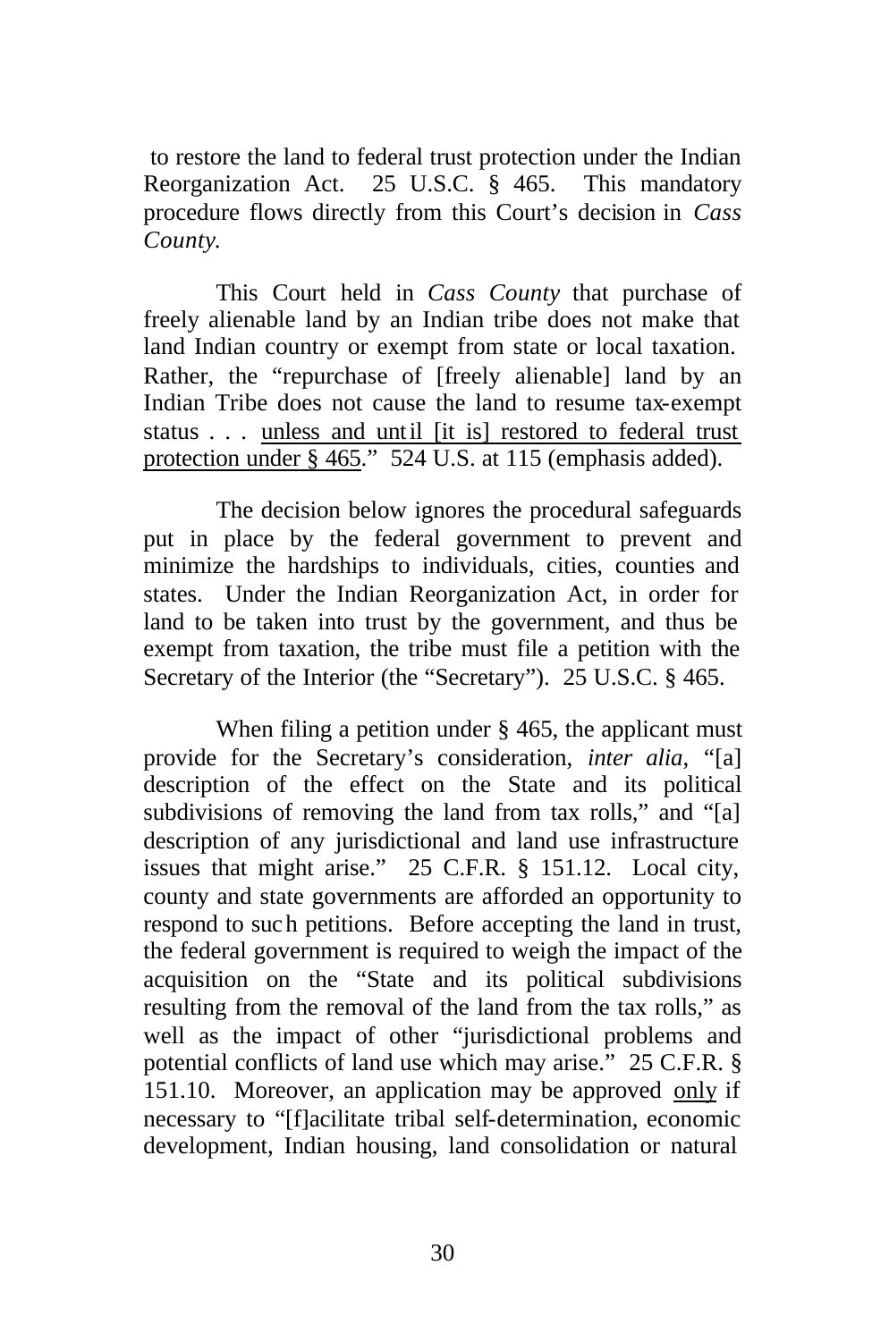to restore the land to federal trust protection under the Indian Reorganization Act. 25 U.S.C. § 465. This mandatory procedure flows directly from this Court's decision in *Cass County*.

This Court held in *Cass County* that purchase of freely alienable land by an Indian tribe does not make that land Indian country or exempt from state or local taxation. Rather, the "repurchase of [freely alienable] land by an Indian Tribe does not cause the land to resume tax-exempt status . . . <u>unless and until [it is] restored to federal trust protection under § 465</u>." 524 U.S. at 115 (emphasis added).

The decision below ignores the procedural safeguards put in place by the federal government to prevent and minimize the hardships to individuals, cities, counties and states. Under the Indian Reorganization Act, in order for land to be taken into trust by the government, and thus be exempt from taxation, the tribe must file a petition with the Secretary of the Interior (the "Secretary"). 25 U.S.C. § 465.

When filing a petition under § 465, the applicant must provide for the Secretary's consideration, *inter alia*, "[a] description of the effect on the State and its political subdivisions of removing the land from tax rolls," and "[a] description of any jurisdictional and land use infrastructure issues that might arise." 25 C.F.R. § 151.12. Local city, county and state governments are afforded an opportunity to respond to such petitions. Before accepting the land in trust, the federal government is required to weigh the impact of the acquisition on the "State and its political subdivisions resulting from the removal of the land from the tax rolls," as well as the impact of other "jurisdictional problems and potential conflicts of land use which may arise." 25 C.F.R. § 151.10. Moreover, an application may be approved <u>only</u> if necessary to "[f]acilitate tribal self-determination, economic development, Indian housing, land consolidation or natural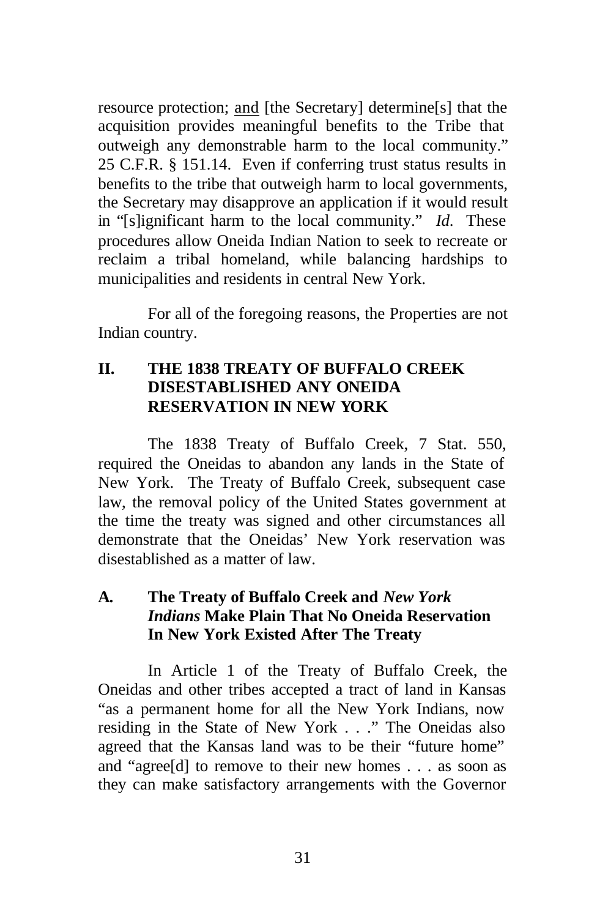resource protection; <u>and</u> [the Secretary] determine[s] that the acquisition provides meaningful benefits to the Tribe that outweigh any demonstrable harm to the local community." 25 C.F.R. § 151.14. Even if conferring trust status results in benefits to the tribe that outweigh harm to local governments, the Secretary may disapprove an application if it would result in "[s]ignificant harm to the local community." *Id.* These procedures allow Oneida Indian Nation to seek to recreate or reclaim a tribal homeland, while balancing hardships to municipalities and residents in central New York.

For all of the foregoing reasons, the Properties are not Indian country.

## II. THE 1838 TREATY OF BUFFALO CREEK DISESTABLISHED ANY ONEIDA RESERVATION IN NEW YORK

The 1838 Treaty of Buffalo Creek, 7 Stat. 550, required the Oneidas to abandon any lands in the State of New York. The Treaty of Buffalo Creek, subsequent case law, the removal policy of the United States government at the time the treaty was signed and other circumstances all demonstrate that the Oneidas' New York reservation was disestablished as a matter of law.

### A. The Treaty of Buffalo Creek and *New York Indians* Make Plain That No Oneida Reservation In New York Existed After The Treaty

In Article 1 of the Treaty of Buffalo Creek, the Oneidas and other tribes accepted a tract of land in Kansas "as a permanent home for all the New York Indians, now residing in the State of New York . . ." The Oneidas also agreed that the Kansas land was to be their "future home" and "agree[d] to remove to their new homes . . . as soon as they can make satisfactory arrangements with the Governor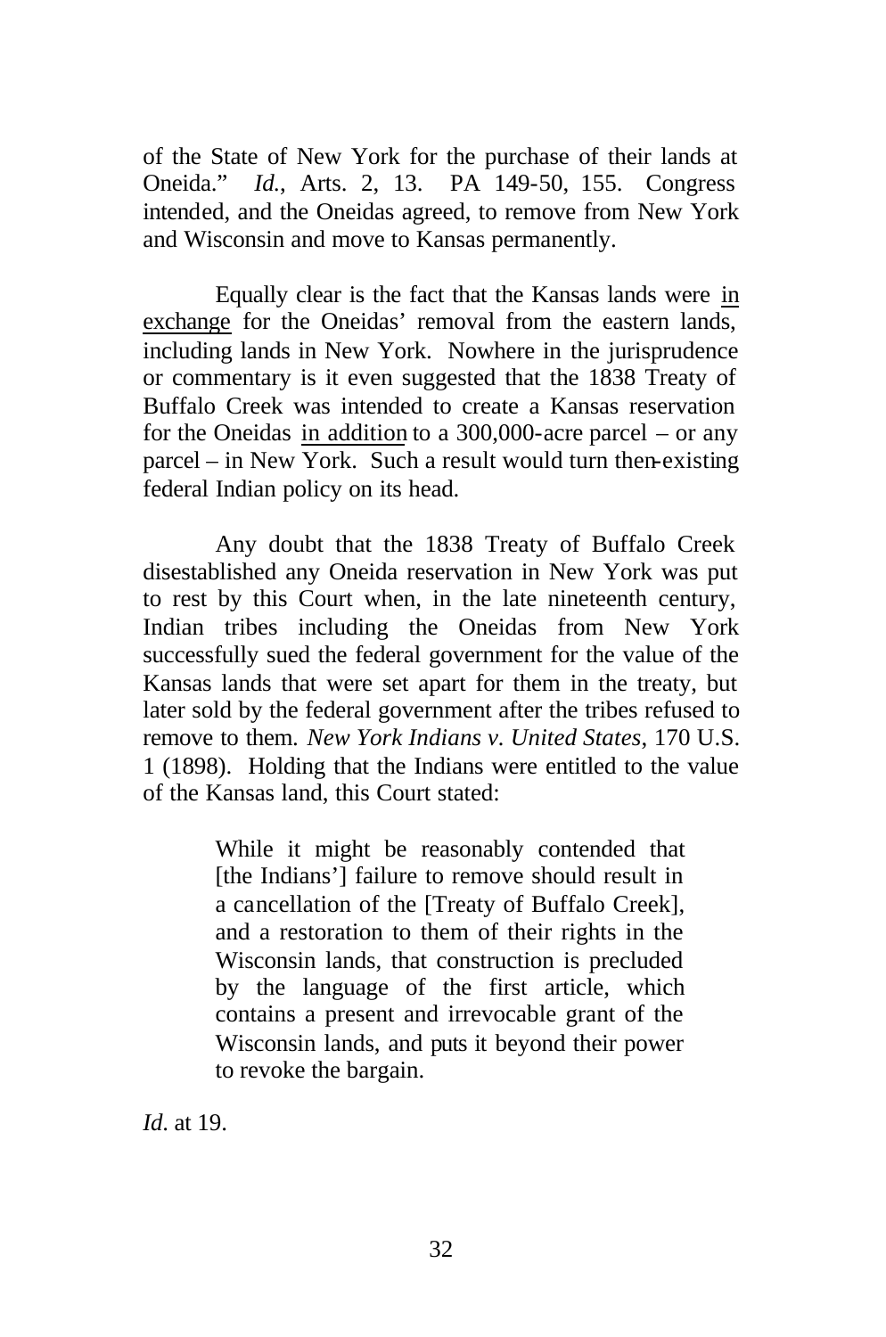of the State of New York for the purchase of their lands at Oneida." *Id.*, Arts. 2, 13. PA 149-50, 155. Congress intended, and the Oneidas agreed, to remove from New York and Wisconsin and move to Kansas permanently.

Equally clear is the fact that the Kansas lands were <u>in exchange</u> for the Oneidas' removal from the eastern lands, including lands in New York. Nowhere in the jurisprudence or commentary is it even suggested that the 1838 Treaty of Buffalo Creek was intended to create a Kansas reservation for the Oneidas <u>in addition</u> to a 300,000-acre parcel – or any parcel – in New York. Such a result would turn then-existing federal Indian policy on its head.

Any doubt that the 1838 Treaty of Buffalo Creek disestablished any Oneida reservation in New York was put to rest by this Court when, in the late nineteenth century, Indian tribes including the Oneidas from New York successfully sued the federal government for the value of the Kansas lands that were set apart for them in the treaty, but later sold by the federal government after the tribes refused to remove to them. *New York Indians v. United States*, 170 U.S. 1 (1898). Holding that the Indians were entitled to the value of the Kansas land, this Court stated:

> While it might be reasonably contended that [the Indians'] failure to remove should result in a cancellation of the [Treaty of Buffalo Creek], and a restoration to them of their rights in the Wisconsin lands, that construction is precluded by the language of the first article, which contains a present and irrevocable grant of the Wisconsin lands, and puts it beyond their power to revoke the bargain.

*Id*. at 19.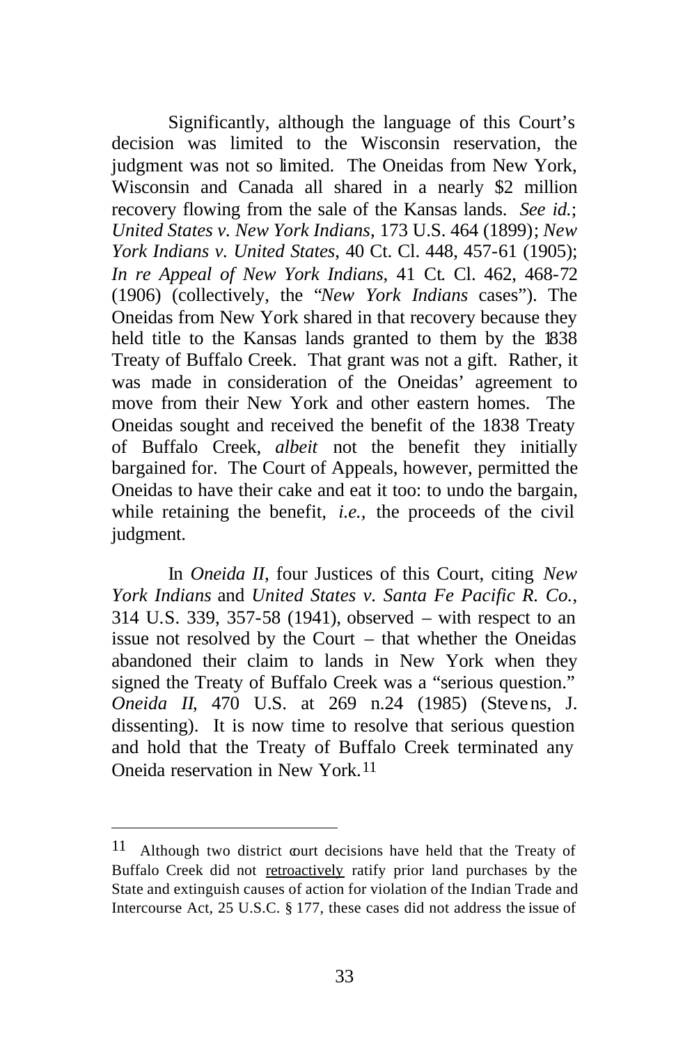Significantly, although the language of this Court's decision was limited to the Wisconsin reservation, the judgment was not so limited. The Oneidas from New York, Wisconsin and Canada all shared in a nearly $2 million recovery flowing from the sale of the Kansas lands. *See id.*; *United States v. New York Indians*, 173 U.S. 464 (1899); *New York Indians v. United States*, 40 Ct. Cl. 448, 457-61 (1905); *In re Appeal of New York Indians*, 41 Ct. Cl. 462, 468-72 (1906) (collectively, the "*New York Indians* cases"). The Oneidas from New York shared in that recovery because they held title to the Kansas lands granted to them by the 1838 Treaty of Buffalo Creek. That grant was not a gift. Rather, it was made in consideration of the Oneidas' agreement to move from their New York and other eastern homes. The Oneidas sought and received the benefit of the 1838 Treaty of Buffalo Creek, *albeit* not the benefit they initially bargained for. The Court of Appeals, however, permitted the Oneidas to have their cake and eat it too: to undo the bargain, while retaining the benefit, *i.e.*, the proceeds of the civil judgment.

In *Oneida II*, four Justices of this Court, citing *New York Indians* and *United States v. Santa Fe Pacific R. Co.*, 314 U.S. 339, 357-58 (1941), observed – with respect to an issue not resolved by the Court – that whether the Oneidas abandoned their claim to lands in New York when they signed the Treaty of Buffalo Creek was a "serious question." *Oneida II*, 470 U.S. at 269 n.24 (1985) (Stevens, J. dissenting). It is now time to resolve that serious question and hold that the Treaty of Buffalo Creek terminated any Oneida reservation in New York.[11]

---

[11] Although two district court decisions have held that the Treaty of Buffalo Creek did not <u>retroactively</u> ratify prior land purchases by the State and extinguish causes of action for violation of the Indian Trade and Intercourse Act, 25 U.S.C. § 177, these cases did not address the issue of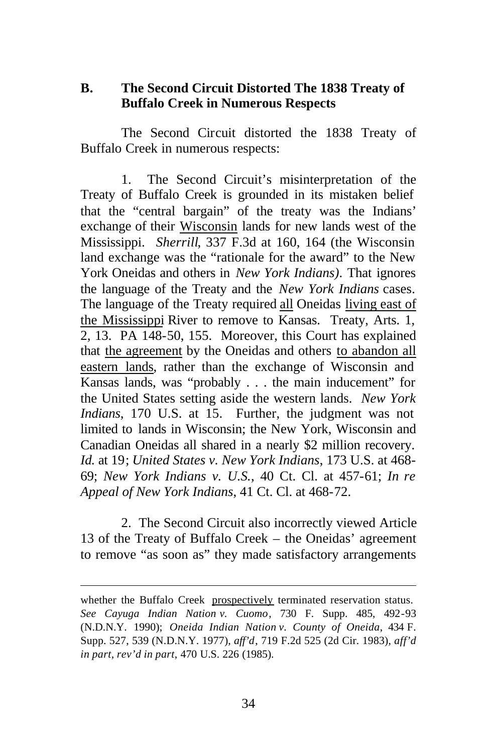### B. The Second Circuit Distorted The 1838 Treaty of Buffalo Creek in Numerous Respects

The Second Circuit distorted the 1838 Treaty of Buffalo Creek in numerous respects:

1. The Second Circuit's misinterpretation of the Treaty of Buffalo Creek is grounded in its mistaken belief that the "central bargain" of the treaty was the Indians' exchange of their <u>Wisconsin</u> lands for new lands west of the Mississippi. *Sherrill*, 337 F.3d at 160, 164 (the Wisconsin land exchange was the "rationale for the award" to the New York Oneidas and others in *New York Indians)*. That ignores the language of the Treaty and the *New York Indians* cases. The language of the Treaty required <u>all</u> Oneidas <u>living east of the Mississippi</u> River to remove to Kansas. Treaty, Arts. 1, 2, 13. PA 148-50, 155. Moreover, this Court has explained that <u>the agreement</u> by the Oneidas and others <u>to abandon all eastern lands</u>, rather than the exchange of Wisconsin and Kansas lands, was "probably . . . the main inducement" for the United States setting aside the western lands. *New York Indians*, 170 U.S. at 15. Further, the judgment was not limited to lands in Wisconsin; the New York, Wisconsin and Canadian Oneidas all shared in a nearly $2 million recovery. *Id.* at 19; *United States v. New York Indians*, 173 U.S. at 468-69; *New York Indians v. U.S.*, 40 Ct. Cl. at 457-61; *In re Appeal of New York Indians*, 41 Ct. Cl. at 468-72.

2. The Second Circuit also incorrectly viewed Article 13 of the Treaty of Buffalo Creek – the Oneidas' agreement to remove "as soon as" they made satisfactory arrangements

---

whether the Buffalo Creek <u>prospectively</u> terminated reservation status. *See Cayuga Indian Nation v. Cuomo*, 730 F. Supp. 485, 492-93 (N.D.N.Y. 1990); *Oneida Indian Nation v. County of Oneida*, 434 F. Supp. 527, 539 (N.D.N.Y. 1977), *aff'd*, 719 F.2d 525 (2d Cir. 1983), *aff'd in part, rev'd in part*, 470 U.S. 226 (1985).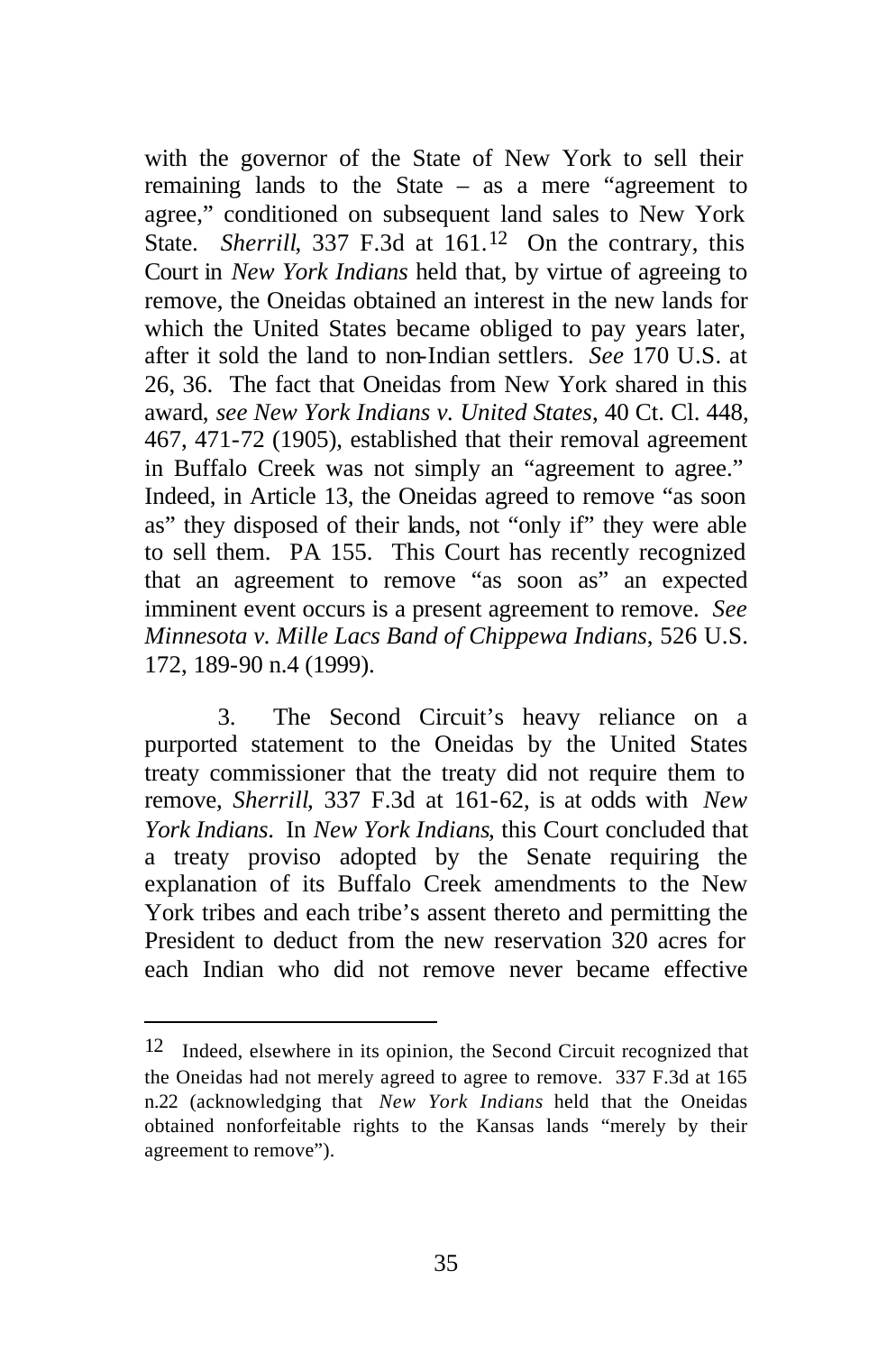with the governor of the State of New York to sell their remaining lands to the State – as a mere "agreement to agree," conditioned on subsequent land sales to New York State. *Sherrill*, 337 F.3d at 161.[12] On the contrary, this Court in *New York Indians* held that, by virtue of agreeing to remove, the Oneidas obtained an interest in the new lands for which the United States became obliged to pay years later, after it sold the land to non-Indian settlers. *See* 170 U.S. at 26, 36. The fact that Oneidas from New York shared in this award, *see New York Indians v. United States*, 40 Ct. Cl. 448, 467, 471-72 (1905), established that their removal agreement in Buffalo Creek was not simply an "agreement to agree." Indeed, in Article 13, the Oneidas agreed to remove "as soon as" they disposed of their lands, not "only if" they were able to sell them. PA 155. This Court has recently recognized that an agreement to remove "as soon as" an expected imminent event occurs is a present agreement to remove. *See Minnesota v. Mille Lacs Band of Chippewa Indians*, 526 U.S. 172, 189-90 n.4 (1999).

3. The Second Circuit's heavy reliance on a purported statement to the Oneidas by the United States treaty commissioner that the treaty did not require them to remove, *Sherrill*, 337 F.3d at 161-62, is at odds with *New York Indians*. In *New York Indians*, this Court concluded that a treaty proviso adopted by the Senate requiring the explanation of its Buffalo Creek amendments to the New York tribes and each tribe's assent thereto and permitting the President to deduct from the new reservation 320 acres for each Indian who did not remove never became effective

---

[12] Indeed, elsewhere in its opinion, the Second Circuit recognized that the Oneidas had not merely agreed to agree to remove. 337 F.3d at 165 n.22 (acknowledging that *New York Indians* held that the Oneidas obtained nonforfeitable rights to the Kansas lands "merely by their agreement to remove").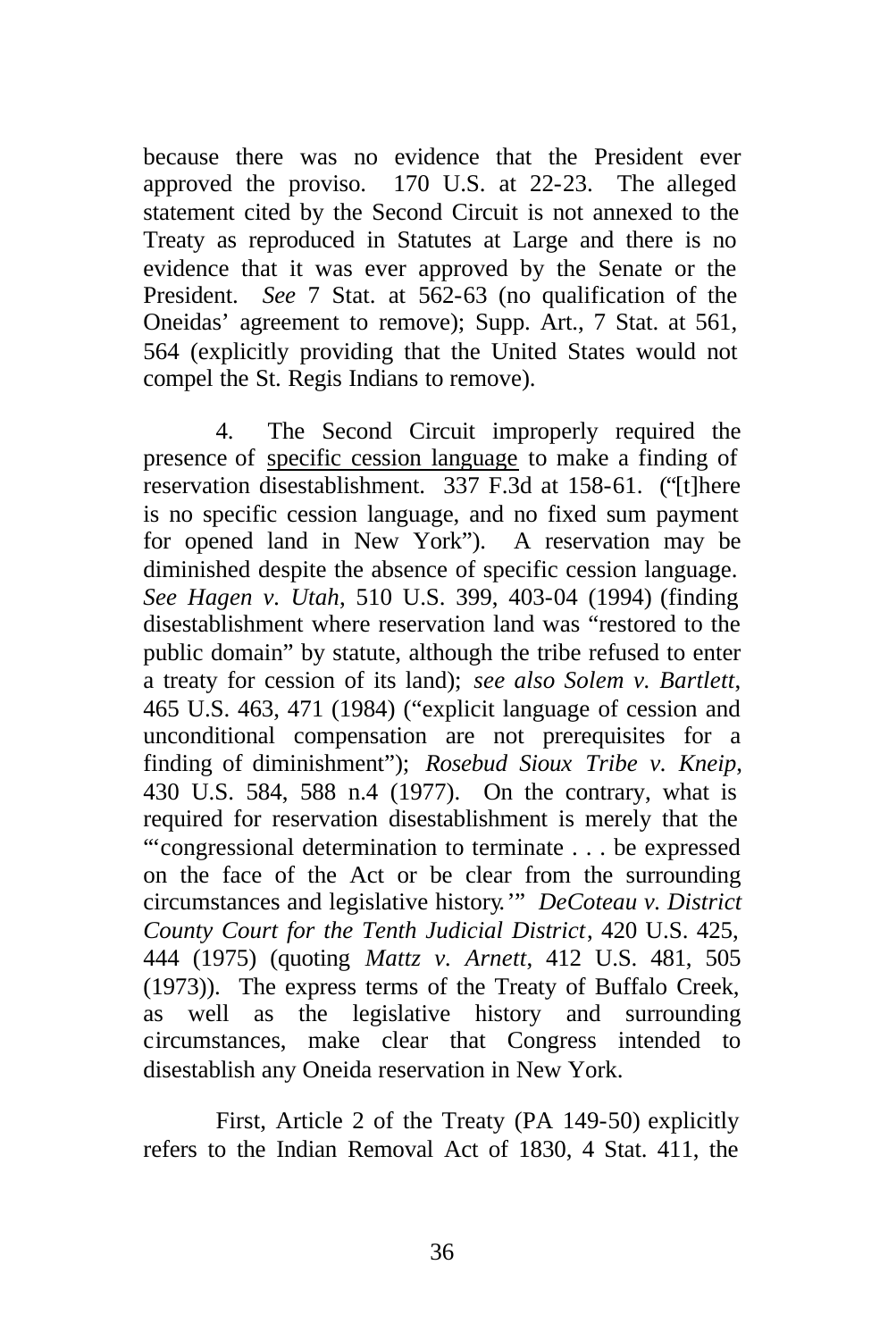because there was no evidence that the President ever approved the proviso. 170 U.S. at 22-23. The alleged statement cited by the Second Circuit is not annexed to the Treaty as reproduced in Statutes at Large and there is no evidence that it was ever approved by the Senate or the President. *See* 7 Stat. at 562-63 (no qualification of the Oneidas' agreement to remove); Supp. Art., 7 Stat. at 561, 564 (explicitly providing that the United States would not compel the St. Regis Indians to remove).

4. The Second Circuit improperly required the presence of <u>specific cession language</u> to make a finding of reservation disestablishment. 337 F.3d at 158-61. ("[t]here is no specific cession language, and no fixed sum payment for opened land in New York"). A reservation may be diminished despite the absence of specific cession language. *See Hagen v. Utah*, 510 U.S. 399, 403-04 (1994) (finding disestablishment where reservation land was "restored to the public domain" by statute, although the tribe refused to enter a treaty for cession of its land); *see also Solem v. Bartlett*, 465 U.S. 463, 471 (1984) ("explicit language of cession and unconditional compensation are not prerequisites for a finding of diminishment"); *Rosebud Sioux Tribe v. Kneip*, 430 U.S. 584, 588 n.4 (1977). On the contrary, what is required for reservation disestablishment is merely that the "'congressional determination to terminate . . . be expressed on the face of the Act or be clear from the surrounding circumstances and legislative history.'" *DeCoteau v. District County Court for the Tenth Judicial District*, 420 U.S. 425, 444 (1975) (quoting *Mattz v. Arnett*, 412 U.S. 481, 505 (1973)). The express terms of the Treaty of Buffalo Creek, as well as the legislative history and surrounding circumstances, make clear that Congress intended to disestablish any Oneida reservation in New York.

First, Article 2 of the Treaty (PA 149-50) explicitly refers to the Indian Removal Act of 1830, 4 Stat. 411, the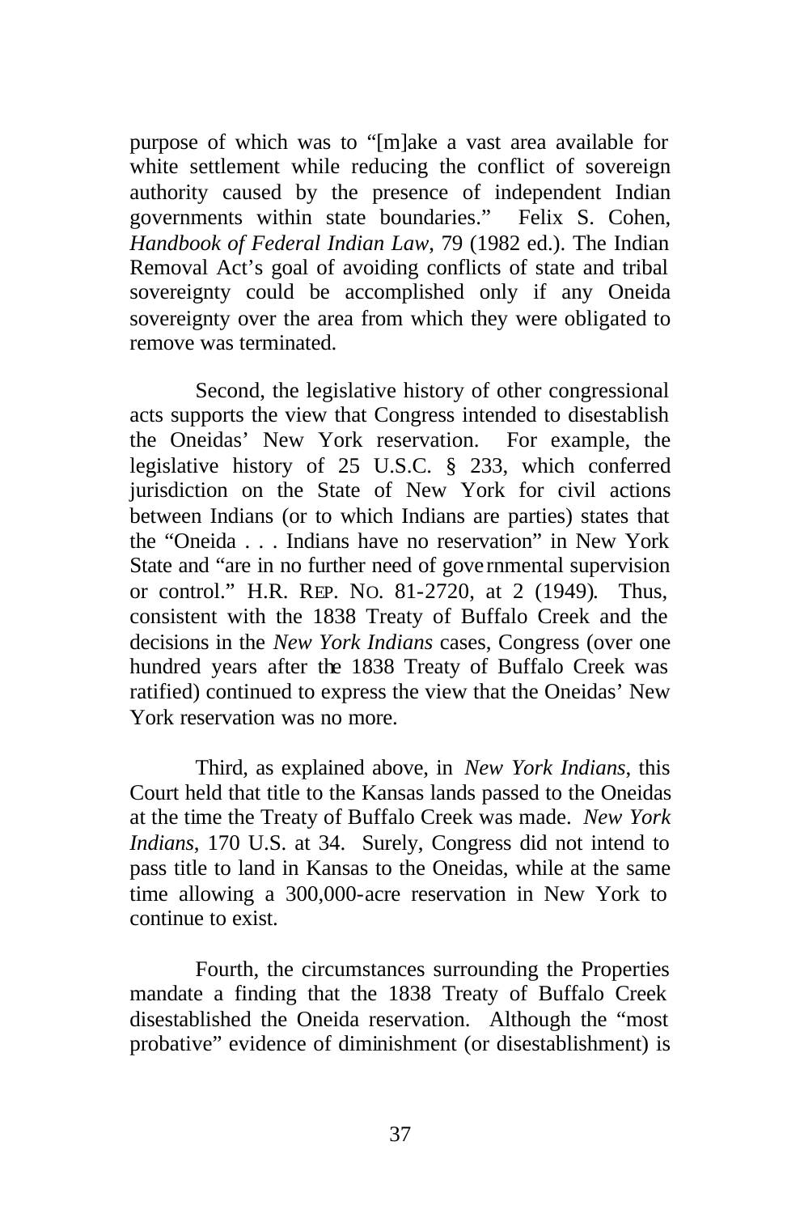purpose of which was to "[m]ake a vast area available for white settlement while reducing the conflict of sovereign authority caused by the presence of independent Indian governments within state boundaries." Felix S. Cohen, *Handbook of Federal Indian Law*, 79 (1982 ed.). The Indian Removal Act's goal of avoiding conflicts of state and tribal sovereignty could be accomplished only if any Oneida sovereignty over the area from which they were obligated to remove was terminated.

Second, the legislative history of other congressional acts supports the view that Congress intended to disestablish the Oneidas' New York reservation. For example, the legislative history of 25 U.S.C. § 233, which conferred jurisdiction on the State of New York for civil actions between Indians (or to which Indians are parties) states that the "Oneida . . . Indians have no reservation" in New York State and "are in no further need of governmental supervision or control." H.R. REP. NO. 81-2720, at 2 (1949). Thus, consistent with the 1838 Treaty of Buffalo Creek and the decisions in the *New York Indians* cases, Congress (over one hundred years after the 1838 Treaty of Buffalo Creek was ratified) continued to express the view that the Oneidas' New York reservation was no more.

Third, as explained above, in *New York Indians*, this Court held that title to the Kansas lands passed to the Oneidas at the time the Treaty of Buffalo Creek was made. *New York Indians*, 170 U.S. at 34. Surely, Congress did not intend to pass title to land in Kansas to the Oneidas, while at the same time allowing a 300,000-acre reservation in New York to continue to exist.

Fourth, the circumstances surrounding the Properties mandate a finding that the 1838 Treaty of Buffalo Creek disestablished the Oneida reservation. Although the "most probative" evidence of diminishment (or disestablishment) is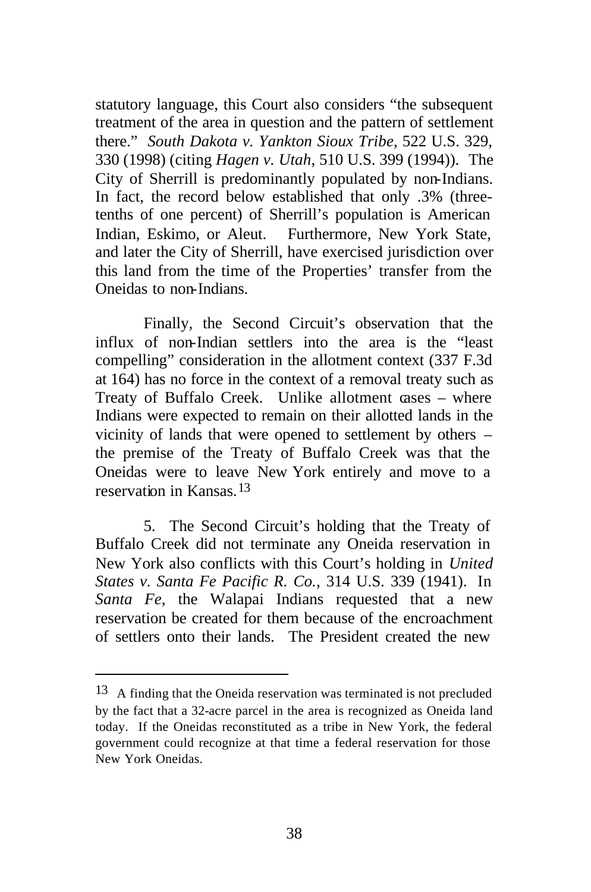statutory language, this Court also considers "the subsequent treatment of the area in question and the pattern of settlement there." *South Dakota v. Yankton Sioux Tribe*, 522 U.S. 329, 330 (1998) (citing *Hagen v. Utah*, 510 U.S. 399 (1994)). The City of Sherrill is predominantly populated by non-Indians. In fact, the record below established that only .3% (three-tenths of one percent) of Sherrill's population is American Indian, Eskimo, or Aleut. Furthermore, New York State, and later the City of Sherrill, have exercised jurisdiction over this land from the time of the Properties' transfer from the Oneidas to non-Indians.

Finally, the Second Circuit's observation that the influx of non-Indian settlers into the area is the "least compelling" consideration in the allotment context (337 F.3d at 164) has no force in the context of a removal treaty such as Treaty of Buffalo Creek. Unlike allotment cases – where Indians were expected to remain on their allotted lands in the vicinity of lands that were opened to settlement by others – the premise of the Treaty of Buffalo Creek was that the Oneidas were to leave New York entirely and move to a reservation in Kansas.[13]

5. The Second Circuit's holding that the Treaty of Buffalo Creek did not terminate any Oneida reservation in New York also conflicts with this Court's holding in *United States v. Santa Fe Pacific R. Co.*, 314 U.S. 339 (1941). In *Santa Fe*, the Walapai Indians requested that a new reservation be created for them because of the encroachment of settlers onto their lands. The President created the new

---

[13] A finding that the Oneida reservation was terminated is not precluded by the fact that a 32-acre parcel in the area is recognized as Oneida land today. If the Oneidas reconstituted as a tribe in New York, the federal government could recognize at that time a federal reservation for those New York Oneidas.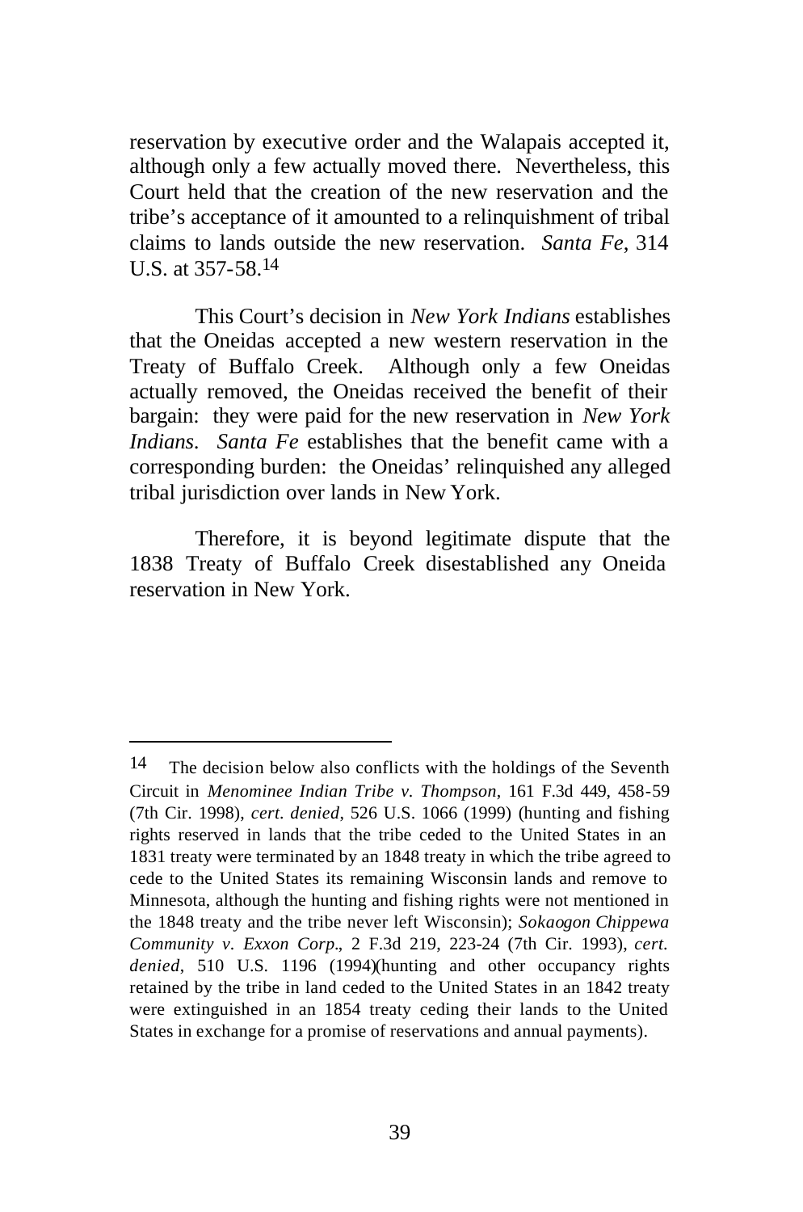reservation by executive order and the Walapais accepted it, although only a few actually moved there. Nevertheless, this Court held that the creation of the new reservation and the tribe's acceptance of it amounted to a relinquishment of tribal claims to lands outside the new reservation. *Santa Fe*, 314 U.S. at 357-58.[14]

This Court's decision in *New York Indians* establishes that the Oneidas accepted a new western reservation in the Treaty of Buffalo Creek. Although only a few Oneidas actually removed, the Oneidas received the benefit of their bargain: they were paid for the new reservation in *New York Indians*. *Santa Fe* establishes that the benefit came with a corresponding burden: the Oneidas' relinquished any alleged tribal jurisdiction over lands in New York.

Therefore, it is beyond legitimate dispute that the 1838 Treaty of Buffalo Creek disestablished any Oneida reservation in New York.

---

[14] The decision below also conflicts with the holdings of the Seventh Circuit in *Menominee Indian Tribe v. Thompson*, 161 F.3d 449, 458-59 (7th Cir. 1998), *cert. denied*, 526 U.S. 1066 (1999) (hunting and fishing rights reserved in lands that the tribe ceded to the United States in an 1831 treaty were terminated by an 1848 treaty in which the tribe agreed to cede to the United States its remaining Wisconsin lands and remove to Minnesota, although the hunting and fishing rights were not mentioned in the 1848 treaty and the tribe never left Wisconsin); *Sokaogon Chippewa Community v. Exxon Corp.*, 2 F.3d 219, 223-24 (7th Cir. 1993), *cert. denied*, 510 U.S. 1196 (1994)(hunting and other occupancy rights retained by the tribe in land ceded to the United States in an 1842 treaty were extinguished in an 1854 treaty ceding their lands to the United States in exchange for a promise of reservations and annual payments).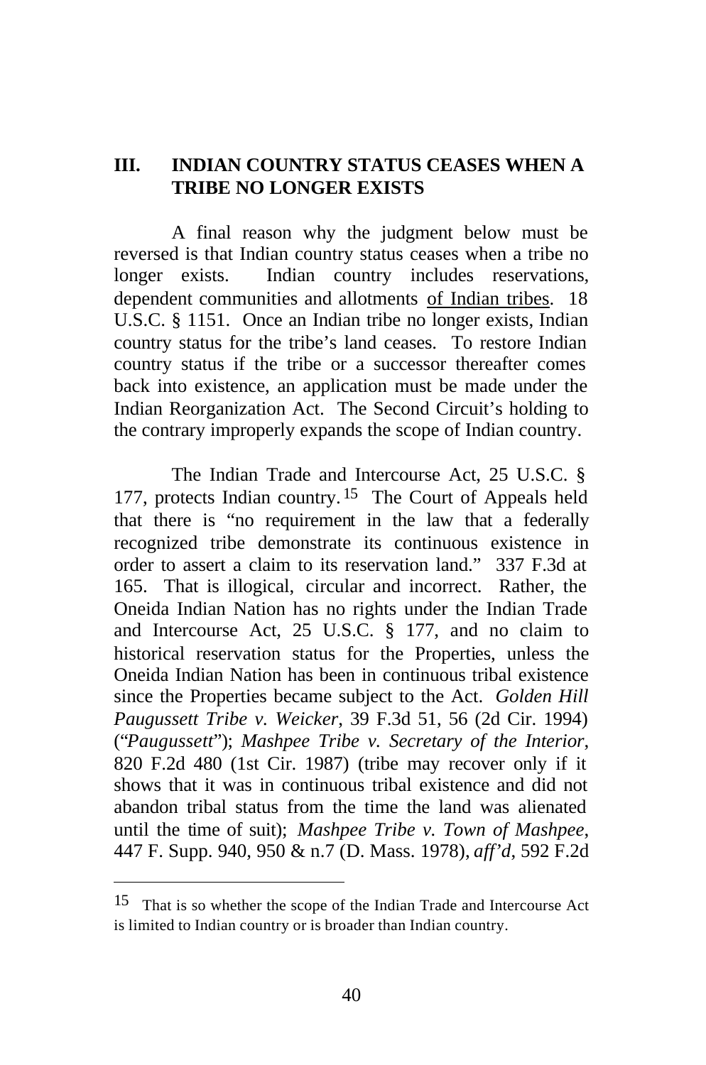## III. INDIAN COUNTRY STATUS CEASES WHEN A TRIBE NO LONGER EXISTS

A final reason why the judgment below must be reversed is that Indian country status ceases when a tribe no longer exists. Indian country includes reservations, dependent communities and allotments <u>of Indian tribes</u>. 18 U.S.C. § 1151. Once an Indian tribe no longer exists, Indian country status for the tribe's land ceases. To restore Indian country status if the tribe or a successor thereafter comes back into existence, an application must be made under the Indian Reorganization Act. The Second Circuit's holding to the contrary improperly expands the scope of Indian country.

The Indian Trade and Intercourse Act, 25 U.S.C. § 177, protects Indian country.[15] The Court of Appeals held that there is "no requirement in the law that a federally recognized tribe demonstrate its continuous existence in order to assert a claim to its reservation land." 337 F.3d at 165. That is illogical, circular and incorrect. Rather, the Oneida Indian Nation has no rights under the Indian Trade and Intercourse Act, 25 U.S.C. § 177, and no claim to historical reservation status for the Properties, unless the Oneida Indian Nation has been in continuous tribal existence since the Properties became subject to the Act. *Golden Hill Paugussett Tribe v. Weicker*, 39 F.3d 51, 56 (2d Cir. 1994) ("*Paugussett*"); *Mashpee Tribe v. Secretary of the Interior*, 820 F.2d 480 (1st Cir. 1987) (tribe may recover only if it shows that it was in continuous tribal existence and did not abandon tribal status from the time the land was alienated until the time of suit); *Mashpee Tribe v. Town of Mashpee*, 447 F. Supp. 940, 950 & n.7 (D. Mass. 1978), *aff'd*, 592 F.2d

[15] That is so whether the scope of the Indian Trade and Intercourse Act is limited to Indian country or is broader than Indian country.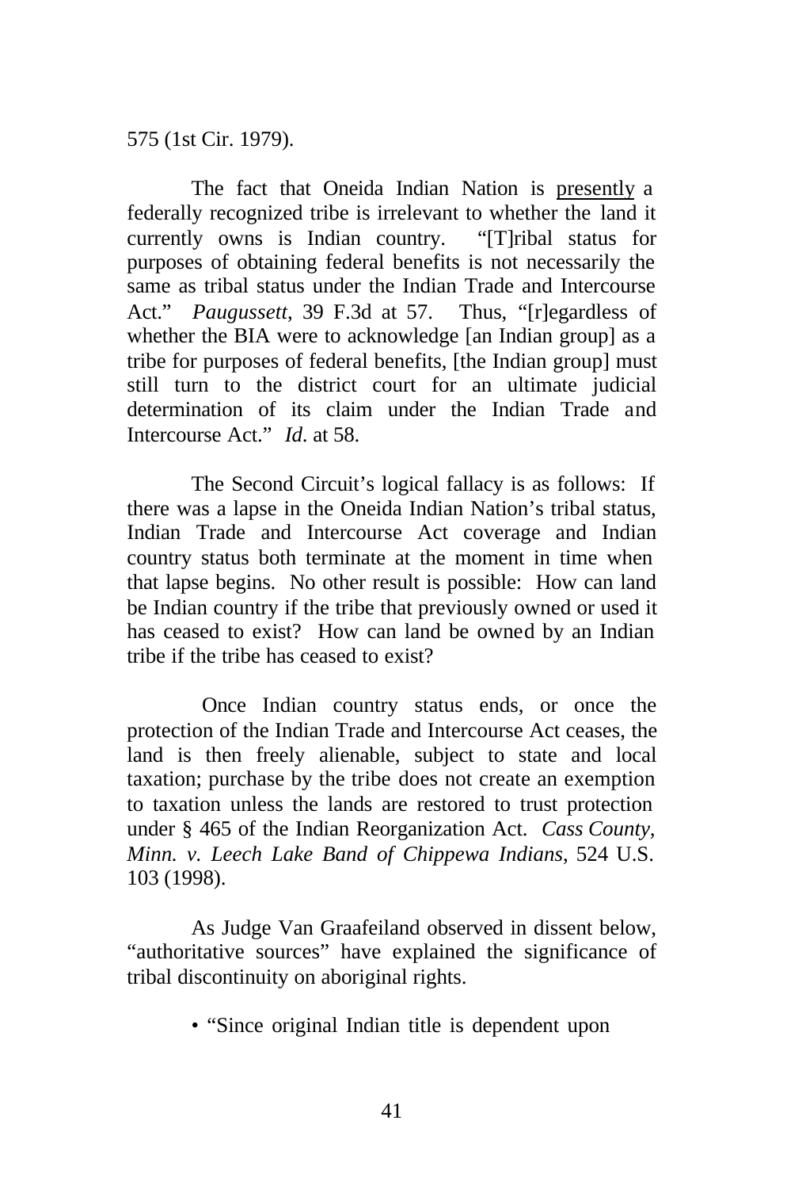575 (1st Cir. 1979).

The fact that Oneida Indian Nation is presently a federally recognized tribe is irrelevant to whether the land it currently owns is Indian country. "[T]ribal status for purposes of obtaining federal benefits is not necessarily the same as tribal status under the Indian Trade and Intercourse Act." *Paugussett*, 39 F.3d at 57. Thus, "[r]egardless of whether the BIA were to acknowledge [an Indian group] as a tribe for purposes of federal benefits, [the Indian group] must still turn to the district court for an ultimate judicial determination of its claim under the Indian Trade and Intercourse Act." *Id*. at 58.

The Second Circuit's logical fallacy is as follows: If there was a lapse in the Oneida Indian Nation's tribal status, Indian Trade and Intercourse Act coverage and Indian country status both terminate at the moment in time when that lapse begins. No other result is possible: How can land be Indian country if the tribe that previously owned or used it has ceased to exist? How can land be owned by an Indian tribe if the tribe has ceased to exist?

Once Indian country status ends, or once the protection of the Indian Trade and Intercourse Act ceases, the land is then freely alienable, subject to state and local taxation; purchase by the tribe does not create an exemption to taxation unless the lands are restored to trust protection under § 465 of the Indian Reorganization Act. *Cass County, Minn. v. Leech Lake Band of Chippewa Indians*, 524 U.S. 103 (1998).

As Judge Van Graafeiland observed in dissent below, "authoritative sources" have explained the significance of tribal discontinuity on aboriginal rights.

- "Since original Indian title is dependent upon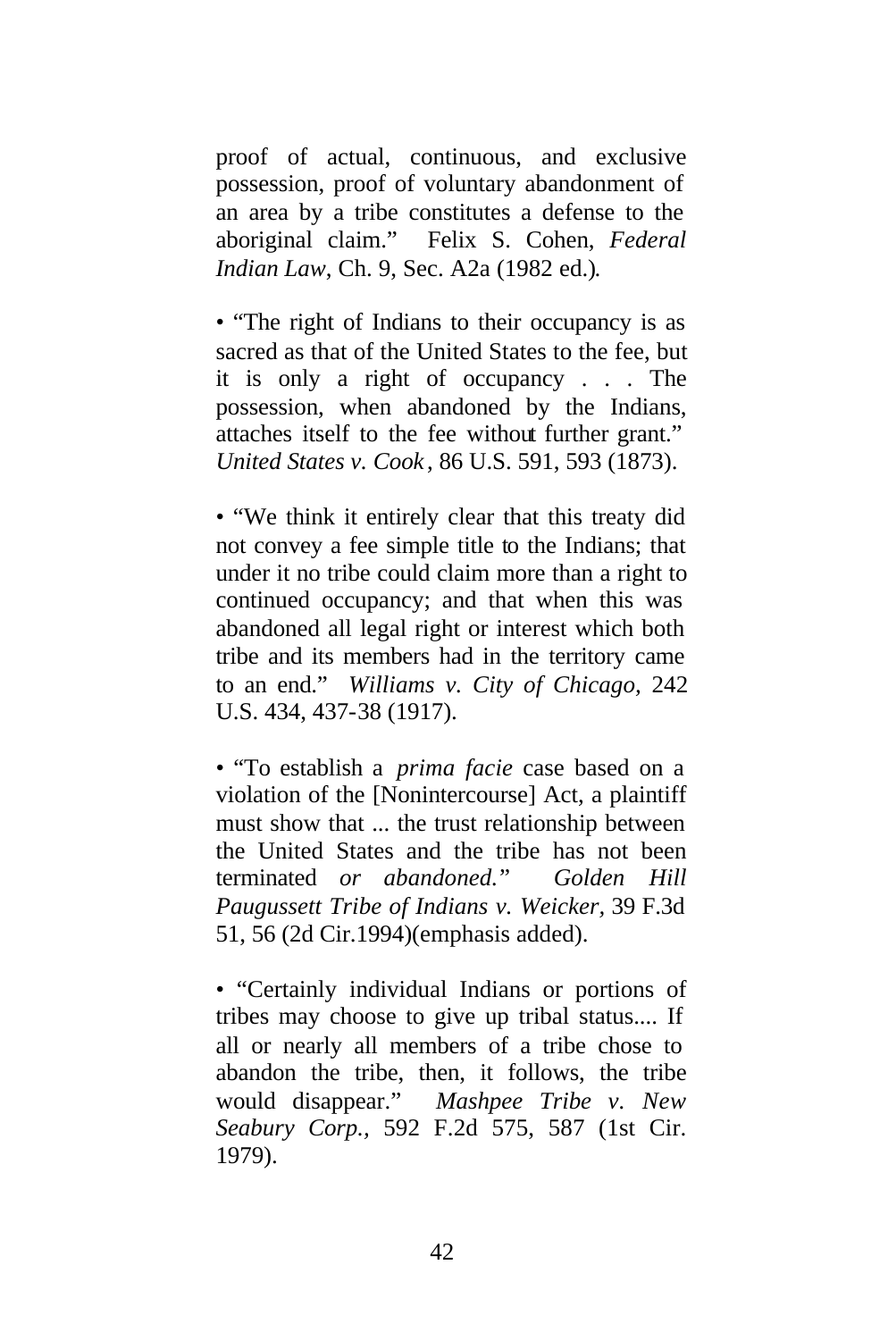proof of actual, continuous, and exclusive possession, proof of voluntary abandonment of an area by a tribe constitutes a defense to the aboriginal claim." Felix S. Cohen, *Federal Indian Law*, Ch. 9, Sec. A2a (1982 ed.).

• "The right of Indians to their occupancy is as sacred as that of the United States to the fee, but it is only a right of occupancy . . . The possession, when abandoned by the Indians, attaches itself to the fee without further grant." *United States v. Cook*, 86 U.S. 591, 593 (1873).

• "We think it entirely clear that this treaty did not convey a fee simple title to the Indians; that under it no tribe could claim more than a right to continued occupancy; and that when this was abandoned all legal right or interest which both tribe and its members had in the territory came to an end." *Williams v. City of Chicago*, 242 U.S. 434, 437-38 (1917).

• "To establish a *prima facie* case based on a violation of the [Nonintercourse] Act, a plaintiff must show that ... the trust relationship between the United States and the tribe has not been terminated *or abandoned.*" *Golden Hill Paugussett Tribe of Indians v. Weicker*, 39 F.3d 51, 56 (2d Cir.1994)(emphasis added).

• "Certainly individual Indians or portions of tribes may choose to give up tribal status.... If all or nearly all members of a tribe chose to abandon the tribe, then, it follows, the tribe would disappear." *Mashpee Tribe v. New Seabury Corp.*, 592 F.2d 575, 587 (1st Cir. 1979).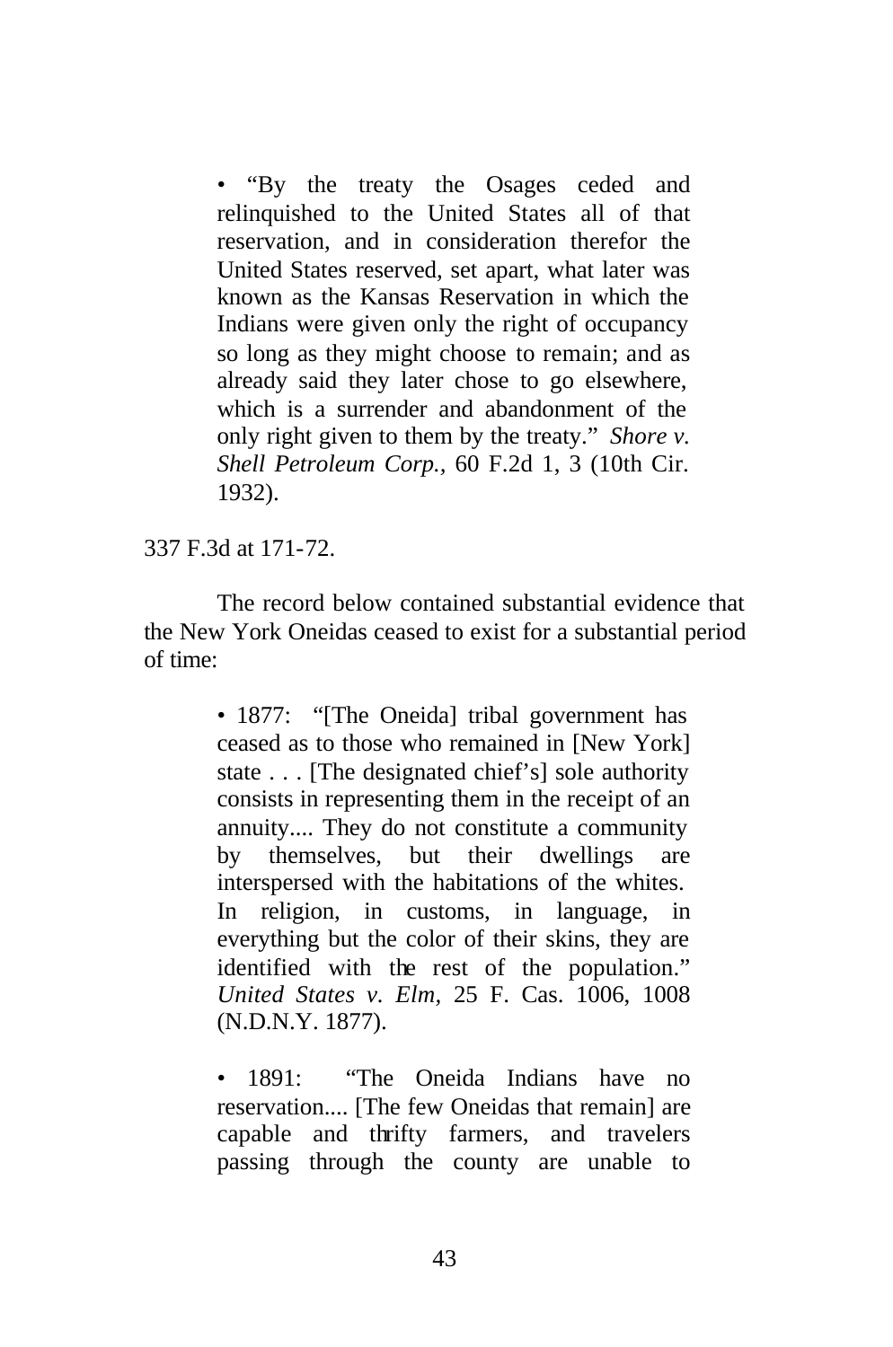> • "By the treaty the Osages ceded and relinquished to the United States all of that reservation, and in consideration therefor the United States reserved, set apart, what later was known as the Kansas Reservation in which the Indians were given only the right of occupancy so long as they might choose to remain; and as already said they later chose to go elsewhere, which is a surrender and abandonment of the only right given to them by the treaty." *Shore v. Shell Petroleum Corp.*, 60 F.2d 1, 3 (10th Cir. 1932).

337 F.3d at 171-72.

The record below contained substantial evidence that the New York Oneidas ceased to exist for a substantial period of time:

> • 1877: "[The Oneida] tribal government has ceased as to those who remained in [New York] state . . . [The designated chief's] sole authority consists in representing them in the receipt of an annuity.... They do not constitute a community by themselves, but their dwellings are interspersed with the habitations of the whites. In religion, in customs, in language, in everything but the color of their skins, they are identified with the rest of the population." *United States v. Elm,* 25 F. Cas. 1006, 1008 (N.D.N.Y. 1877).
>
> • 1891: "The Oneida Indians have no reservation.... [The few Oneidas that remain] are capable and thrifty farmers, and travelers passing through the county are unable to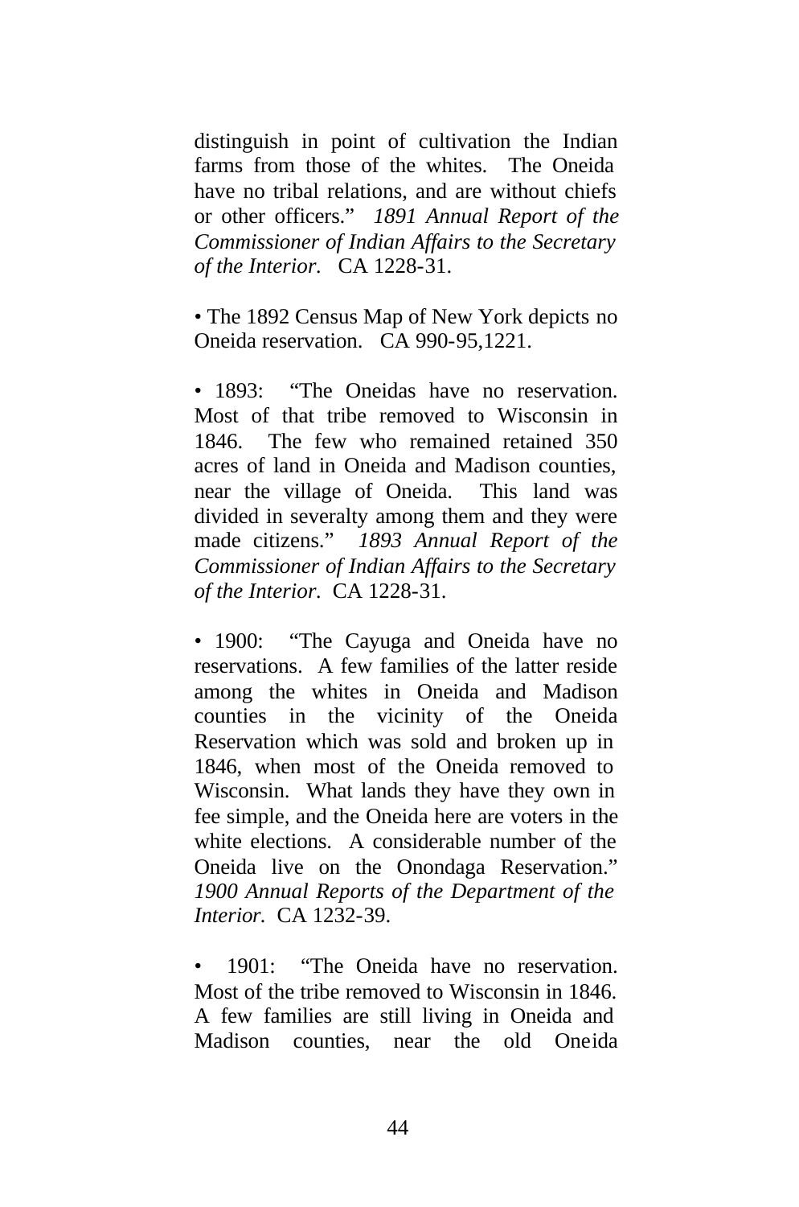distinguish in point of cultivation the Indian farms from those of the whites. The Oneida have no tribal relations, and are without chiefs or other officers." *1891 Annual Report of the Commissioner of Indian Affairs to the Secretary of the Interior.* CA 1228-31.

• The 1892 Census Map of New York depicts no Oneida reservation. CA 990-95,1221.

• 1893: "The Oneidas have no reservation. Most of that tribe removed to Wisconsin in 1846. The few who remained retained 350 acres of land in Oneida and Madison counties, near the village of Oneida. This land was divided in severalty among them and they were made citizens." *1893 Annual Report of the Commissioner of Indian Affairs to the Secretary of the Interior.* CA 1228-31.

• 1900: "The Cayuga and Oneida have no reservations. A few families of the latter reside among the whites in Oneida and Madison counties in the vicinity of the Oneida Reservation which was sold and broken up in 1846, when most of the Oneida removed to Wisconsin. What lands they have they own in fee simple, and the Oneida here are voters in the white elections. A considerable number of the Oneida live on the Onondaga Reservation." *1900 Annual Reports of the Department of the Interior.* CA 1232-39.

• 1901: "The Oneida have no reservation. Most of the tribe removed to Wisconsin in 1846. A few families are still living in Oneida and Madison counties, near the old Oneida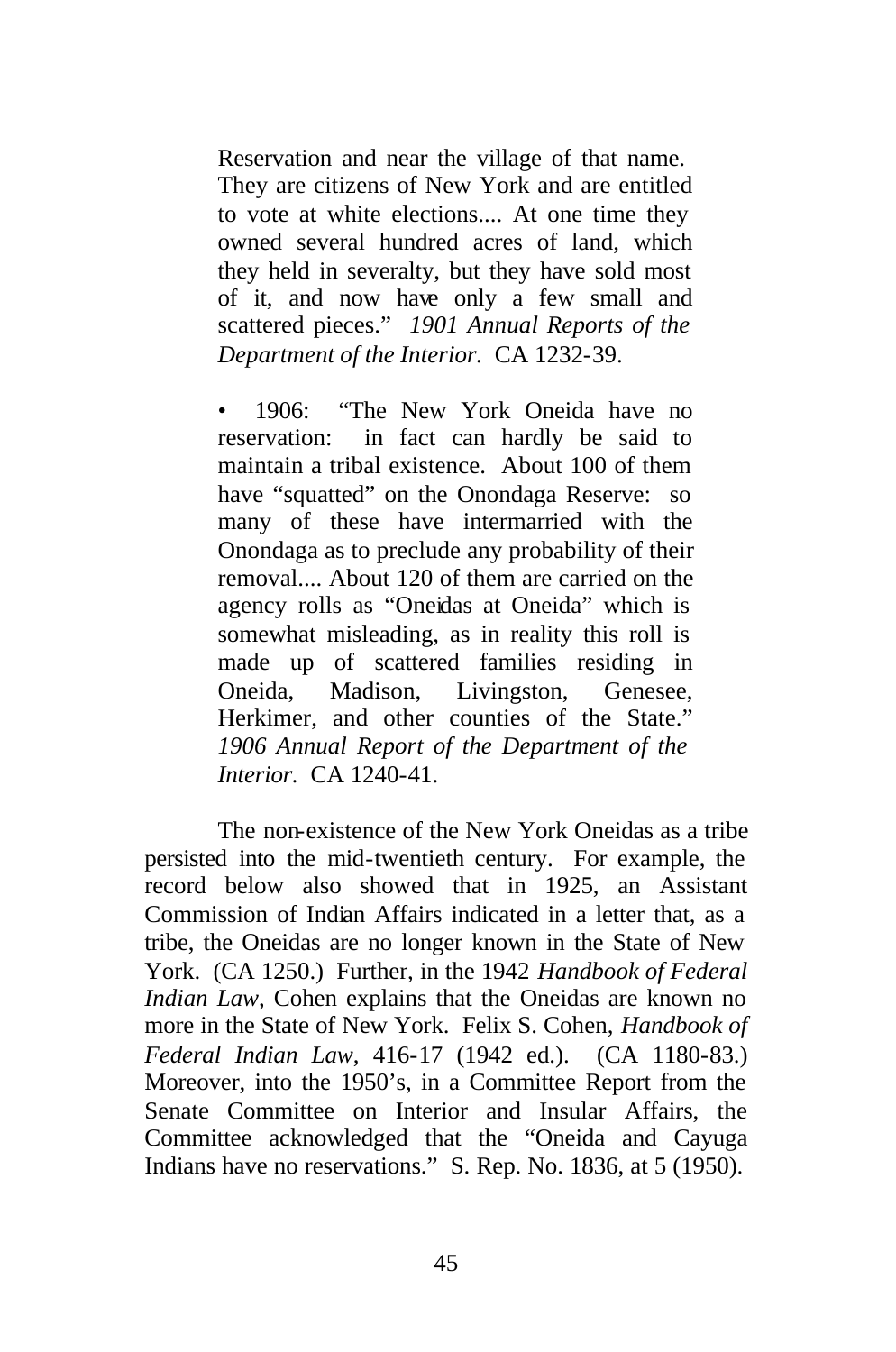Reservation and near the village of that name. They are citizens of New York and are entitled to vote at white elections.... At one time they owned several hundred acres of land, which they held in severalty, but they have sold most of it, and now have only a few small and scattered pieces." *1901 Annual Reports of the Department of the Interior.* CA 1232-39.

• 1906: "The New York Oneida have no reservation: in fact can hardly be said to maintain a tribal existence. About 100 of them have "squatted" on the Onondaga Reserve: so many of these have intermarried with the Onondaga as to preclude any probability of their removal.... About 120 of them are carried on the agency rolls as "Oneidas at Oneida" which is somewhat misleading, as in reality this roll is made up of scattered families residing in Oneida, Madison, Livingston, Genesee, Herkimer, and other counties of the State." *1906 Annual Report of the Department of the Interior.* CA 1240-41.

The non-existence of the New York Oneidas as a tribe persisted into the mid-twentieth century. For example, the record below also showed that in 1925, an Assistant Commission of Indian Affairs indicated in a letter that, as a tribe, the Oneidas are no longer known in the State of New York. (CA 1250.) Further, in the 1942 *Handbook of Federal Indian Law*, Cohen explains that the Oneidas are known no more in the State of New York. Felix S. Cohen, *Handbook of Federal Indian Law*, 416-17 (1942 ed.). (CA 1180-83.) Moreover, into the 1950's, in a Committee Report from the Senate Committee on Interior and Insular Affairs, the Committee acknowledged that the "Oneida and Cayuga Indians have no reservations." S. Rep. No. 1836, at 5 (1950).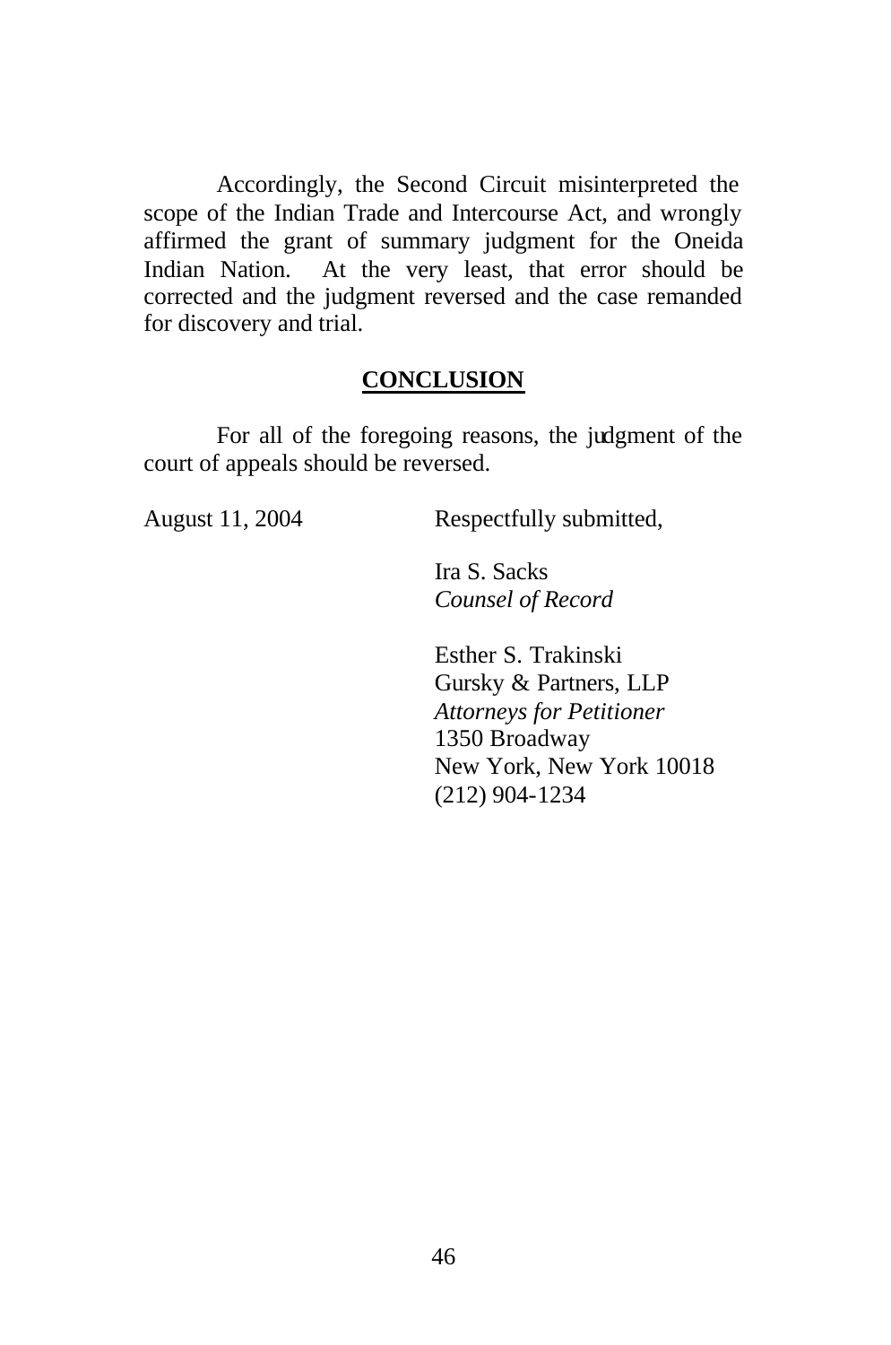Accordingly, the Second Circuit misinterpreted the scope of the Indian Trade and Intercourse Act, and wrongly affirmed the grant of summary judgment for the Oneida Indian Nation. At the very least, that error should be corrected and the judgment reversed and the case remanded for discovery and trial.

## CONCLUSION

For all of the foregoing reasons, the judgment of the court of appeals should be reversed.

August 11, 2004

Respectfully submitted,

Ira S. Sacks
*Counsel of Record*

Esther S. Trakinski
Gursky & Partners, LLP
*Attorneys for Petitioner*
1350 Broadway
New York, New York 10018
(212) 904-1234